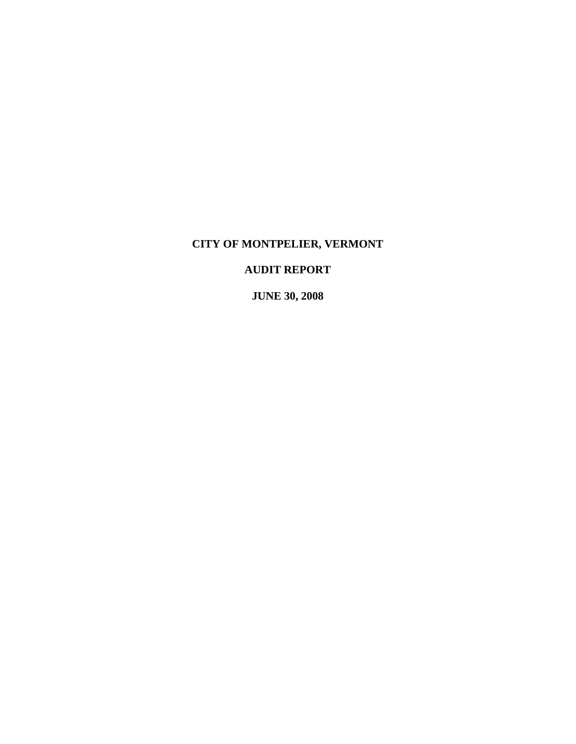# CITY OF MONTPELIER, VERMONT

## AUDIT REPORT

## JUNE 30, 2008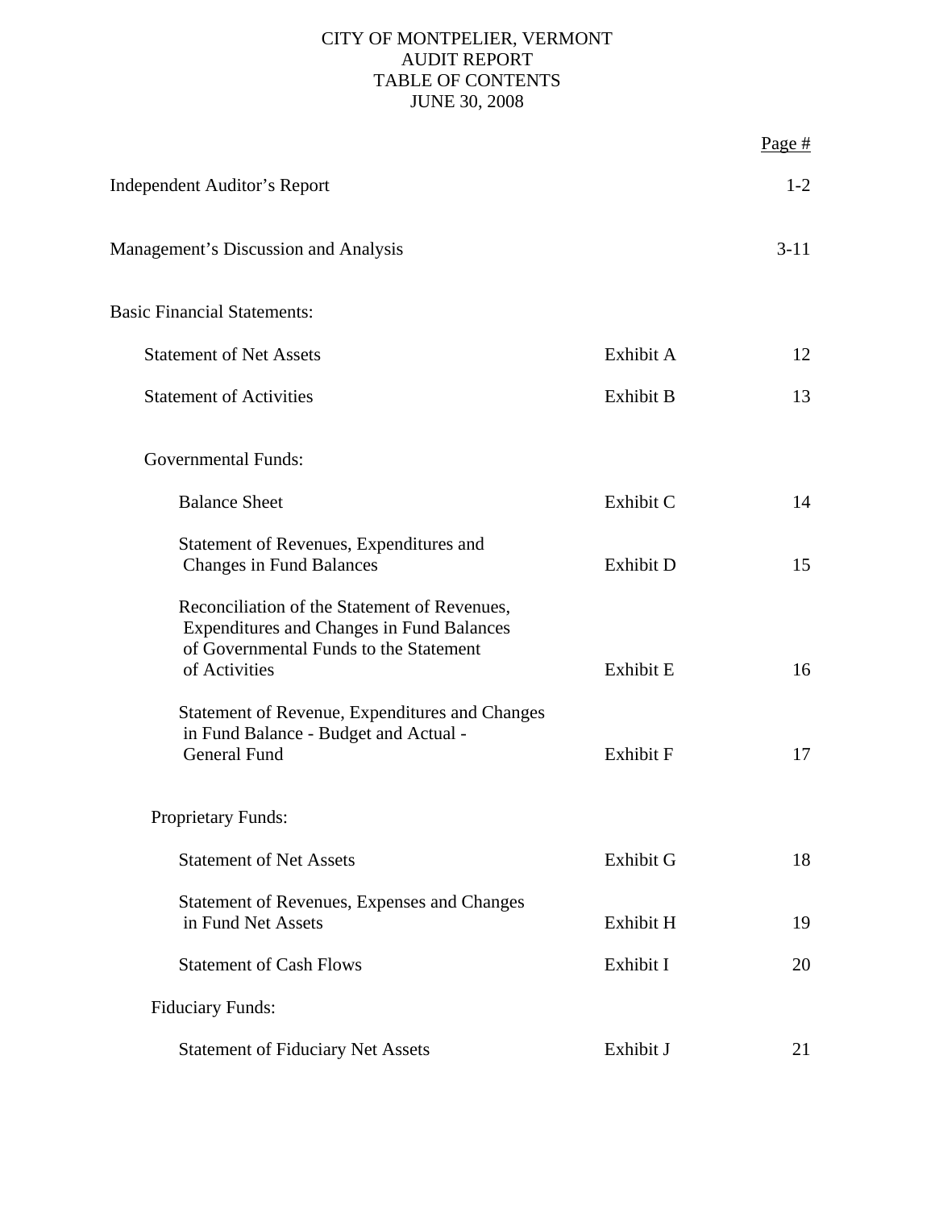# CITY OF MONTPELIER, VERMONT
## AUDIT REPORT
## TABLE OF CONTENTS
## JUNE 30, 2008

| | | Page # |
|---|---|---|
| Independent Auditor's Report | | 1-2 |
| Management's Discussion and Analysis | | 3-11 |
| Basic Financial Statements: | | |
| Statement of Net Assets | Exhibit A | 12 |
| Statement of Activities | Exhibit B | 13 |
| Governmental Funds: | | |
| Balance Sheet | Exhibit C | 14 |
| Statement of Revenues, Expenditures and Changes in Fund Balances | Exhibit D | 15 |
| Reconciliation of the Statement of Revenues, Expenditures and Changes in Fund Balances of Governmental Funds to the Statement of Activities | Exhibit E | 16 |
| Statement of Revenue, Expenditures and Changes in Fund Balance - Budget and Actual - General Fund | Exhibit F | 17 |
| Proprietary Funds: | | |
| Statement of Net Assets | Exhibit G | 18 |
| Statement of Revenues, Expenses and Changes in Fund Net Assets | Exhibit H | 19 |
| Statement of Cash Flows | Exhibit I | 20 |
| Fiduciary Funds: | | |
| Statement of Fiduciary Net Assets | Exhibit J | 21 |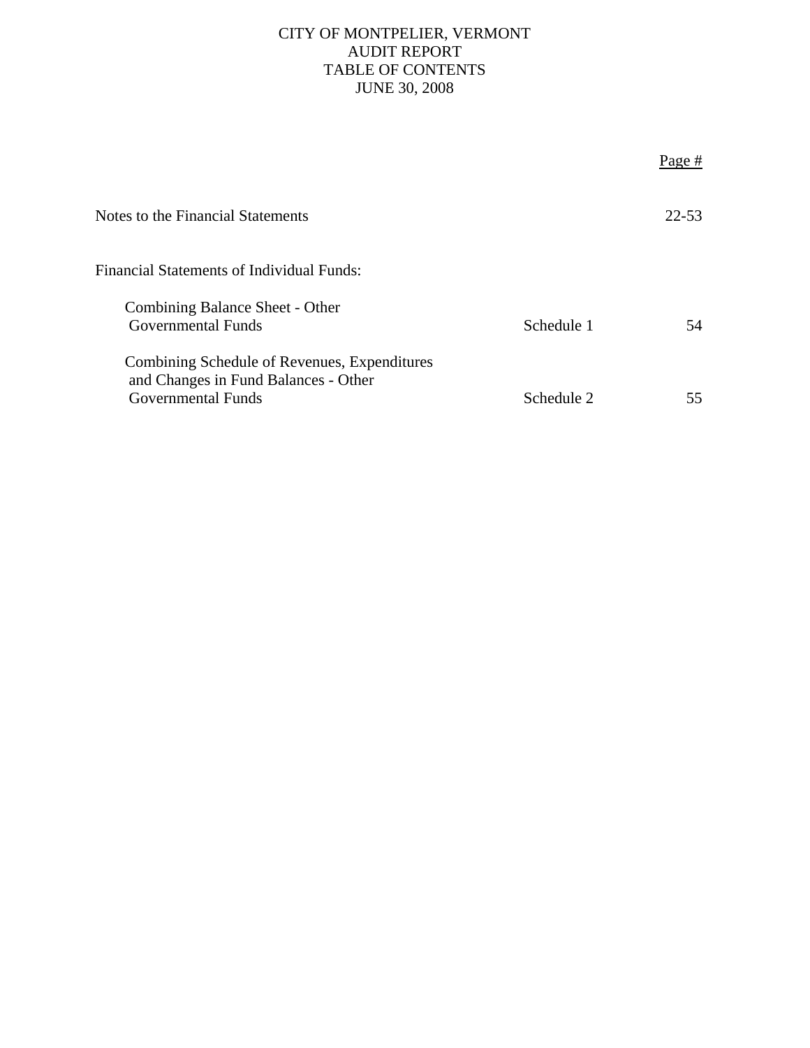# CITY OF MONTPELIER, VERMONT
## AUDIT REPORT
## TABLE OF CONTENTS
## JUNE 30, 2008

| | | Page # |
|---|---|---|
| Notes to the Financial Statements | | 22-53 |
| Financial Statements of Individual Funds: | | |
| Combining Balance Sheet - Other Governmental Funds | Schedule 1 | 54 |
| Combining Schedule of Revenues, Expenditures and Changes in Fund Balances - Other Governmental Funds | Schedule 2 | 55 |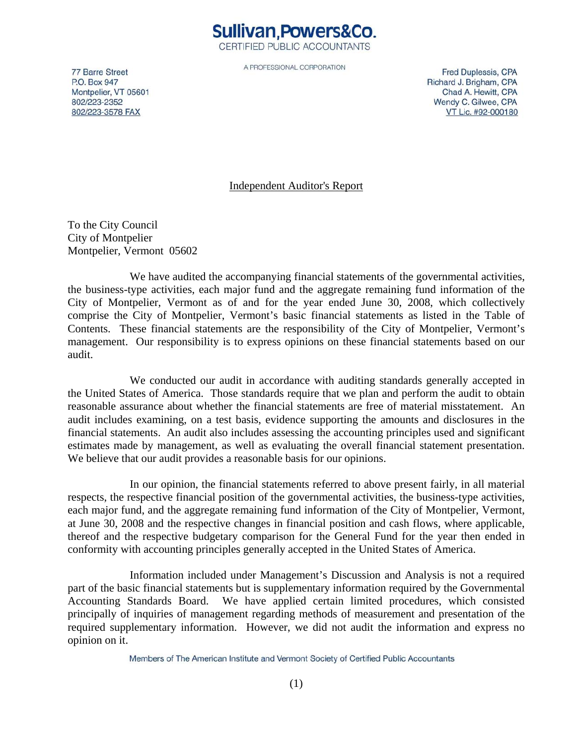**Sullivan, Powers & Co.**
CERTIFIED PUBLIC ACCOUNTANTS

A PROFESSIONAL CORPORATION

77 Barre Street
P.O. Box 947
Montpelier, VT 05601
802/223-2352
802/223-3578 FAX

Fred Duplessis, CPA
Richard J. Brigham, CPA
Chad A. Hewitt, CPA
Wendy C. Gilwee, CPA
VT Lic. #92-000180

## Independent Auditor's Report

To the City Council
City of Montpelier
Montpelier, Vermont 05602

We have audited the accompanying financial statements of the governmental activities, the business-type activities, each major fund and the aggregate remaining fund information of the City of Montpelier, Vermont as of and for the year ended June 30, 2008, which collectively comprise the City of Montpelier, Vermont's basic financial statements as listed in the Table of Contents. These financial statements are the responsibility of the City of Montpelier, Vermont's management. Our responsibility is to express opinions on these financial statements based on our audit.

We conducted our audit in accordance with auditing standards generally accepted in the United States of America. Those standards require that we plan and perform the audit to obtain reasonable assurance about whether the financial statements are free of material misstatement. An audit includes examining, on a test basis, evidence supporting the amounts and disclosures in the financial statements. An audit also includes assessing the accounting principles used and significant estimates made by management, as well as evaluating the overall financial statement presentation. We believe that our audit provides a reasonable basis for our opinions.

In our opinion, the financial statements referred to above present fairly, in all material respects, the respective financial position of the governmental activities, the business-type activities, each major fund, and the aggregate remaining fund information of the City of Montpelier, Vermont, at June 30, 2008 and the respective changes in financial position and cash flows, where applicable, thereof and the respective budgetary comparison for the General Fund for the year then ended in conformity with accounting principles generally accepted in the United States of America.

Information included under Management's Discussion and Analysis is not a required part of the basic financial statements but is supplementary information required by the Governmental Accounting Standards Board. We have applied certain limited procedures, which consisted principally of inquiries of management regarding methods of measurement and presentation of the required supplementary information. However, we did not audit the information and express no opinion on it.

Members of The American Institute and Vermont Society of Certified Public Accountants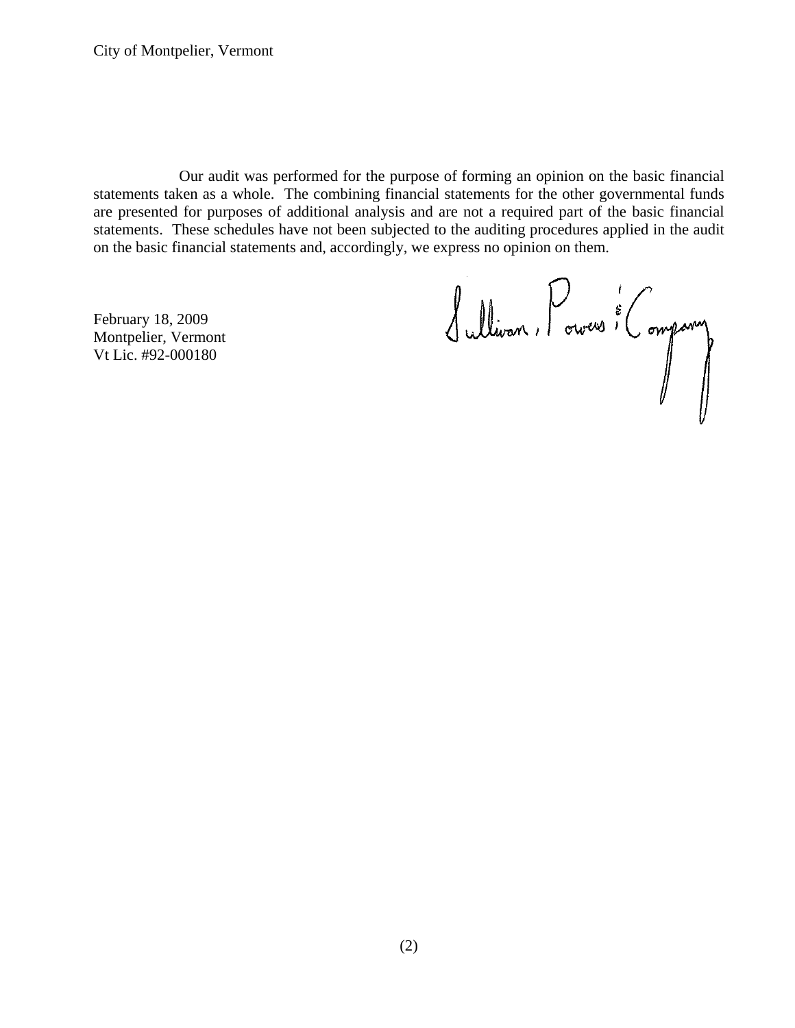Our audit was performed for the purpose of forming an opinion on the basic financial statements taken as a whole. The combining financial statements for the other governmental funds are presented for purposes of additional analysis and are not a required part of the basic financial statements. These schedules have not been subjected to the auditing procedures applied in the audit on the basic financial statements and, accordingly, we express no opinion on them.

February 18, 2009
Montpelier, Vermont
Vt Lic. #92-000180

Sullivan, Powers & Company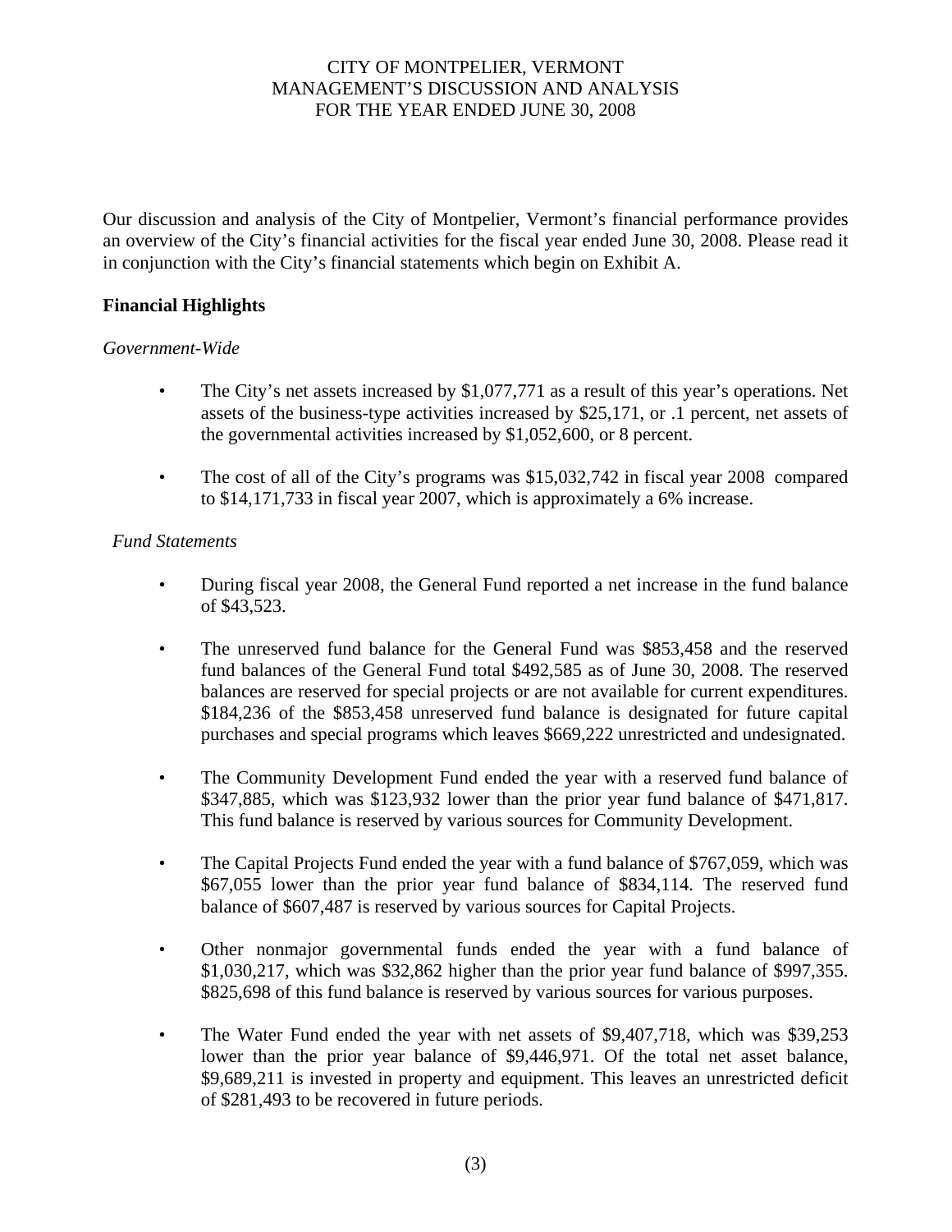# CITY OF MONTPELIER, VERMONT
## MANAGEMENT'S DISCUSSION AND ANALYSIS
### FOR THE YEAR ENDED JUNE 30, 2008

Our discussion and analysis of the City of Montpelier, Vermont's financial performance provides an overview of the City's financial activities for the fiscal year ended June 30, 2008. Please read it in conjunction with the City's financial statements which begin on Exhibit A.

**Financial Highlights**

*Government-Wide*

- The City's net assets increased by $1,077,771 as a result of this year's operations. Net assets of the business-type activities increased by $25,171, or .1 percent, net assets of the governmental activities increased by $1,052,600, or 8 percent.

- The cost of all of the City's programs was $15,032,742 in fiscal year 2008 compared to $14,171,733 in fiscal year 2007, which is approximately a 6% increase.

*Fund Statements*

- During fiscal year 2008, the General Fund reported a net increase in the fund balance of $43,523.

- The unreserved fund balance for the General Fund was $853,458 and the reserved fund balances of the General Fund total $492,585 as of June 30, 2008. The reserved balances are reserved for special projects or are not available for current expenditures. $184,236 of the $853,458 unreserved fund balance is designated for future capital purchases and special programs which leaves $669,222 unrestricted and undesignated.

- The Community Development Fund ended the year with a reserved fund balance of $347,885, which was $123,932 lower than the prior year fund balance of $471,817. This fund balance is reserved by various sources for Community Development.

- The Capital Projects Fund ended the year with a fund balance of $767,059, which was $67,055 lower than the prior year fund balance of $834,114. The reserved fund balance of $607,487 is reserved by various sources for Capital Projects.

- Other nonmajor governmental funds ended the year with a fund balance of $1,030,217, which was $32,862 higher than the prior year fund balance of $997,355. $825,698 of this fund balance is reserved by various sources for various purposes.

- The Water Fund ended the year with net assets of $9,407,718, which was $39,253 lower than the prior year balance of $9,446,971. Of the total net asset balance, $9,689,211 is invested in property and equipment. This leaves an unrestricted deficit of $281,493 to be recovered in future periods.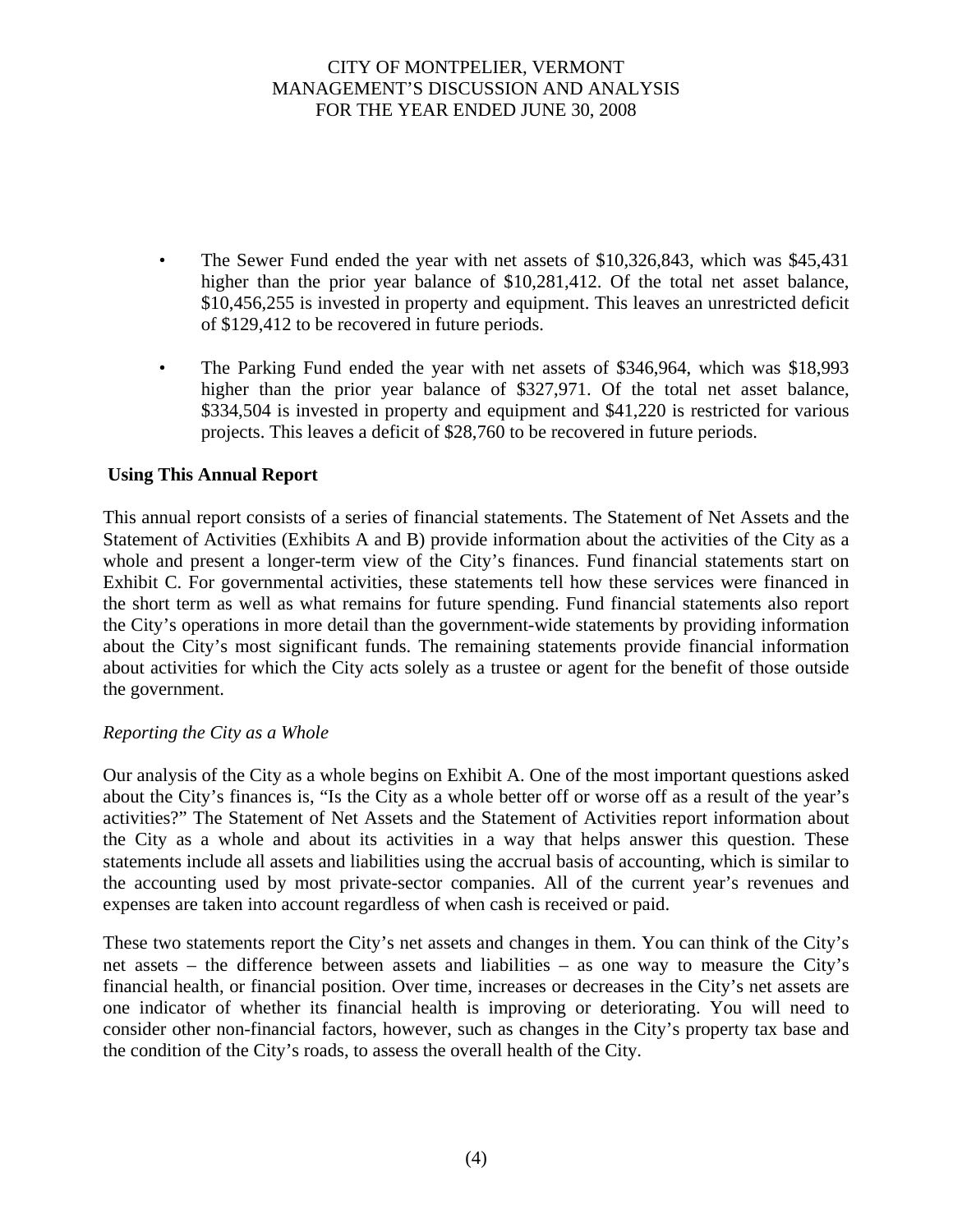- The Sewer Fund ended the year with net assets of $10,326,843, which was $45,431 higher than the prior year balance of $10,281,412. Of the total net asset balance, $10,456,255 is invested in property and equipment. This leaves an unrestricted deficit of $129,412 to be recovered in future periods.

- The Parking Fund ended the year with net assets of $346,964, which was $18,993 higher than the prior year balance of $327,971. Of the total net asset balance, $334,504 is invested in property and equipment and $41,220 is restricted for various projects. This leaves a deficit of $28,760 to be recovered in future periods.

**Using This Annual Report**

This annual report consists of a series of financial statements. The Statement of Net Assets and the Statement of Activities (Exhibits A and B) provide information about the activities of the City as a whole and present a longer-term view of the City's finances. Fund financial statements start on Exhibit C. For governmental activities, these statements tell how these services were financed in the short term as well as what remains for future spending. Fund financial statements also report the City's operations in more detail than the government-wide statements by providing information about the City's most significant funds. The remaining statements provide financial information about activities for which the City acts solely as a trustee or agent for the benefit of those outside the government.

*Reporting the City as a Whole*

Our analysis of the City as a whole begins on Exhibit A. One of the most important questions asked about the City's finances is, "Is the City as a whole better off or worse off as a result of the year's activities?" The Statement of Net Assets and the Statement of Activities report information about the City as a whole and about its activities in a way that helps answer this question. These statements include all assets and liabilities using the accrual basis of accounting, which is similar to the accounting used by most private-sector companies. All of the current year's revenues and expenses are taken into account regardless of when cash is received or paid.

These two statements report the City's net assets and changes in them. You can think of the City's net assets – the difference between assets and liabilities – as one way to measure the City's financial health, or financial position. Over time, increases or decreases in the City's net assets are one indicator of whether its financial health is improving or deteriorating. You will need to consider other non-financial factors, however, such as changes in the City's property tax base and the condition of the City's roads, to assess the overall health of the City.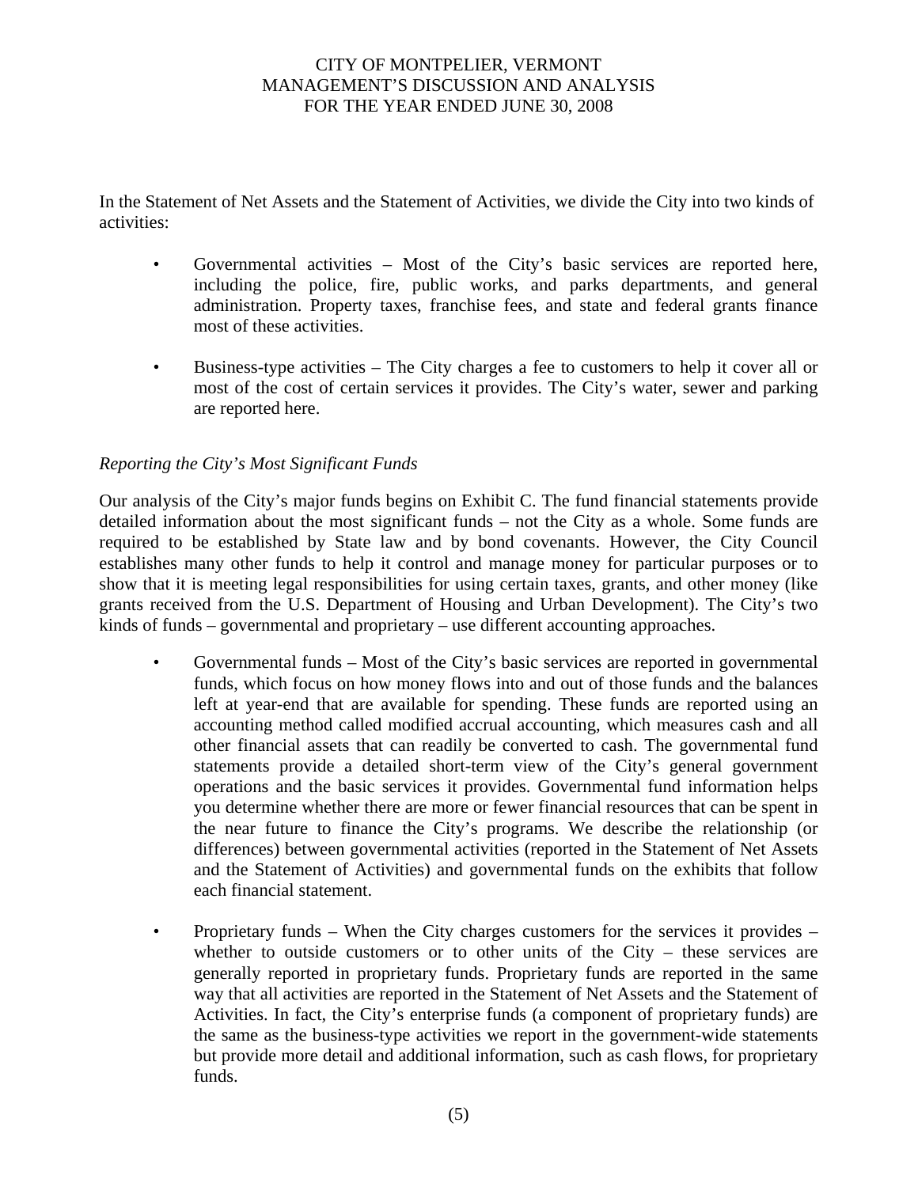In the Statement of Net Assets and the Statement of Activities, we divide the City into two kinds of activities:

- Governmental activities – Most of the City's basic services are reported here, including the police, fire, public works, and parks departments, and general administration. Property taxes, franchise fees, and state and federal grants finance most of these activities.

- Business-type activities – The City charges a fee to customers to help it cover all or most of the cost of certain services it provides. The City's water, sewer and parking are reported here.

*Reporting the City's Most Significant Funds*

Our analysis of the City's major funds begins on Exhibit C. The fund financial statements provide detailed information about the most significant funds – not the City as a whole. Some funds are required to be established by State law and by bond covenants. However, the City Council establishes many other funds to help it control and manage money for particular purposes or to show that it is meeting legal responsibilities for using certain taxes, grants, and other money (like grants received from the U.S. Department of Housing and Urban Development). The City's two kinds of funds – governmental and proprietary – use different accounting approaches.

- Governmental funds – Most of the City's basic services are reported in governmental funds, which focus on how money flows into and out of those funds and the balances left at year-end that are available for spending. These funds are reported using an accounting method called modified accrual accounting, which measures cash and all other financial assets that can readily be converted to cash. The governmental fund statements provide a detailed short-term view of the City's general government operations and the basic services it provides. Governmental fund information helps you determine whether there are more or fewer financial resources that can be spent in the near future to finance the City's programs. We describe the relationship (or differences) between governmental activities (reported in the Statement of Net Assets and the Statement of Activities) and governmental funds on the exhibits that follow each financial statement.

- Proprietary funds – When the City charges customers for the services it provides – whether to outside customers or to other units of the City – these services are generally reported in proprietary funds. Proprietary funds are reported in the same way that all activities are reported in the Statement of Net Assets and the Statement of Activities. In fact, the City's enterprise funds (a component of proprietary funds) are the same as the business-type activities we report in the government-wide statements but provide more detail and additional information, such as cash flows, for proprietary funds.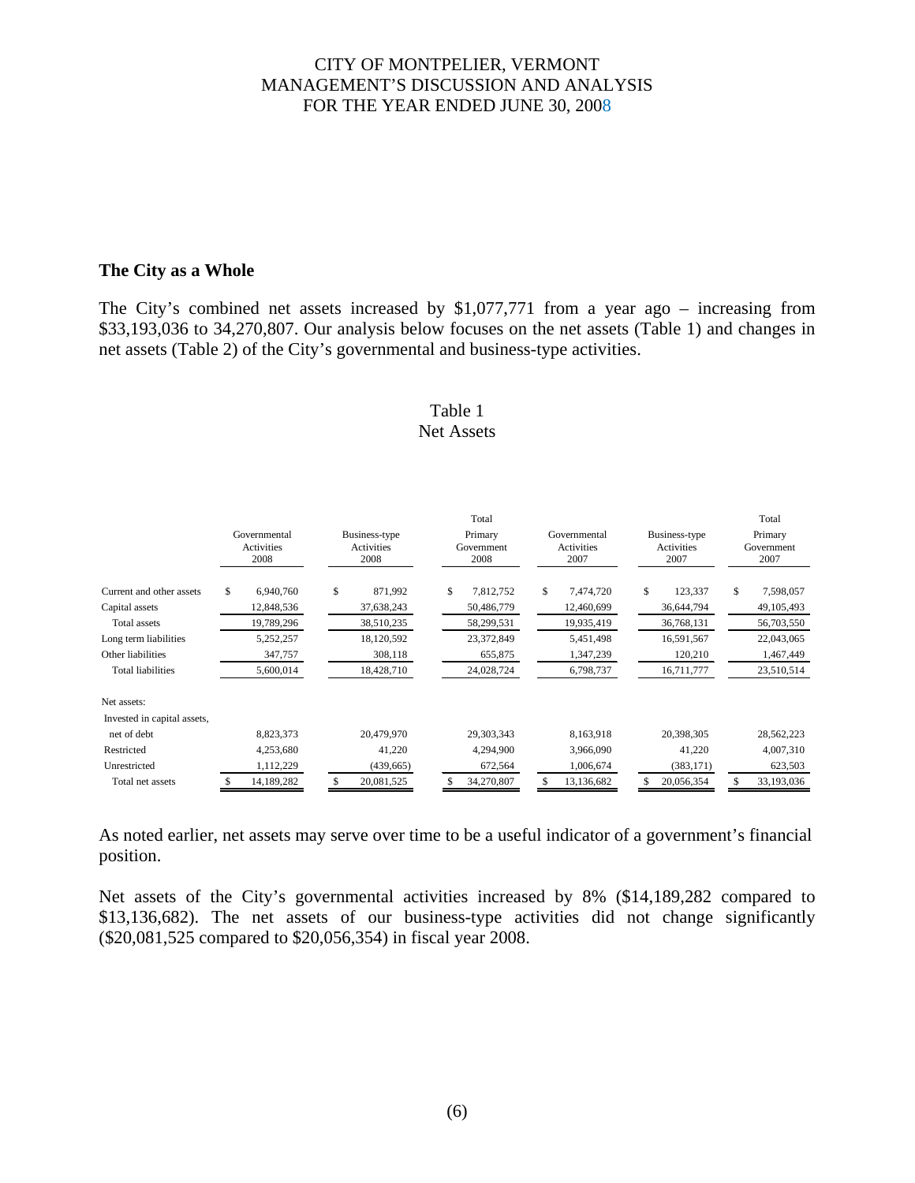## The City as a Whole

The City's combined net assets increased by $1,077,771 from a year ago – increasing from $33,193,036 to 34,270,807. Our analysis below focuses on the net assets (Table 1) and changes in net assets (Table 2) of the City's governmental and business-type activities.

Table 1
Net Assets

| | Governmental Activities 2008 | Business-type Activities 2008 | Total Primary Government 2008 | Governmental Activities 2007 | Business-type Activities 2007 | Total Primary Government 2007 |
|---|---|---|---|---|---|---|
| Current and other assets | $ 6,940,760 | $ 871,992 | $ 7,812,752 | $ 7,474,720 | $ 123,337 | $ 7,598,057 |
| Capital assets | 12,848,536 | 37,638,243 | 50,486,779 | 12,460,699 | 36,644,794 | 49,105,493 |
| Total assets | 19,789,296 | 38,510,235 | 58,299,531 | 19,935,419 | 36,768,131 | 56,703,550 |
| Long term liabilities | 5,252,257 | 18,120,592 | 23,372,849 | 5,451,498 | 16,591,567 | 22,043,065 |
| Other liabilities | 347,757 | 308,118 | 655,875 | 1,347,239 | 120,210 | 1,467,449 |
| Total liabilities | 5,600,014 | 18,428,710 | 24,028,724 | 6,798,737 | 16,711,777 | 23,510,514 |
| Net assets: | | | | | | |
| Invested in capital assets, net of debt | 8,823,373 | 20,479,970 | 29,303,343 | 8,163,918 | 20,398,305 | 28,562,223 |
| Restricted | 4,253,680 | 41,220 | 4,294,900 | 3,966,090 | 41,220 | 4,007,310 |
| Unrestricted | 1,112,229 | (439,665) | 672,564 | 1,006,674 | (383,171) | 623,503 |
| Total net assets | $ 14,189,282 | $ 20,081,525 | $ 34,270,807 | $ 13,136,682 | $ 20,056,354 | $ 33,193,036 |

As noted earlier, net assets may serve over time to be a useful indicator of a government's financial position.

Net assets of the City's governmental activities increased by 8% ($14,189,282 compared to $13,136,682). The net assets of our business-type activities did not change significantly ($20,081,525 compared to $20,056,354) in fiscal year 2008.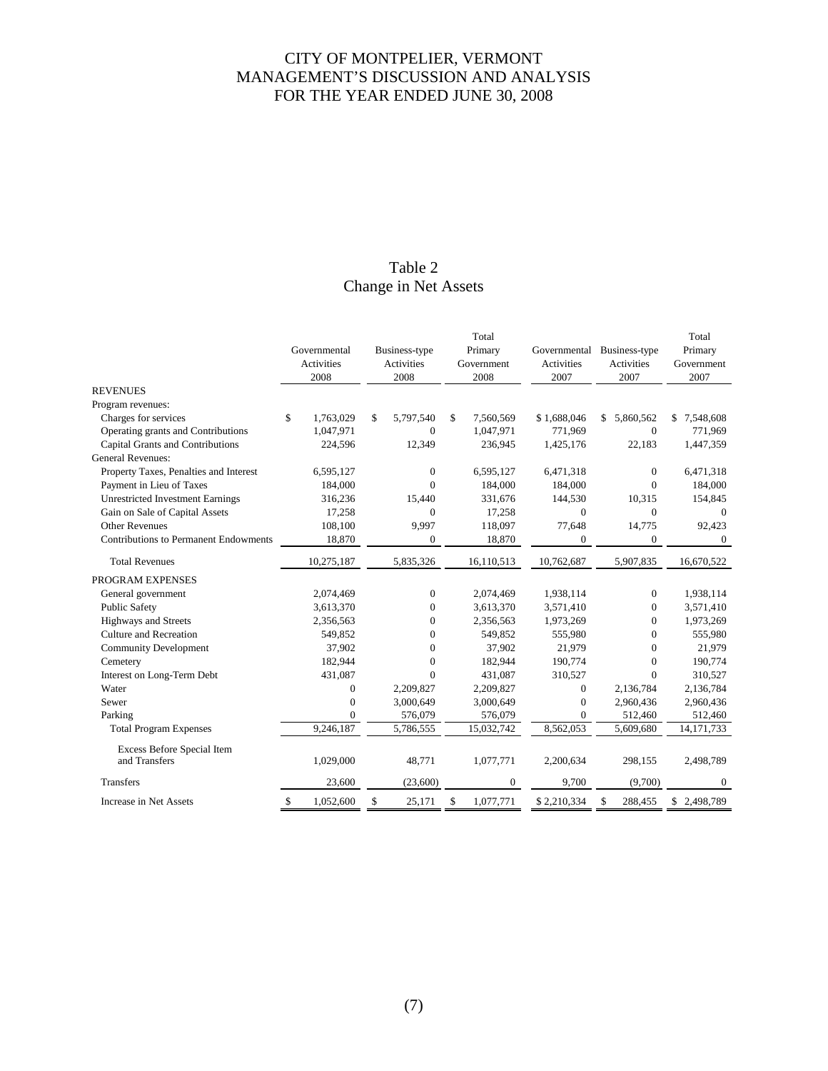# CITY OF MONTPELIER, VERMONT
# MANAGEMENT'S DISCUSSION AND ANALYSIS
# FOR THE YEAR ENDED JUNE 30, 2008

## Table 2
## Change in Net Assets

| | Governmental Activities 2008 | Business-type Activities 2008 | Total Primary Government 2008 | Governmental Activities 2007 | Business-type Activities 2007 | Total Primary Government 2007 |
|---|---|---|---|---|---|---|
| **REVENUES** | | | | | | |
| Program revenues: | | | | | | |
| Charges for services | $ 1,763,029 | $ 5,797,540 | $ 7,560,569 | $ 1,688,046 | $ 5,860,562 | $ 7,548,608 |
| Operating grants and Contributions | 1,047,971 | 0 | 1,047,971 | 771,969 | 0 | 771,969 |
| Capital Grants and Contributions | 224,596 | 12,349 | 236,945 | 1,425,176 | 22,183 | 1,447,359 |
| General Revenues: | | | | | | |
| Property Taxes, Penalties and Interest | 6,595,127 | 0 | 6,595,127 | 6,471,318 | 0 | 6,471,318 |
| Payment in Lieu of Taxes | 184,000 | 0 | 184,000 | 184,000 | 0 | 184,000 |
| Unrestricted Investment Earnings | 316,236 | 15,440 | 331,676 | 144,530 | 10,315 | 154,845 |
| Gain on Sale of Capital Assets | 17,258 | 0 | 17,258 | 0 | 0 | 0 |
| Other Revenues | 108,100 | 9,997 | 118,097 | 77,648 | 14,775 | 92,423 |
| Contributions to Permanent Endowments | 18,870 | 0 | 18,870 | 0 | 0 | 0 |
| Total Revenues | 10,275,187 | 5,835,326 | 16,110,513 | 10,762,687 | 5,907,835 | 16,670,522 |
| **PROGRAM EXPENSES** | | | | | | |
| General government | 2,074,469 | 0 | 2,074,469 | 1,938,114 | 0 | 1,938,114 |
| Public Safety | 3,613,370 | 0 | 3,613,370 | 3,571,410 | 0 | 3,571,410 |
| Highways and Streets | 2,356,563 | 0 | 2,356,563 | 1,973,269 | 0 | 1,973,269 |
| Culture and Recreation | 549,852 | 0 | 549,852 | 555,980 | 0 | 555,980 |
| Community Development | 37,902 | 0 | 37,902 | 21,979 | 0 | 21,979 |
| Cemetery | 182,944 | 0 | 182,944 | 190,774 | 0 | 190,774 |
| Interest on Long-Term Debt | 431,087 | 0 | 431,087 | 310,527 | 0 | 310,527 |
| Water | 0 | 2,209,827 | 2,209,827 | 0 | 2,136,784 | 2,136,784 |
| Sewer | 0 | 3,000,649 | 3,000,649 | 0 | 2,960,436 | 2,960,436 |
| Parking | 0 | 576,079 | 576,079 | 0 | 512,460 | 512,460 |
| Total Program Expenses | 9,246,187 | 5,786,555 | 15,032,742 | 8,562,053 | 5,609,680 | 14,171,733 |
| Excess Before Special Item and Transfers | 1,029,000 | 48,771 | 1,077,771 | 2,200,634 | 298,155 | 2,498,789 |
| Transfers | 23,600 | (23,600) | 0 | 9,700 | (9,700) | 0 |
| Increase in Net Assets | $ 1,052,600 | $ 25,171 | $ 1,077,771 | $ 2,210,334 | $ 288,455 | $ 2,498,789 |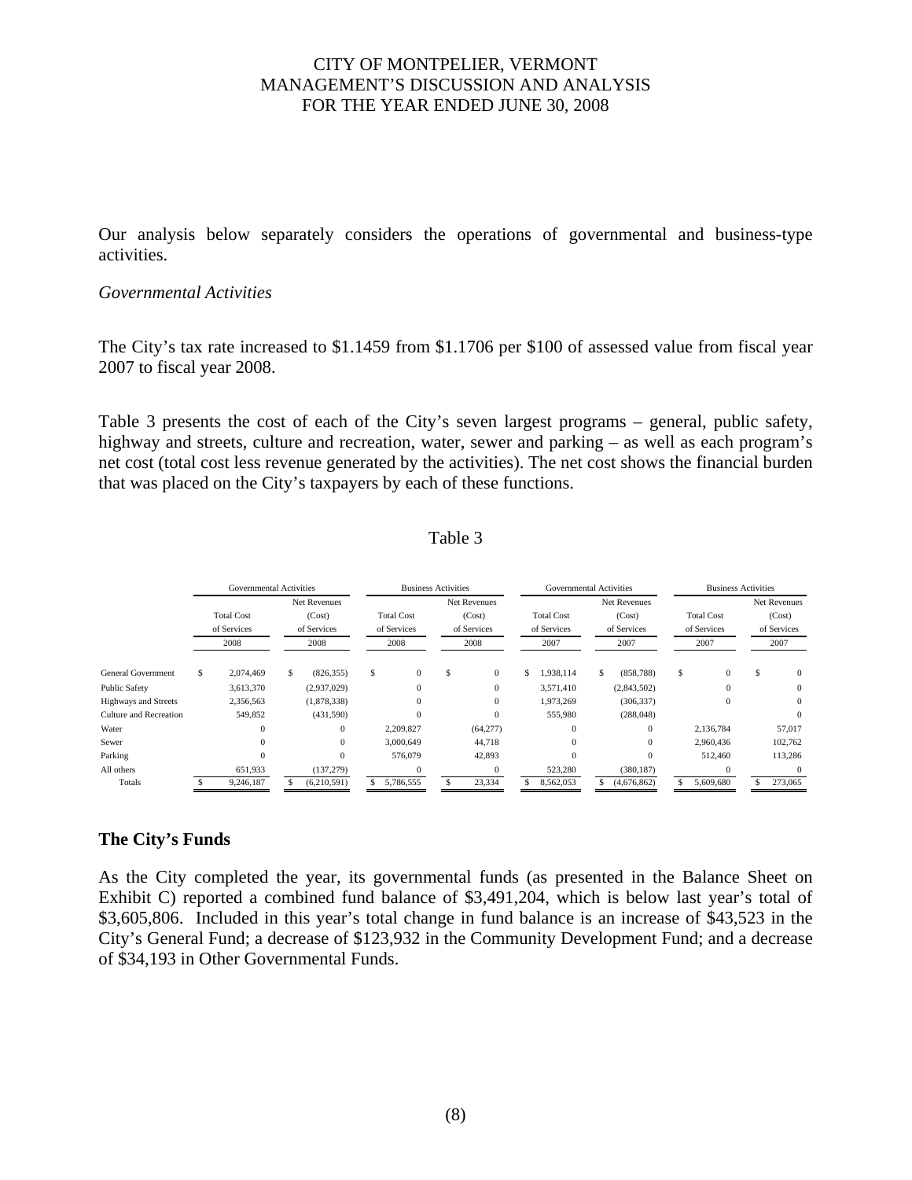Our analysis below separately considers the operations of governmental and business-type activities.

*Governmental Activities*

The City's tax rate increased to $1.1459 from $1.1706 per $100 of assessed value from fiscal year 2007 to fiscal year 2008.

Table 3 presents the cost of each of the City's seven largest programs – general, public safety, highway and streets, culture and recreation, water, sewer and parking – as well as each program's net cost (total cost less revenue generated by the activities). The net cost shows the financial burden that was placed on the City's taxpayers by each of these functions.

Table 3

| | Governmental Activities | | Business Activities | | Governmental Activities | | Business Activities | |
|---|---|---|---|---|---|---|---|---|
| | Total Cost of Services 2008 | Net Revenues (Cost) of Services 2008 | Total Cost of Services 2008 | Net Revenues (Cost) of Services 2008 | Total Cost of Services 2007 | Net Revenues (Cost) of Services 2007 | Total Cost of Services 2007 | Net Revenues (Cost) of Services 2007 |
| General Government | $ 2,074,469 | $ (826,355) | $ 0 | $ 0 | $ 1,938,114 | $ (858,788) | $ 0 | $ 0 |
| Public Safety | 3,613,370 | (2,937,029) | 0 | 0 | 3,571,410 | (2,843,502) | 0 | 0 |
| Highways and Streets | 2,356,563 | (1,878,338) | 0 | 0 | 1,973,269 | (306,337) | 0 | 0 |
| Culture and Recreation | 549,852 | (431,590) | 0 | 0 | 555,980 | (288,048) | | 0 |
| Water | 0 | 0 | 2,209,827 | (64,277) | 0 | 0 | 2,136,784 | 57,017 |
| Sewer | 0 | 0 | 3,000,649 | 44,718 | 0 | 0 | 2,960,436 | 102,762 |
| Parking | 0 | 0 | 576,079 | 42,893 | 0 | 0 | 512,460 | 113,286 |
| All others | 651,933 | (137,279) | 0 | 0 | 523,280 | (380,187) | 0 | 0 |
| Totals | $ 9,246,187 | $ (6,210,591) | $ 5,786,555 | $ 23,334 | $ 8,562,053 | $ (4,676,862) | $ 5,609,680 | $ 273,065 |

## The City's Funds

As the City completed the year, its governmental funds (as presented in the Balance Sheet on Exhibit C) reported a combined fund balance of $3,491,204, which is below last year's total of $3,605,806. Included in this year's total change in fund balance is an increase of $43,523 in the City's General Fund; a decrease of $123,932 in the Community Development Fund; and a decrease of $34,193 in Other Governmental Funds.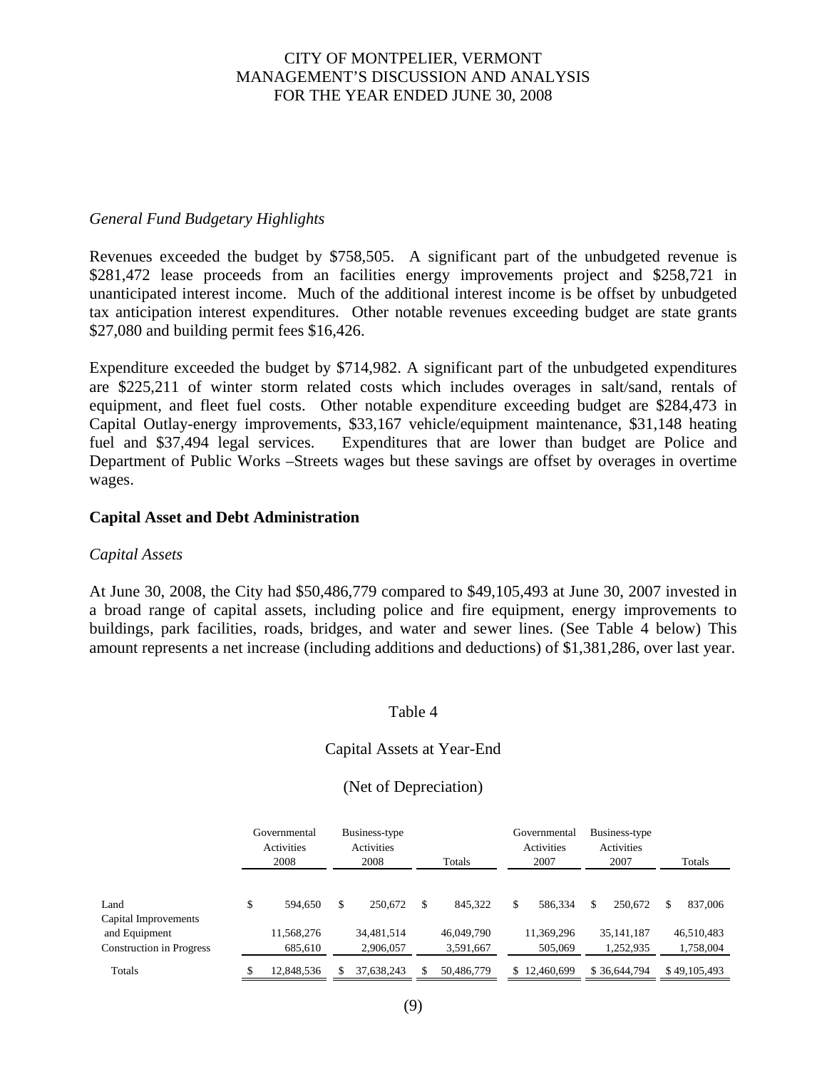*General Fund Budgetary Highlights*

Revenues exceeded the budget by $758,505. A significant part of the unbudgeted revenue is $281,472 lease proceeds from an facilities energy improvements project and $258,721 in unanticipated interest income. Much of the additional interest income is be offset by unbudgeted tax anticipation interest expenditures. Other notable revenues exceeding budget are state grants $27,080 and building permit fees $16,426.

Expenditure exceeded the budget by $714,982. A significant part of the unbudgeted expenditures are $225,211 of winter storm related costs which includes overages in salt/sand, rentals of equipment, and fleet fuel costs. Other notable expenditure exceeding budget are $284,473 in Capital Outlay-energy improvements, $33,167 vehicle/equipment maintenance, $31,148 heating fuel and $37,494 legal services. Expenditures that are lower than budget are Police and Department of Public Works –Streets wages but these savings are offset by overages in overtime wages.

## Capital Asset and Debt Administration

*Capital Assets*

At June 30, 2008, the City had $50,486,779 compared to $49,105,493 at June 30, 2007 invested in a broad range of capital assets, including police and fire equipment, energy improvements to buildings, park facilities, roads, bridges, and water and sewer lines. (See Table 4 below) This amount represents a net increase (including additions and deductions) of $1,381,286, over last year.

Table 4

Capital Assets at Year-End

(Net of Depreciation)

| | Governmental Activities 2008 | Business-type Activities 2008 | Totals | Governmental Activities 2007 | Business-type Activities 2007 | Totals |
|---|---|---|---|---|---|---|
| Land | $ 594,650 | $ 250,672 | $ 845,322 | $ 586,334 | $ 250,672 | $ 837,006 |
| Capital Improvements and Equipment | 11,568,276 | 34,481,514 | 46,049,790 | 11,369,296 | 35,141,187 | 46,510,483 |
| Construction in Progress | 685,610 | 2,906,057 | 3,591,667 | 505,069 | 1,252,935 | 1,758,004 |
| Totals | $ 12,848,536 | $ 37,638,243 | $ 50,486,779 | $ 12,460,699 | $ 36,644,794 | $ 49,105,493 |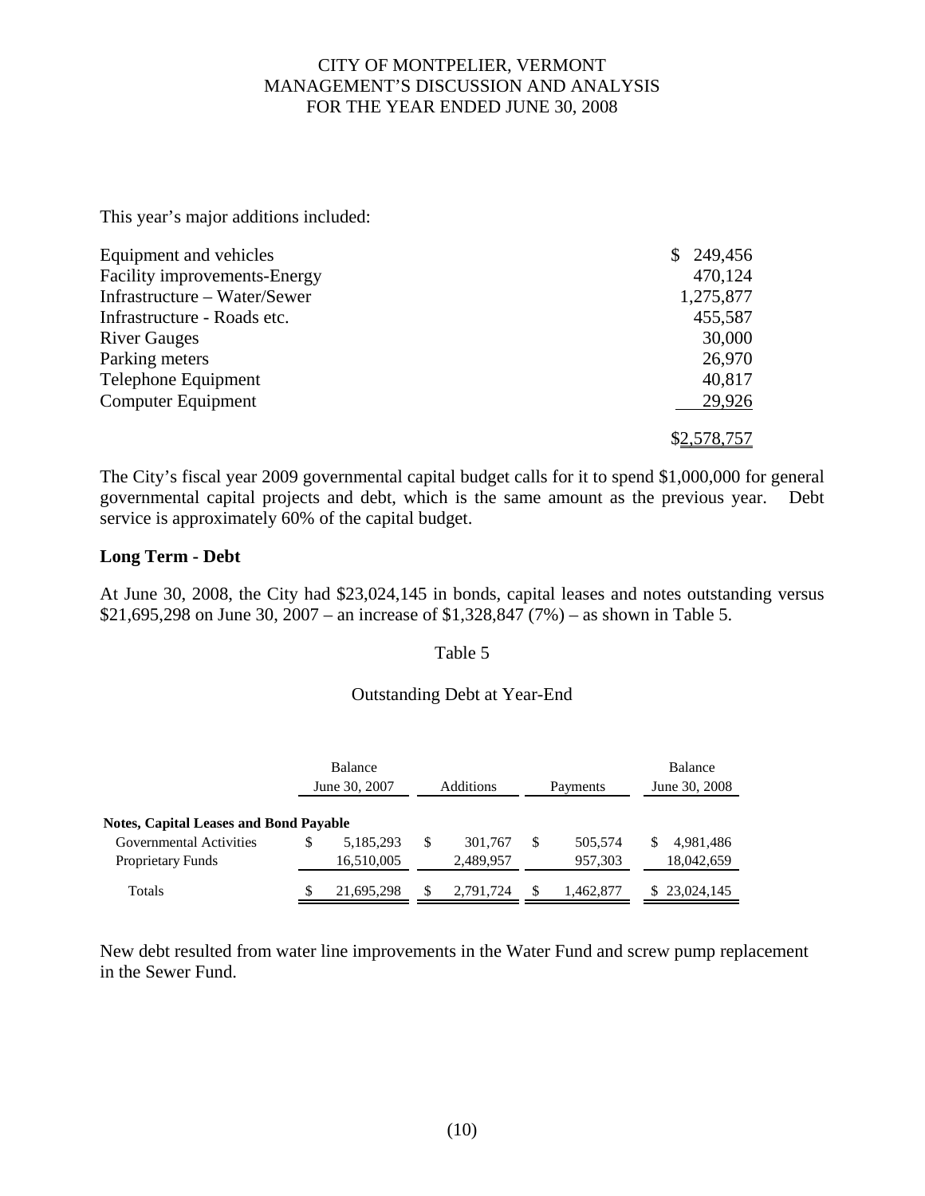This year's major additions included:

| | |
|---|---|
| Equipment and vehicles | $ 249,456 |
| Facility improvements-Energy | 470,124 |
| Infrastructure – Water/Sewer | 1,275,877 |
| Infrastructure - Roads etc. | 455,587 |
| River Gauges | 30,000 |
| Parking meters | 26,970 |
| Telephone Equipment | 40,817 |
| Computer Equipment | 29,926 |
| | $2,578,757 |

The City's fiscal year 2009 governmental capital budget calls for it to spend $1,000,000 for general governmental capital projects and debt, which is the same amount as the previous year. Debt service is approximately 60% of the capital budget.

**Long Term - Debt**

At June 30, 2008, the City had $23,024,145 in bonds, capital leases and notes outstanding versus $21,695,298 on June 30, 2007 – an increase of $1,328,847 (7%) – as shown in Table 5.

Table 5

Outstanding Debt at Year-End

| | Balance June 30, 2007 | Additions | Payments | Balance June 30, 2008 |
|---|---|---|---|---|
| **Notes, Capital Leases and Bond Payable** | | | | |
| Governmental Activities | $ 5,185,293 | $ 301,767 | $ 505,574 | $ 4,981,486 |
| Proprietary Funds | 16,510,005 | 2,489,957 | 957,303 | 18,042,659 |
| Totals | $ 21,695,298 | $ 2,791,724 | $ 1,462,877 | $ 23,024,145 |

New debt resulted from water line improvements in the Water Fund and screw pump replacement in the Sewer Fund.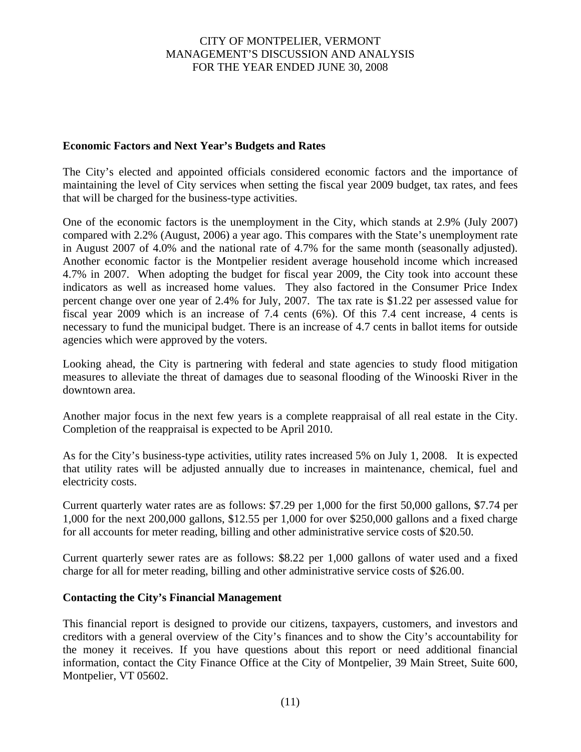## Economic Factors and Next Year's Budgets and Rates

The City's elected and appointed officials considered economic factors and the importance of maintaining the level of City services when setting the fiscal year 2009 budget, tax rates, and fees that will be charged for the business-type activities.

One of the economic factors is the unemployment in the City, which stands at 2.9% (July 2007) compared with 2.2% (August, 2006) a year ago. This compares with the State's unemployment rate in August 2007 of 4.0% and the national rate of 4.7% for the same month (seasonally adjusted). Another economic factor is the Montpelier resident average household income which increased 4.7% in 2007. When adopting the budget for fiscal year 2009, the City took into account these indicators as well as increased home values. They also factored in the Consumer Price Index percent change over one year of 2.4% for July, 2007. The tax rate is $1.22 per assessed value for fiscal year 2009 which is an increase of 7.4 cents (6%). Of this 7.4 cent increase, 4 cents is necessary to fund the municipal budget. There is an increase of 4.7 cents in ballot items for outside agencies which were approved by the voters.

Looking ahead, the City is partnering with federal and state agencies to study flood mitigation measures to alleviate the threat of damages due to seasonal flooding of the Winooski River in the downtown area.

Another major focus in the next few years is a complete reappraisal of all real estate in the City. Completion of the reappraisal is expected to be April 2010.

As for the City's business-type activities, utility rates increased 5% on July 1, 2008. It is expected that utility rates will be adjusted annually due to increases in maintenance, chemical, fuel and electricity costs.

Current quarterly water rates are as follows: $7.29 per 1,000 for the first 50,000 gallons, $7.74 per 1,000 for the next 200,000 gallons, $12.55 per 1,000 for over $250,000 gallons and a fixed charge for all accounts for meter reading, billing and other administrative service costs of $20.50.

Current quarterly sewer rates are as follows: $8.22 per 1,000 gallons of water used and a fixed charge for all for meter reading, billing and other administrative service costs of $26.00.

## Contacting the City's Financial Management

This financial report is designed to provide our citizens, taxpayers, customers, and investors and creditors with a general overview of the City's finances and to show the City's accountability for the money it receives. If you have questions about this report or need additional financial information, contact the City Finance Office at the City of Montpelier, 39 Main Street, Suite 600, Montpelier, VT 05602.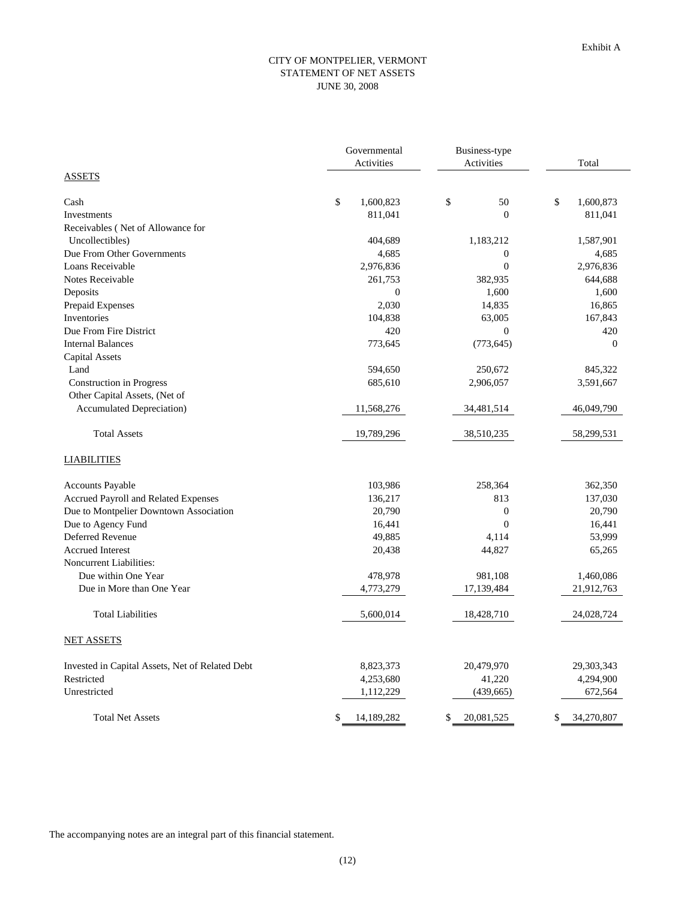Exhibit A

# CITY OF MONTPELIER, VERMONT
## STATEMENT OF NET ASSETS
### JUNE 30, 2008

| | Governmental Activities | Business-type Activities | Total |
|---|---|---|---|
| ASSETS | | | |
| Cash | $ 1,600,823 | $ 50 | $ 1,600,873 |
| Investments | 811,041 | 0 | 811,041 |
| Receivables ( Net of Allowance for Uncollectibles) | 404,689 | 1,183,212 | 1,587,901 |
| Due From Other Governments | 4,685 | 0 | 4,685 |
| Loans Receivable | 2,976,836 | 0 | 2,976,836 |
| Notes Receivable | 261,753 | 382,935 | 644,688 |
| Deposits | 0 | 1,600 | 1,600 |
| Prepaid Expenses | 2,030 | 14,835 | 16,865 |
| Inventories | 104,838 | 63,005 | 167,843 |
| Due From Fire District | 420 | 0 | 420 |
| Internal Balances | 773,645 | (773,645) | 0 |
| Capital Assets | | | |
| Land | 594,650 | 250,672 | 845,322 |
| Construction in Progress | 685,610 | 2,906,057 | 3,591,667 |
| Other Capital Assets, (Net of Accumulated Depreciation) | 11,568,276 | 34,481,514 | 46,049,790 |
| Total Assets | 19,789,296 | 38,510,235 | 58,299,531 |
| LIABILITIES | | | |
| Accounts Payable | 103,986 | 258,364 | 362,350 |
| Accrued Payroll and Related Expenses | 136,217 | 813 | 137,030 |
| Due to Montpelier Downtown Association | 20,790 | 0 | 20,790 |
| Due to Agency Fund | 16,441 | 0 | 16,441 |
| Deferred Revenue | 49,885 | 4,114 | 53,999 |
| Accrued Interest | 20,438 | 44,827 | 65,265 |
| Noncurrent Liabilities: | | | |
| Due within One Year | 478,978 | 981,108 | 1,460,086 |
| Due in More than One Year | 4,773,279 | 17,139,484 | 21,912,763 |
| Total Liabilities | 5,600,014 | 18,428,710 | 24,028,724 |
| NET ASSETS | | | |
| Invested in Capital Assets, Net of Related Debt | 8,823,373 | 20,479,970 | 29,303,343 |
| Restricted | 4,253,680 | 41,220 | 4,294,900 |
| Unrestricted | 1,112,229 | (439,665) | 672,564 |
| Total Net Assets | $ 14,189,282 | $ 20,081,525 | $ 34,270,807 |

The accompanying notes are an integral part of this financial statement.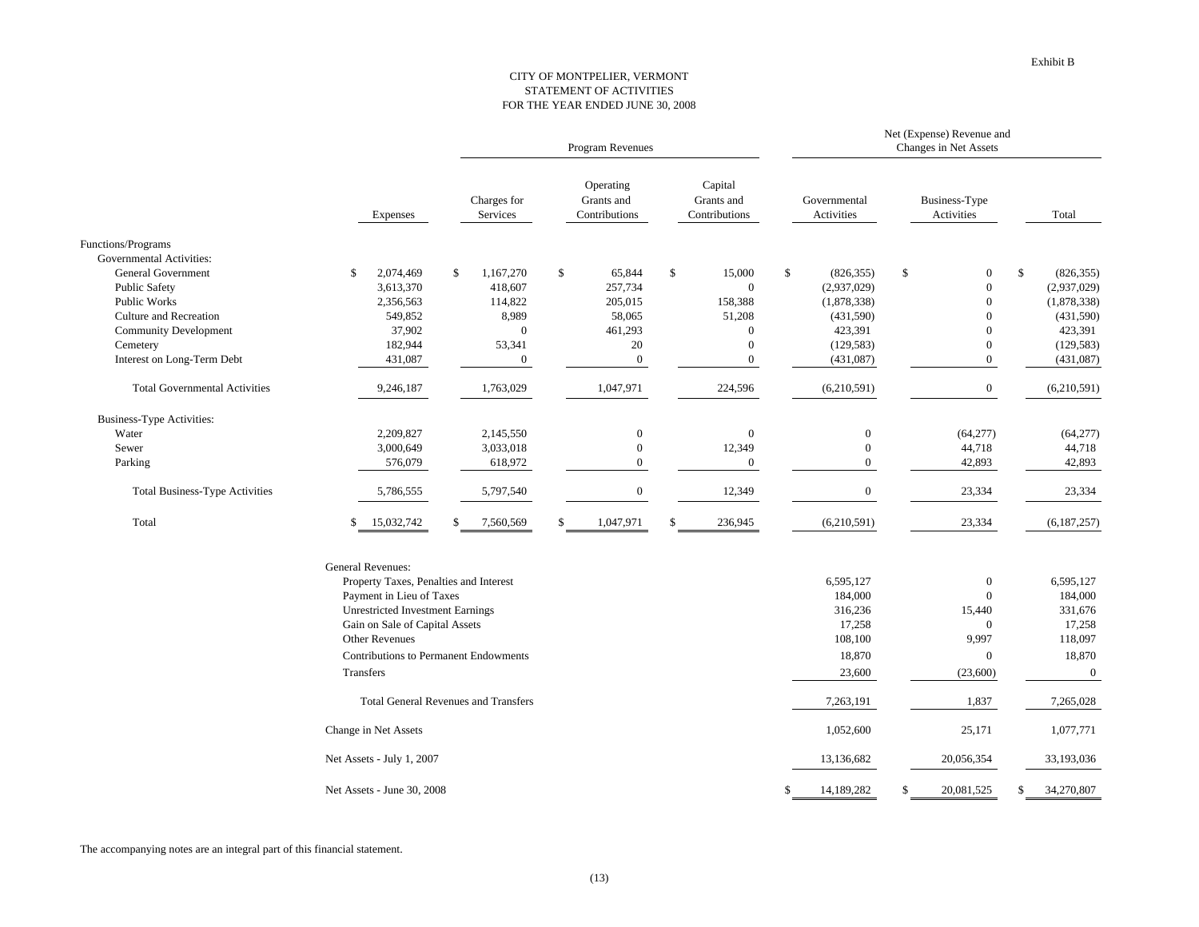Exhibit B

# CITY OF MONTPELIER, VERMONT
## STATEMENT OF ACTIVITIES
### FOR THE YEAR ENDED JUNE 30, 2008

| | | Program Revenues | | | Net (Expense) Revenue and Changes in Net Assets | | |
|---|---|---|---|---|---|---|---|
| | Expenses | Charges for Services | Operating Grants and Contributions | Capital Grants and Contributions | Governmental Activities | Business-Type Activities | Total |
| **Functions/Programs** | | | | | | | |
| Governmental Activities: | | | | | | | |
| General Government | $ 2,074,469 | $ 1,167,270 | $ 65,844 | $ 15,000 | $ (826,355) | $ 0 | $ (826,355) |
| Public Safety | 3,613,370 | 418,607 | 257,734 | 0 | (2,937,029) | 0 | (2,937,029) |
| Public Works | 2,356,563 | 114,822 | 205,015 | 158,388 | (1,878,338) | 0 | (1,878,338) |
| Culture and Recreation | 549,852 | 8,989 | 58,065 | 51,208 | (431,590) | 0 | (431,590) |
| Community Development | 37,902 | 0 | 461,293 | 0 | 423,391 | 0 | 423,391 |
| Cemetery | 182,944 | 53,341 | 20 | 0 | (129,583) | 0 | (129,583) |
| Interest on Long-Term Debt | 431,087 | 0 | 0 | 0 | (431,087) | 0 | (431,087) |
| Total Governmental Activities | 9,246,187 | 1,763,029 | 1,047,971 | 224,596 | (6,210,591) | 0 | (6,210,591) |
| Business-Type Activities: | | | | | | | |
| Water | 2,209,827 | 2,145,550 | 0 | 0 | 0 | (64,277) | (64,277) |
| Sewer | 3,000,649 | 3,033,018 | 0 | 12,349 | 0 | 44,718 | 44,718 |
| Parking | 576,079 | 618,972 | 0 | 0 | 0 | 42,893 | 42,893 |
| Total Business-Type Activities | 5,786,555 | 5,797,540 | 0 | 12,349 | 0 | 23,334 | 23,334 |
| Total | $ 15,032,742 | $ 7,560,569 | $ 1,047,971 | $ 236,945 | (6,210,591) | 23,334 | (6,187,257) |
| General Revenues: | | | | | | | |
| Property Taxes, Penalties and Interest | | | | | 6,595,127 | 0 | 6,595,127 |
| Payment in Lieu of Taxes | | | | | 184,000 | 0 | 184,000 |
| Unrestricted Investment Earnings | | | | | 316,236 | 15,440 | 331,676 |
| Gain on Sale of Capital Assets | | | | | 17,258 | 0 | 17,258 |
| Other Revenues | | | | | 108,100 | 9,997 | 118,097 |
| Contributions to Permanent Endowments | | | | | 18,870 | 0 | 18,870 |
| Transfers | | | | | 23,600 | (23,600) | 0 |
| Total General Revenues and Transfers | | | | | 7,263,191 | 1,837 | 7,265,028 |
| Change in Net Assets | | | | | 1,052,600 | 25,171 | 1,077,771 |
| Net Assets - July 1, 2007 | | | | | 13,136,682 | 20,056,354 | 33,193,036 |
| Net Assets - June 30, 2008 | | | | | $ 14,189,282 | $ 20,081,525 | $ 34,270,807 |

The accompanying notes are an integral part of this financial statement.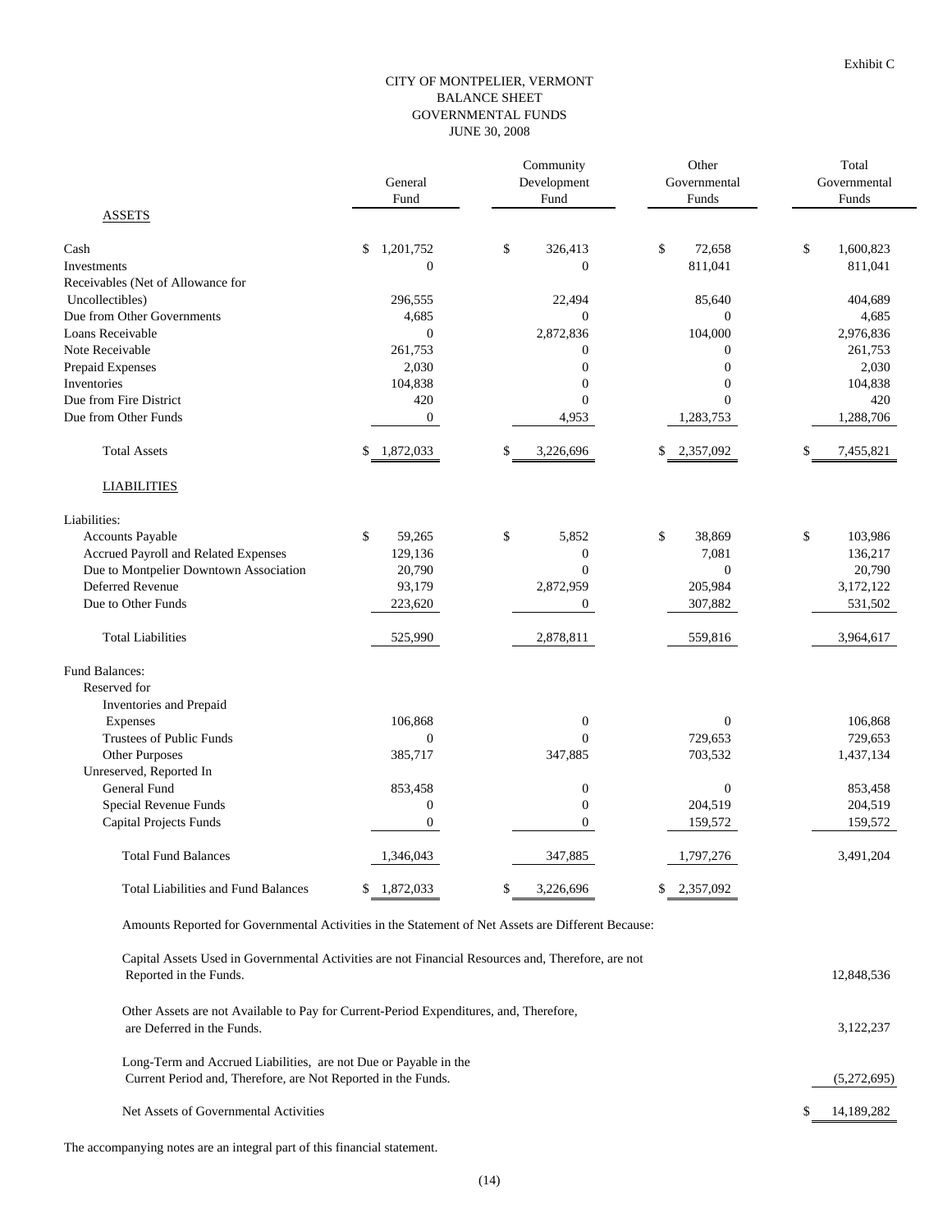Exhibit C

# CITY OF MONTPELIER, VERMONT
## BALANCE SHEET
## GOVERNMENTAL FUNDS
## JUNE 30, 2008

| | General Fund | Community Development Fund | Other Governmental Funds | Total Governmental Funds |
|---|---|---|---|---|
| **ASSETS** | | | | |
| Cash | $ 1,201,752 | $ 326,413 | $ 72,658 | $ 1,600,823 |
| Investments | 0 | 0 | 811,041 | 811,041 |
| Receivables (Net of Allowance for Uncollectibles) | 296,555 | 22,494 | 85,640 | 404,689 |
| Due from Other Governments | 4,685 | 0 | 0 | 4,685 |
| Loans Receivable | 0 | 2,872,836 | 104,000 | 2,976,836 |
| Note Receivable | 261,753 | 0 | 0 | 261,753 |
| Prepaid Expenses | 2,030 | 0 | 0 | 2,030 |
| Inventories | 104,838 | 0 | 0 | 104,838 |
| Due from Fire District | 420 | 0 | 0 | 420 |
| Due from Other Funds | 0 | 4,953 | 1,283,753 | 1,288,706 |
| Total Assets | $ 1,872,033 | $ 3,226,696 | $ 2,357,092 | $ 7,455,821 |
| **LIABILITIES** | | | | |
| Liabilities: | | | | |
| Accounts Payable | $ 59,265 | $ 5,852 | $ 38,869 | $ 103,986 |
| Accrued Payroll and Related Expenses | 129,136 | 0 | 7,081 | 136,217 |
| Due to Montpelier Downtown Association | 20,790 | 0 | 0 | 20,790 |
| Deferred Revenue | 93,179 | 2,872,959 | 205,984 | 3,172,122 |
| Due to Other Funds | 223,620 | 0 | 307,882 | 531,502 |
| Total Liabilities | 525,990 | 2,878,811 | 559,816 | 3,964,617 |
| Fund Balances: | | | | |
| Reserved for | | | | |
| Inventories and Prepaid Expenses | 106,868 | 0 | 0 | 106,868 |
| Trustees of Public Funds | 0 | 0 | 729,653 | 729,653 |
| Other Purposes | 385,717 | 347,885 | 703,532 | 1,437,134 |
| Unreserved, Reported In | | | | |
| General Fund | 853,458 | 0 | 0 | 853,458 |
| Special Revenue Funds | 0 | 0 | 204,519 | 204,519 |
| Capital Projects Funds | 0 | 0 | 159,572 | 159,572 |
| Total Fund Balances | 1,346,043 | 347,885 | 1,797,276 | 3,491,204 |
| Total Liabilities and Fund Balances | $ 1,872,033 | $ 3,226,696 | $ 2,357,092 | |
| Amounts Reported for Governmental Activities in the Statement of Net Assets are Different Because: | | | | |
| Capital Assets Used in Governmental Activities are not Financial Resources and, Therefore, are not Reported in the Funds. | | | | 12,848,536 |
| Other Assets are not Available to Pay for Current-Period Expenditures, and, Therefore, are Deferred in the Funds. | | | | 3,122,237 |
| Long-Term and Accrued Liabilities, are not Due or Payable in the Current Period and, Therefore, are Not Reported in the Funds. | | | | (5,272,695) |
| Net Assets of Governmental Activities | | | | $ 14,189,282 |

The accompanying notes are an integral part of this financial statement.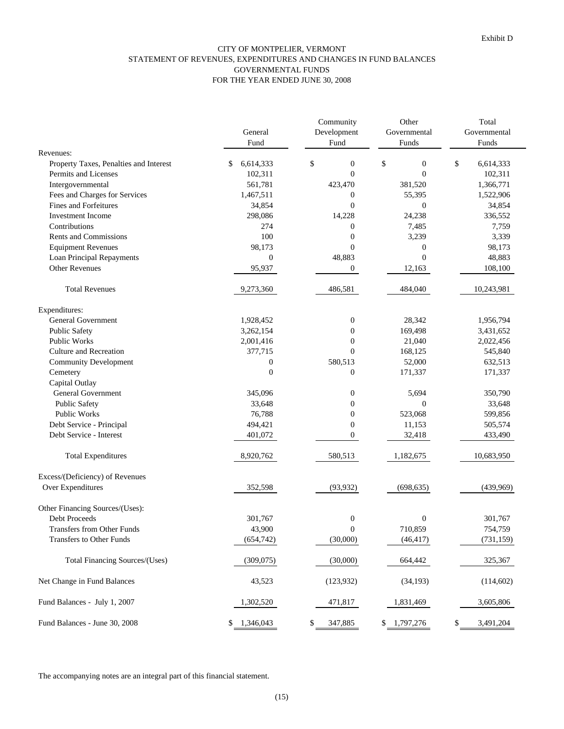Exhibit D

# CITY OF MONTPELIER, VERMONT
## STATEMENT OF REVENUES, EXPENDITURES AND CHANGES IN FUND BALANCES
## GOVERNMENTAL FUNDS
## FOR THE YEAR ENDED JUNE 30, 2008

| | General Fund | Community Development Fund | Other Governmental Funds | Total Governmental Funds |
|---|---|---|---|---|
| Revenues: | | | | |
| Property Taxes, Penalties and Interest | $ 6,614,333 | $ 0 | $ 0 | $ 6,614,333 |
| Permits and Licenses | 102,311 | 0 | 0 | 102,311 |
| Intergovernmental | 561,781 | 423,470 | 381,520 | 1,366,771 |
| Fees and Charges for Services | 1,467,511 | 0 | 55,395 | 1,522,906 |
| Fines and Forfeitures | 34,854 | 0 | 0 | 34,854 |
| Investment Income | 298,086 | 14,228 | 24,238 | 336,552 |
| Contributions | 274 | 0 | 7,485 | 7,759 |
| Rents and Commissions | 100 | 0 | 3,239 | 3,339 |
| Equipment Revenues | 98,173 | 0 | 0 | 98,173 |
| Loan Principal Repayments | 0 | 48,883 | 0 | 48,883 |
| Other Revenues | 95,937 | 0 | 12,163 | 108,100 |
| Total Revenues | 9,273,360 | 486,581 | 484,040 | 10,243,981 |
| Expenditures: | | | | |
| General Government | 1,928,452 | 0 | 28,342 | 1,956,794 |
| Public Safety | 3,262,154 | 0 | 169,498 | 3,431,652 |
| Public Works | 2,001,416 | 0 | 21,040 | 2,022,456 |
| Culture and Recreation | 377,715 | 0 | 168,125 | 545,840 |
| Community Development | 0 | 580,513 | 52,000 | 632,513 |
| Cemetery | 0 | 0 | 171,337 | 171,337 |
| Capital Outlay | | | | |
| General Government | 345,096 | 0 | 5,694 | 350,790 |
| Public Safety | 33,648 | 0 | 0 | 33,648 |
| Public Works | 76,788 | 0 | 523,068 | 599,856 |
| Debt Service - Principal | 494,421 | 0 | 11,153 | 505,574 |
| Debt Service - Interest | 401,072 | 0 | 32,418 | 433,490 |
| Total Expenditures | 8,920,762 | 580,513 | 1,182,675 | 10,683,950 |
| Excess/(Deficiency) of Revenues Over Expenditures | 352,598 | (93,932) | (698,635) | (439,969) |
| Other Financing Sources/(Uses): | | | | |
| Debt Proceeds | 301,767 | 0 | 0 | 301,767 |
| Transfers from Other Funds | 43,900 | 0 | 710,859 | 754,759 |
| Transfers to Other Funds | (654,742) | (30,000) | (46,417) | (731,159) |
| Total Financing Sources/(Uses) | (309,075) | (30,000) | 664,442 | 325,367 |
| Net Change in Fund Balances | 43,523 | (123,932) | (34,193) | (114,602) |
| Fund Balances - July 1, 2007 | 1,302,520 | 471,817 | 1,831,469 | 3,605,806 |
| Fund Balances - June 30, 2008 | $ 1,346,043 | $ 347,885 | $ 1,797,276 | $ 3,491,204 |

The accompanying notes are an integral part of this financial statement.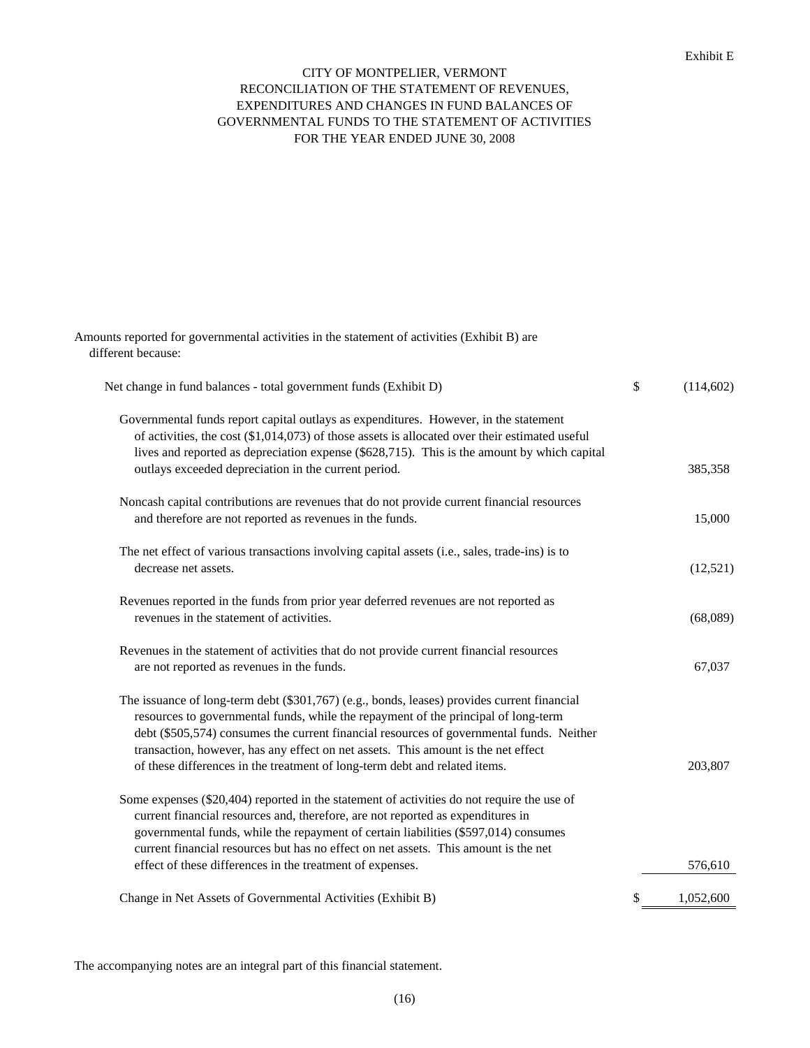Exhibit E

# CITY OF MONTPELIER, VERMONT
## RECONCILIATION OF THE STATEMENT OF REVENUES, EXPENDITURES AND CHANGES IN FUND BALANCES OF GOVERNMENTAL FUNDS TO THE STATEMENT OF ACTIVITIES
### FOR THE YEAR ENDED JUNE 30, 2008

Amounts reported for governmental activities in the statement of activities (Exhibit B) are different because:

| | | |
|---|---|---|
| Net change in fund balances - total government funds (Exhibit D) | $ | (114,602) |
| Governmental funds report capital outlays as expenditures. However, in the statement of activities, the cost ($1,014,073) of those assets is allocated over their estimated useful lives and reported as depreciation expense ($628,715). This is the amount by which capital outlays exceeded depreciation in the current period. | | 385,358 |
| Noncash capital contributions are revenues that do not provide current financial resources and therefore are not reported as revenues in the funds. | | 15,000 |
| The net effect of various transactions involving capital assets (i.e., sales, trade-ins) is to decrease net assets. | | (12,521) |
| Revenues reported in the funds from prior year deferred revenues are not reported as revenues in the statement of activities. | | (68,089) |
| Revenues in the statement of activities that do not provide current financial resources are not reported as revenues in the funds. | | 67,037 |
| The issuance of long-term debt ($301,767) (e.g., bonds, leases) provides current financial resources to governmental funds, while the repayment of the principal of long-term debt ($505,574) consumes the current financial resources of governmental funds. Neither transaction, however, has any effect on net assets. This amount is the net effect of these differences in the treatment of long-term debt and related items. | | 203,807 |
| Some expenses ($20,404) reported in the statement of activities do not require the use of current financial resources and, therefore, are not reported as expenditures in governmental funds, while the repayment of certain liabilities ($597,014) consumes current financial resources but has no effect on net assets. This amount is the net effect of these differences in the treatment of expenses. | | 576,610 |
| Change in Net Assets of Governmental Activities (Exhibit B) | $ | 1,052,600 |

The accompanying notes are an integral part of this financial statement.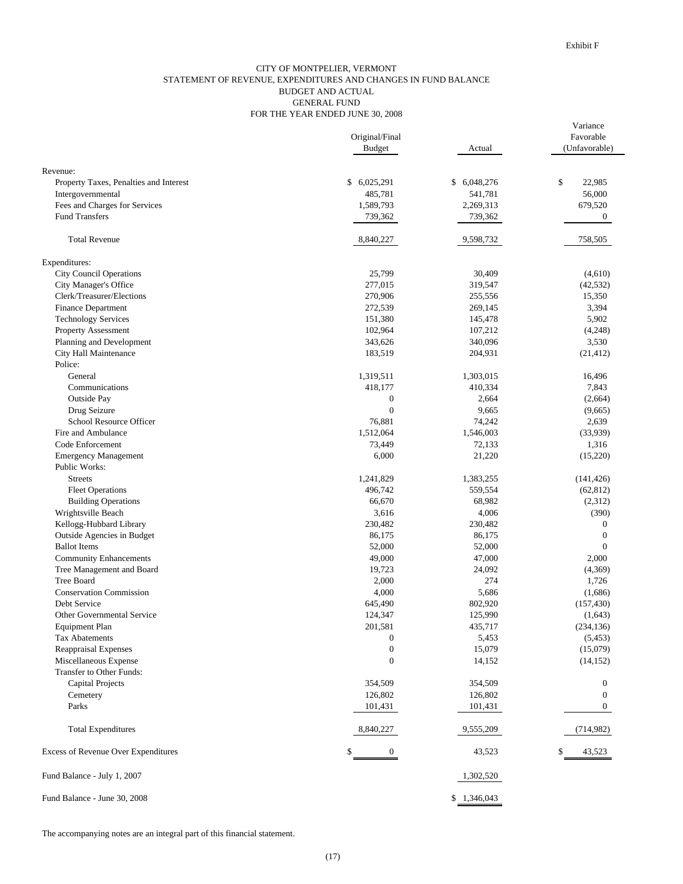Exhibit F

# CITY OF MONTPELIER, VERMONT
## STATEMENT OF REVENUE, EXPENDITURES AND CHANGES IN FUND BALANCE
## BUDGET AND ACTUAL
## GENERAL FUND
## FOR THE YEAR ENDED JUNE 30, 2008

| | Original/Final Budget | Actual | Variance Favorable (Unfavorable) |
|---|---|---|---|
| Revenue: | | | |
| Property Taxes, Penalties and Interest | $ 6,025,291 | $ 6,048,276 | $ 22,985 |
| Intergovernmental | 485,781 | 541,781 | 56,000 |
| Fees and Charges for Services | 1,589,793 | 2,269,313 | 679,520 |
| Fund Transfers | 739,362 | 739,362 | 0 |
| Total Revenue | 8,840,227 | 9,598,732 | 758,505 |
| Expenditures: | | | |
| City Council Operations | 25,799 | 30,409 | (4,610) |
| City Manager's Office | 277,015 | 319,547 | (42,532) |
| Clerk/Treasurer/Elections | 270,906 | 255,556 | 15,350 |
| Finance Department | 272,539 | 269,145 | 3,394 |
| Technology Services | 151,380 | 145,478 | 5,902 |
| Property Assessment | 102,964 | 107,212 | (4,248) |
| Planning and Development | 343,626 | 340,096 | 3,530 |
| City Hall Maintenance | 183,519 | 204,931 | (21,412) |
| Police: | | | |
| General | 1,319,511 | 1,303,015 | 16,496 |
| Communications | 418,177 | 410,334 | 7,843 |
| Outside Pay | 0 | 2,664 | (2,664) |
| Drug Seizure | 0 | 9,665 | (9,665) |
| School Resource Officer | 76,881 | 74,242 | 2,639 |
| Fire and Ambulance | 1,512,064 | 1,546,003 | (33,939) |
| Code Enforcement | 73,449 | 72,133 | 1,316 |
| Emergency Management | 6,000 | 21,220 | (15,220) |
| Public Works: | | | |
| Streets | 1,241,829 | 1,383,255 | (141,426) |
| Fleet Operations | 496,742 | 559,554 | (62,812) |
| Building Operations | 66,670 | 68,982 | (2,312) |
| Wrightsville Beach | 3,616 | 4,006 | (390) |
| Kellogg-Hubbard Library | 230,482 | 230,482 | 0 |
| Outside Agencies in Budget | 86,175 | 86,175 | 0 |
| Ballot Items | 52,000 | 52,000 | 0 |
| Community Enhancements | 49,000 | 47,000 | 2,000 |
| Tree Management and Board | 19,723 | 24,092 | (4,369) |
| Tree Board | 2,000 | 274 | 1,726 |
| Conservation Commission | 4,000 | 5,686 | (1,686) |
| Debt Service | 645,490 | 802,920 | (157,430) |
| Other Governmental Service | 124,347 | 125,990 | (1,643) |
| Equipment Plan | 201,581 | 435,717 | (234,136) |
| Tax Abatements | 0 | 5,453 | (5,453) |
| Reappraisal Expenses | 0 | 15,079 | (15,079) |
| Miscellaneous Expense | 0 | 14,152 | (14,152) |
| Transfer to Other Funds: | | | |
| Capital Projects | 354,509 | 354,509 | 0 |
| Cemetery | 126,802 | 126,802 | 0 |
| Parks | 101,431 | 101,431 | 0 |
| Total Expenditures | 8,840,227 | 9,555,209 | (714,982) |
| Excess of Revenue Over Expenditures | $ 0 | 43,523 | $ 43,523 |
| Fund Balance - July 1, 2007 | | 1,302,520 | |
| Fund Balance - June 30, 2008 | | $ 1,346,043 | |

The accompanying notes are an integral part of this financial statement.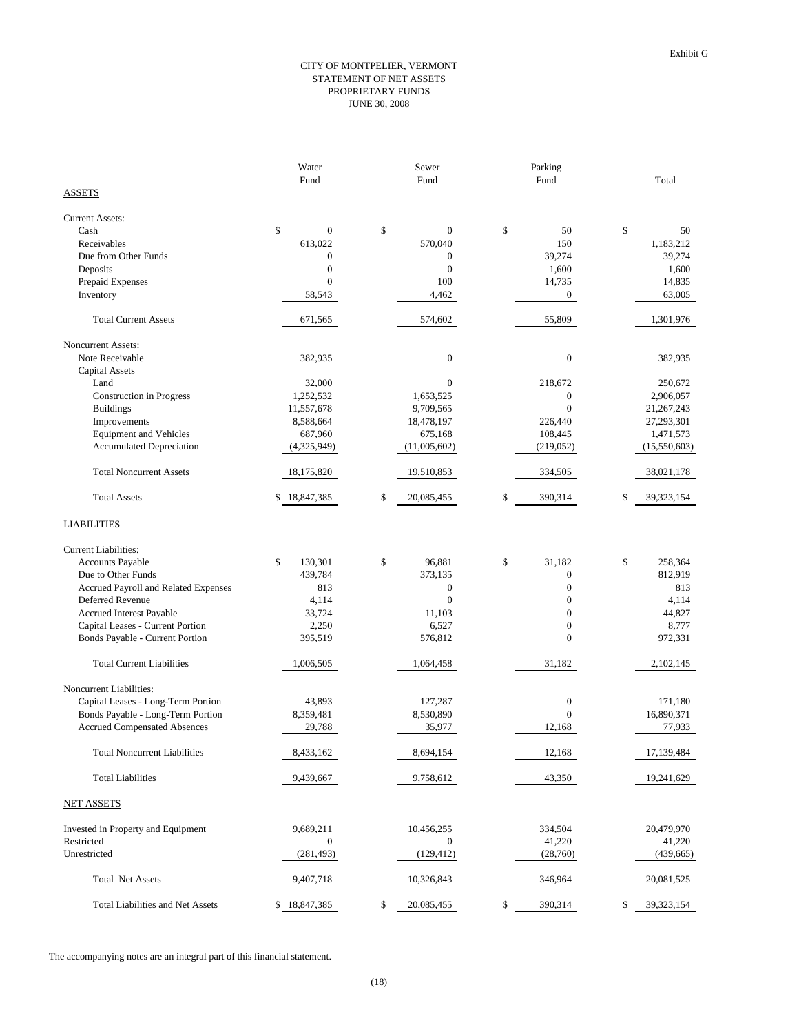Exhibit G

# CITY OF MONTPELIER, VERMONT
## STATEMENT OF NET ASSETS
## PROPRIETARY FUNDS
## JUNE 30, 2008

| | Water Fund | Sewer Fund | Parking Fund | Total |
|---|---|---|---|---|
| **ASSETS** | | | | |
| Current Assets: | | | | |
| Cash | $ 0 | $ 0 | $ 50 | $ 50 |
| Receivables | 613,022 | 570,040 | 150 | 1,183,212 |
| Due from Other Funds | 0 | 0 | 39,274 | 39,274 |
| Deposits | 0 | 0 | 1,600 | 1,600 |
| Prepaid Expenses | 0 | 100 | 14,735 | 14,835 |
| Inventory | 58,543 | 4,462 | 0 | 63,005 |
| Total Current Assets | 671,565 | 574,602 | 55,809 | 1,301,976 |
| Noncurrent Assets: | | | | |
| Note Receivable | 382,935 | 0 | 0 | 382,935 |
| Capital Assets | | | | |
| Land | 32,000 | 0 | 218,672 | 250,672 |
| Construction in Progress | 1,252,532 | 1,653,525 | 0 | 2,906,057 |
| Buildings | 11,557,678 | 9,709,565 | 0 | 21,267,243 |
| Improvements | 8,588,664 | 18,478,197 | 226,440 | 27,293,301 |
| Equipment and Vehicles | 687,960 | 675,168 | 108,445 | 1,471,573 |
| Accumulated Depreciation | (4,325,949) | (11,005,602) | (219,052) | (15,550,603) |
| Total Noncurrent Assets | 18,175,820 | 19,510,853 | 334,505 | 38,021,178 |
| Total Assets | $ 18,847,385 | $ 20,085,455 | $ 390,314 | $ 39,323,154 |
| **LIABILITIES** | | | | |
| Current Liabilities: | | | | |
| Accounts Payable | $ 130,301 | $ 96,881 | $ 31,182 | $ 258,364 |
| Due to Other Funds | 439,784 | 373,135 | 0 | 812,919 |
| Accrued Payroll and Related Expenses | 813 | 0 | 0 | 813 |
| Deferred Revenue | 4,114 | 0 | 0 | 4,114 |
| Accrued Interest Payable | 33,724 | 11,103 | 0 | 44,827 |
| Capital Leases - Current Portion | 2,250 | 6,527 | 0 | 8,777 |
| Bonds Payable - Current Portion | 395,519 | 576,812 | 0 | 972,331 |
| Total Current Liabilities | 1,006,505 | 1,064,458 | 31,182 | 2,102,145 |
| Noncurrent Liabilities: | | | | |
| Capital Leases - Long-Term Portion | 43,893 | 127,287 | 0 | 171,180 |
| Bonds Payable - Long-Term Portion | 8,359,481 | 8,530,890 | 0 | 16,890,371 |
| Accrued Compensated Absences | 29,788 | 35,977 | 12,168 | 77,933 |
| Total Noncurrent Liabilities | 8,433,162 | 8,694,154 | 12,168 | 17,139,484 |
| Total Liabilities | 9,439,667 | 9,758,612 | 43,350 | 19,241,629 |
| **NET ASSETS** | | | | |
| Invested in Property and Equipment | 9,689,211 | 10,456,255 | 334,504 | 20,479,970 |
| Restricted | 0 | 0 | 41,220 | 41,220 |
| Unrestricted | (281,493) | (129,412) | (28,760) | (439,665) |
| Total Net Assets | 9,407,718 | 10,326,843 | 346,964 | 20,081,525 |
| Total Liabilities and Net Assets | $ 18,847,385 | $ 20,085,455 | $ 390,314 | $ 39,323,154 |

The accompanying notes are an integral part of this financial statement.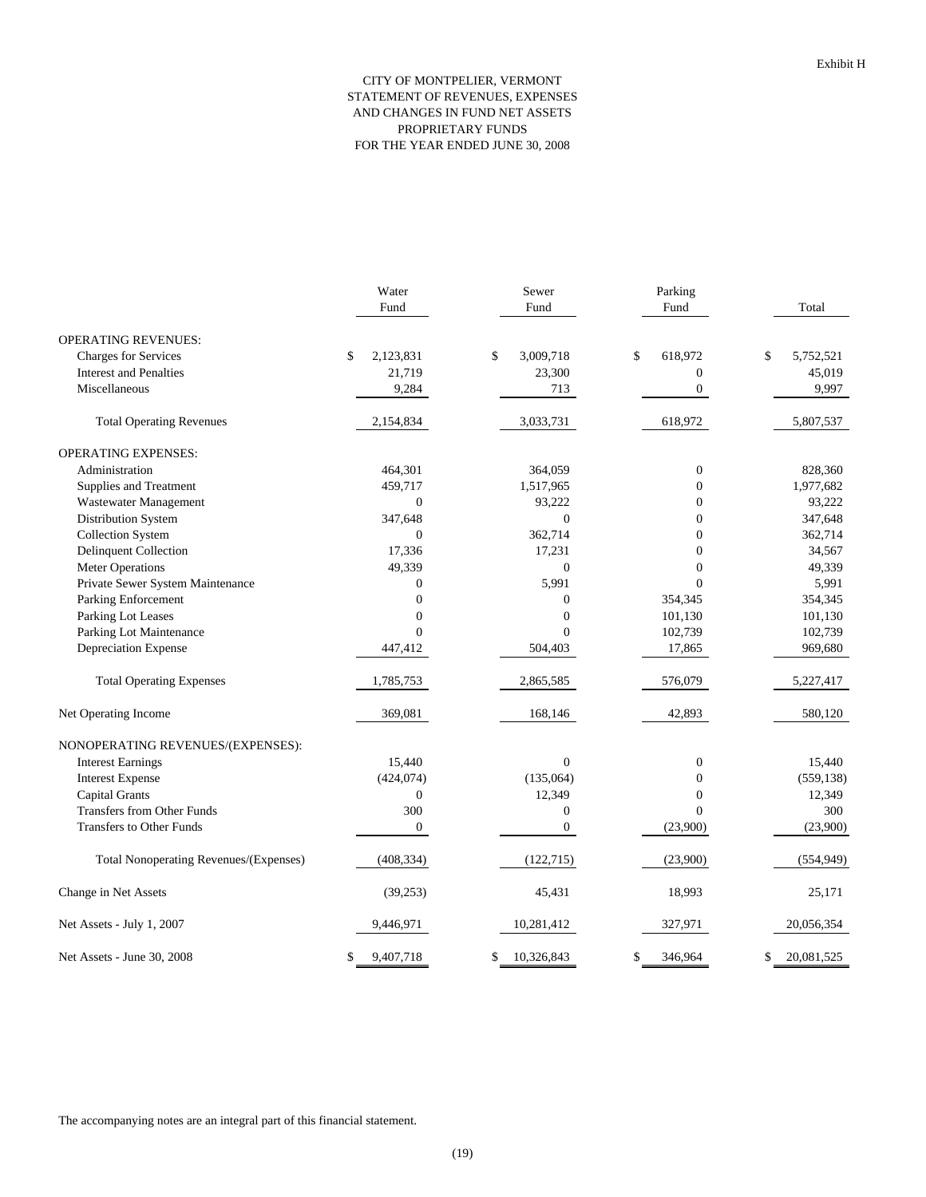Exhibit H

# CITY OF MONTPELIER, VERMONT
## STATEMENT OF REVENUES, EXPENSES AND CHANGES IN FUND NET ASSETS
## PROPRIETARY FUNDS
## FOR THE YEAR ENDED JUNE 30, 2008

| | Water Fund | Sewer Fund | Parking Fund | Total |
|---|---|---|---|---|
| **OPERATING REVENUES:** | | | | |
| Charges for Services | $ 2,123,831 | $ 3,009,718 | $ 618,972 | $ 5,752,521 |
| Interest and Penalties | 21,719 | 23,300 | 0 | 45,019 |
| Miscellaneous | 9,284 | 713 | 0 | 9,997 |
| Total Operating Revenues | 2,154,834 | 3,033,731 | 618,972 | 5,807,537 |
| **OPERATING EXPENSES:** | | | | |
| Administration | 464,301 | 364,059 | 0 | 828,360 |
| Supplies and Treatment | 459,717 | 1,517,965 | 0 | 1,977,682 |
| Wastewater Management | 0 | 93,222 | 0 | 93,222 |
| Distribution System | 347,648 | 0 | 0 | 347,648 |
| Collection System | 0 | 362,714 | 0 | 362,714 |
| Delinquent Collection | 17,336 | 17,231 | 0 | 34,567 |
| Meter Operations | 49,339 | 0 | 0 | 49,339 |
| Private Sewer System Maintenance | 0 | 5,991 | 0 | 5,991 |
| Parking Enforcement | 0 | 0 | 354,345 | 354,345 |
| Parking Lot Leases | 0 | 0 | 101,130 | 101,130 |
| Parking Lot Maintenance | 0 | 0 | 102,739 | 102,739 |
| Depreciation Expense | 447,412 | 504,403 | 17,865 | 969,680 |
| Total Operating Expenses | 1,785,753 | 2,865,585 | 576,079 | 5,227,417 |
| Net Operating Income | 369,081 | 168,146 | 42,893 | 580,120 |
| **NONOPERATING REVENUES/(EXPENSES):** | | | | |
| Interest Earnings | 15,440 | 0 | 0 | 15,440 |
| Interest Expense | (424,074) | (135,064) | 0 | (559,138) |
| Capital Grants | 0 | 12,349 | 0 | 12,349 |
| Transfers from Other Funds | 300 | 0 | 0 | 300 |
| Transfers to Other Funds | 0 | 0 | (23,900) | (23,900) |
| Total Nonoperating Revenues/(Expenses) | (408,334) | (122,715) | (23,900) | (554,949) |
| Change in Net Assets | (39,253) | 45,431 | 18,993 | 25,171 |
| Net Assets - July 1, 2007 | 9,446,971 | 10,281,412 | 327,971 | 20,056,354 |
| Net Assets - June 30, 2008 | $ 9,407,718 | $ 10,326,843 | $ 346,964 | $ 20,081,525 |

The accompanying notes are an integral part of this financial statement.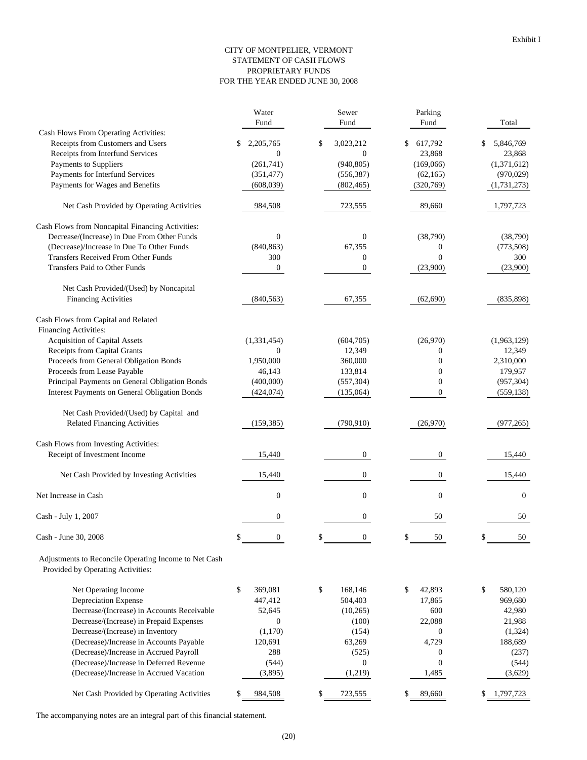Exhibit I

# CITY OF MONTPELIER, VERMONT
## STATEMENT OF CASH FLOWS
## PROPRIETARY FUNDS
## FOR THE YEAR ENDED JUNE 30, 2008

| | Water Fund | Sewer Fund | Parking Fund | Total |
|---|---|---|---|---|
| Cash Flows From Operating Activities: | | | | |
| Receipts from Customers and Users | $ 2,205,765 | $ 3,023,212 | $ 617,792 | $ 5,846,769 |
| Receipts from Interfund Services | 0 | 0 | 23,868 | 23,868 |
| Payments to Suppliers | (261,741) | (940,805) | (169,066) | (1,371,612) |
| Payments for Interfund Services | (351,477) | (556,387) | (62,165) | (970,029) |
| Payments for Wages and Benefits | (608,039) | (802,465) | (320,769) | (1,731,273) |
| Net Cash Provided by Operating Activities | 984,508 | 723,555 | 89,660 | 1,797,723 |
| Cash Flows from Noncapital Financing Activities: | | | | |
| Decrease/(Increase) in Due From Other Funds | 0 | 0 | (38,790) | (38,790) |
| (Decrease)/Increase in Due To Other Funds | (840,863) | 67,355 | 0 | (773,508) |
| Transfers Received From Other Funds | 300 | 0 | 0 | 300 |
| Transfers Paid to Other Funds | 0 | 0 | (23,900) | (23,900) |
| Net Cash Provided/(Used) by Noncapital Financing Activities | (840,563) | 67,355 | (62,690) | (835,898) |
| Cash Flows from Capital and Related Financing Activities: | | | | |
| Acquisition of Capital Assets | (1,331,454) | (604,705) | (26,970) | (1,963,129) |
| Receipts from Capital Grants | 0 | 12,349 | 0 | 12,349 |
| Proceeds from General Obligation Bonds | 1,950,000 | 360,000 | 0 | 2,310,000 |
| Proceeds from Lease Payable | 46,143 | 133,814 | 0 | 179,957 |
| Principal Payments on General Obligation Bonds | (400,000) | (557,304) | 0 | (957,304) |
| Interest Payments on General Obligation Bonds | (424,074) | (135,064) | 0 | (559,138) |
| Net Cash Provided/(Used) by Capital and Related Financing Activities | (159,385) | (790,910) | (26,970) | (977,265) |
| Cash Flows from Investing Activities: | | | | |
| Receipt of Investment Income | 15,440 | 0 | 0 | 15,440 |
| Net Cash Provided by Investing Activities | 15,440 | 0 | 0 | 15,440 |
| Net Increase in Cash | 0 | 0 | 0 | 0 |
| Cash - July 1, 2007 | 0 | 0 | 50 | 50 |
| Cash - June 30, 2008 | $ 0 | $ 0 | $ 50 | $ 50 |
| Adjustments to Reconcile Operating Income to Net Cash Provided by Operating Activities: | | | | |
| Net Operating Income | $ 369,081 | $ 168,146 | $ 42,893 | $ 580,120 |
| Depreciation Expense | 447,412 | 504,403 | 17,865 | 969,680 |
| Decrease/(Increase) in Accounts Receivable | 52,645 | (10,265) | 600 | 42,980 |
| Decrease/(Increase) in Prepaid Expenses | 0 | (100) | 22,088 | 21,988 |
| Decrease/(Increase) in Inventory | (1,170) | (154) | 0 | (1,324) |
| (Decrease)/Increase in Accounts Payable | 120,691 | 63,269 | 4,729 | 188,689 |
| (Decrease)/Increase in Accrued Payroll | 288 | (525) | 0 | (237) |
| (Decrease)/Increase in Deferred Revenue | (544) | 0 | 0 | (544) |
| (Decrease)/Increase in Accrued Vacation | (3,895) | (1,219) | 1,485 | (3,629) |
| Net Cash Provided by Operating Activities | $ 984,508 | $ 723,555 | $ 89,660 | $ 1,797,723 |

The accompanying notes are an integral part of this financial statement.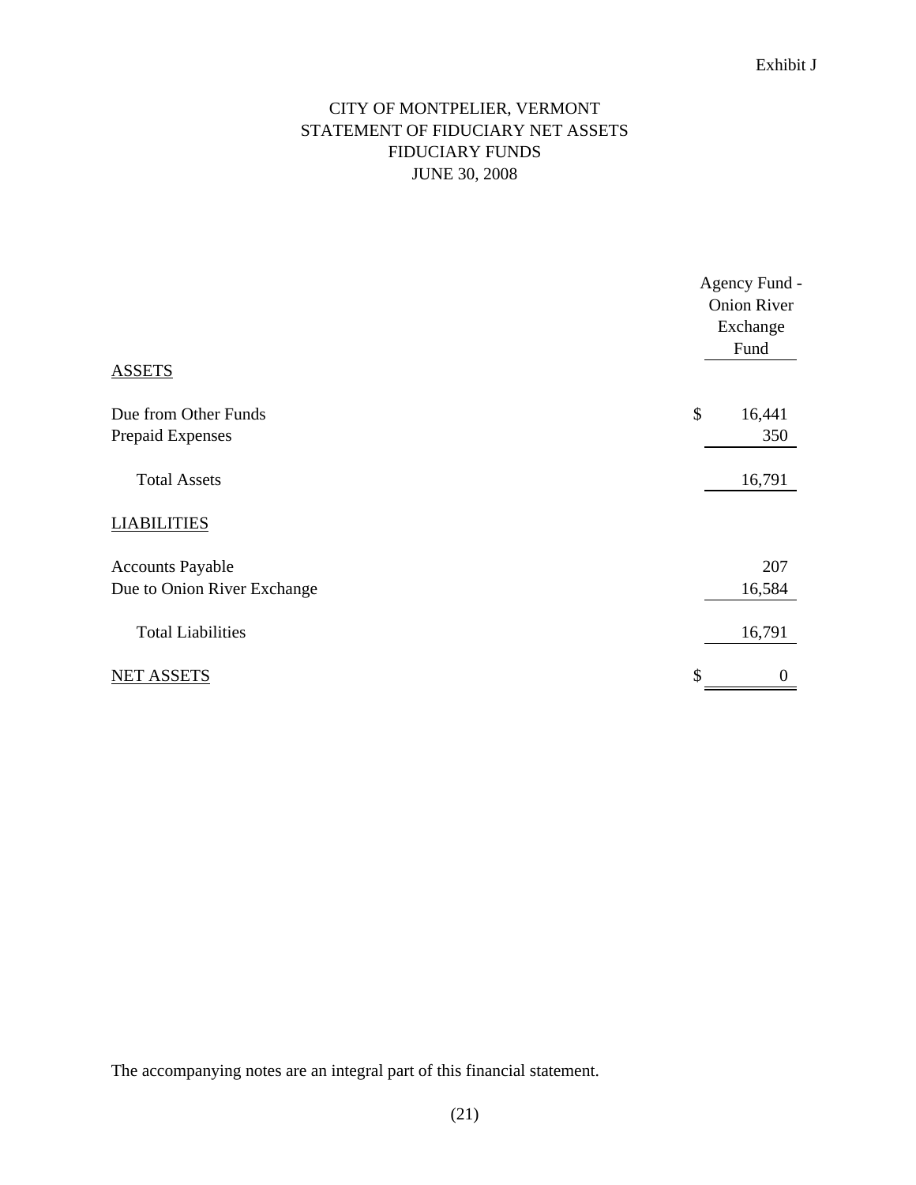Exhibit J

# CITY OF MONTPELIER, VERMONT
## STATEMENT OF FIDUCIARY NET ASSETS
## FIDUCIARY FUNDS
## JUNE 30, 2008

| | Agency Fund - Onion River Exchange Fund |
|---|---|
| ASSETS | |
| Due from Other Funds | $ 16,441 |
| Prepaid Expenses | 350 |
| Total Assets | 16,791 |
| LIABILITIES | |
| Accounts Payable | 207 |
| Due to Onion River Exchange | 16,584 |
| Total Liabilities | 16,791 |
| NET ASSETS | $ 0 |

The accompanying notes are an integral part of this financial statement.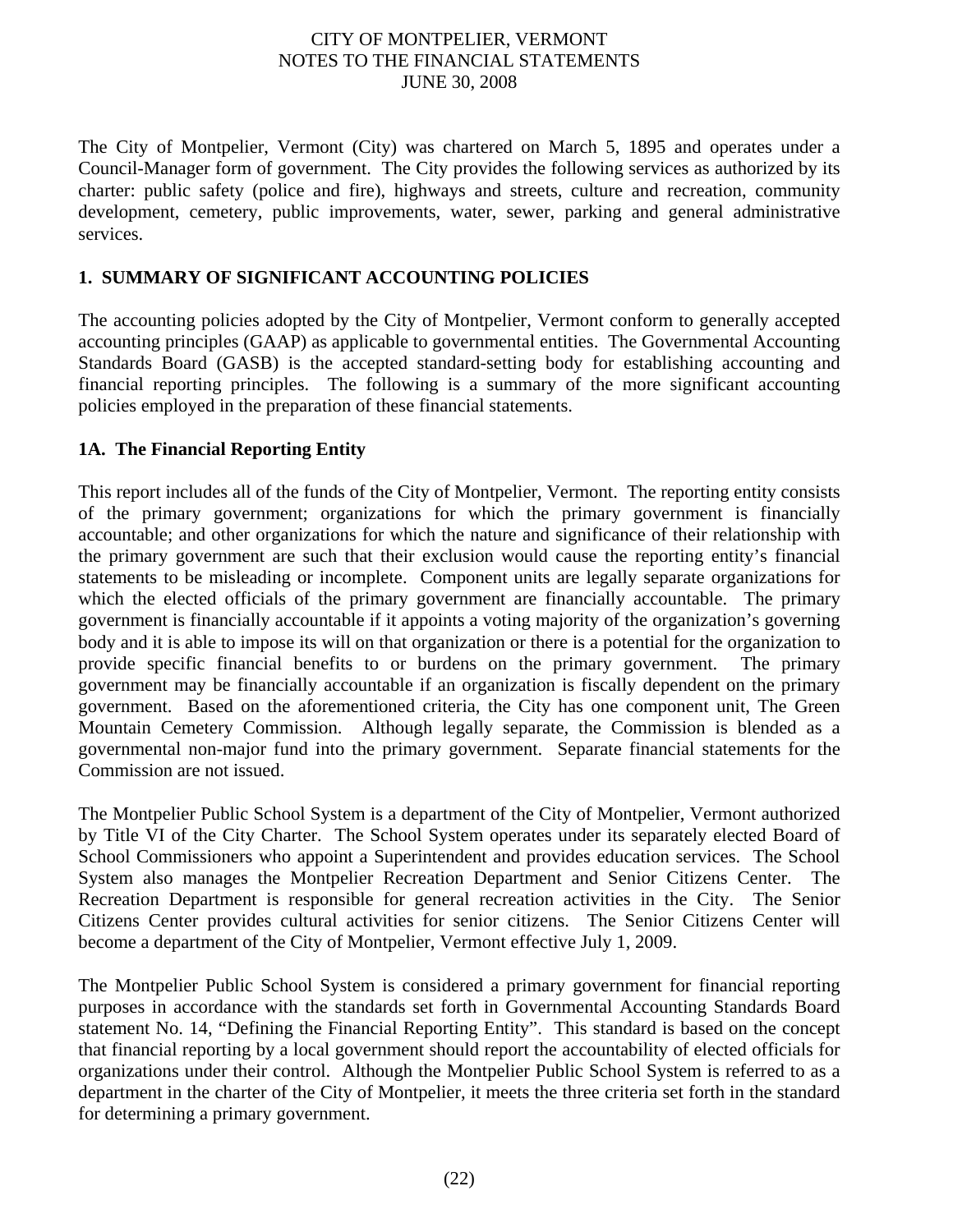The City of Montpelier, Vermont (City) was chartered on March 5, 1895 and operates under a Council-Manager form of government. The City provides the following services as authorized by its charter: public safety (police and fire), highways and streets, culture and recreation, community development, cemetery, public improvements, water, sewer, parking and general administrative services.

## 1. SUMMARY OF SIGNIFICANT ACCOUNTING POLICIES

The accounting policies adopted by the City of Montpelier, Vermont conform to generally accepted accounting principles (GAAP) as applicable to governmental entities. The Governmental Accounting Standards Board (GASB) is the accepted standard-setting body for establishing accounting and financial reporting principles. The following is a summary of the more significant accounting policies employed in the preparation of these financial statements.

### 1A. The Financial Reporting Entity

This report includes all of the funds of the City of Montpelier, Vermont. The reporting entity consists of the primary government; organizations for which the primary government is financially accountable; and other organizations for which the nature and significance of their relationship with the primary government are such that their exclusion would cause the reporting entity's financial statements to be misleading or incomplete. Component units are legally separate organizations for which the elected officials of the primary government are financially accountable. The primary government is financially accountable if it appoints a voting majority of the organization's governing body and it is able to impose its will on that organization or there is a potential for the organization to provide specific financial benefits to or burdens on the primary government. The primary government may be financially accountable if an organization is fiscally dependent on the primary government. Based on the aforementioned criteria, the City has one component unit, The Green Mountain Cemetery Commission. Although legally separate, the Commission is blended as a governmental non-major fund into the primary government. Separate financial statements for the Commission are not issued.

The Montpelier Public School System is a department of the City of Montpelier, Vermont authorized by Title VI of the City Charter. The School System operates under its separately elected Board of School Commissioners who appoint a Superintendent and provides education services. The School System also manages the Montpelier Recreation Department and Senior Citizens Center. The Recreation Department is responsible for general recreation activities in the City. The Senior Citizens Center provides cultural activities for senior citizens. The Senior Citizens Center will become a department of the City of Montpelier, Vermont effective July 1, 2009.

The Montpelier Public School System is considered a primary government for financial reporting purposes in accordance with the standards set forth in Governmental Accounting Standards Board statement No. 14, "Defining the Financial Reporting Entity". This standard is based on the concept that financial reporting by a local government should report the accountability of elected officials for organizations under their control. Although the Montpelier Public School System is referred to as a department in the charter of the City of Montpelier, it meets the three criteria set forth in the standard for determining a primary government.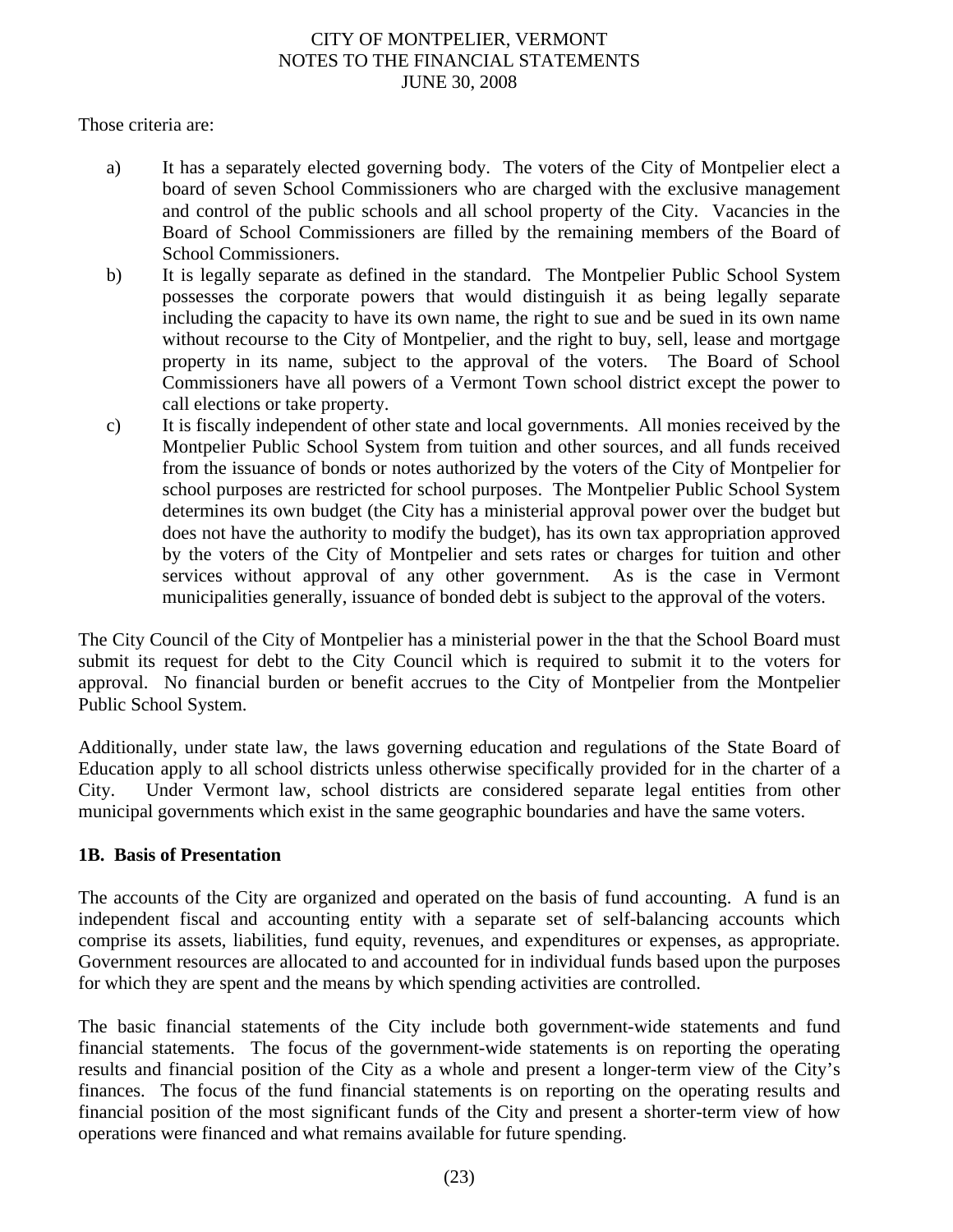Those criteria are:

a) It has a separately elected governing body. The voters of the City of Montpelier elect a board of seven School Commissioners who are charged with the exclusive management and control of the public schools and all school property of the City. Vacancies in the Board of School Commissioners are filled by the remaining members of the Board of School Commissioners.

b) It is legally separate as defined in the standard. The Montpelier Public School System possesses the corporate powers that would distinguish it as being legally separate including the capacity to have its own name, the right to sue and be sued in its own name without recourse to the City of Montpelier, and the right to buy, sell, lease and mortgage property in its name, subject to the approval of the voters. The Board of School Commissioners have all powers of a Vermont Town school district except the power to call elections or take property.

c) It is fiscally independent of other state and local governments. All monies received by the Montpelier Public School System from tuition and other sources, and all funds received from the issuance of bonds or notes authorized by the voters of the City of Montpelier for school purposes are restricted for school purposes. The Montpelier Public School System determines its own budget (the City has a ministerial approval power over the budget but does not have the authority to modify the budget), has its own tax appropriation approved by the voters of the City of Montpelier and sets rates or charges for tuition and other services without approval of any other government. As is the case in Vermont municipalities generally, issuance of bonded debt is subject to the approval of the voters.

The City Council of the City of Montpelier has a ministerial power in the that the School Board must submit its request for debt to the City Council which is required to submit it to the voters for approval. No financial burden or benefit accrues to the City of Montpelier from the Montpelier Public School System.

Additionally, under state law, the laws governing education and regulations of the State Board of Education apply to all school districts unless otherwise specifically provided for in the charter of a City. Under Vermont law, school districts are considered separate legal entities from other municipal governments which exist in the same geographic boundaries and have the same voters.

**1B. Basis of Presentation**

The accounts of the City are organized and operated on the basis of fund accounting. A fund is an independent fiscal and accounting entity with a separate set of self-balancing accounts which comprise its assets, liabilities, fund equity, revenues, and expenditures or expenses, as appropriate. Government resources are allocated to and accounted for in individual funds based upon the purposes for which they are spent and the means by which spending activities are controlled.

The basic financial statements of the City include both government-wide statements and fund financial statements. The focus of the government-wide statements is on reporting the operating results and financial position of the City as a whole and present a longer-term view of the City's finances. The focus of the fund financial statements is on reporting on the operating results and financial position of the most significant funds of the City and present a shorter-term view of how operations were financed and what remains available for future spending.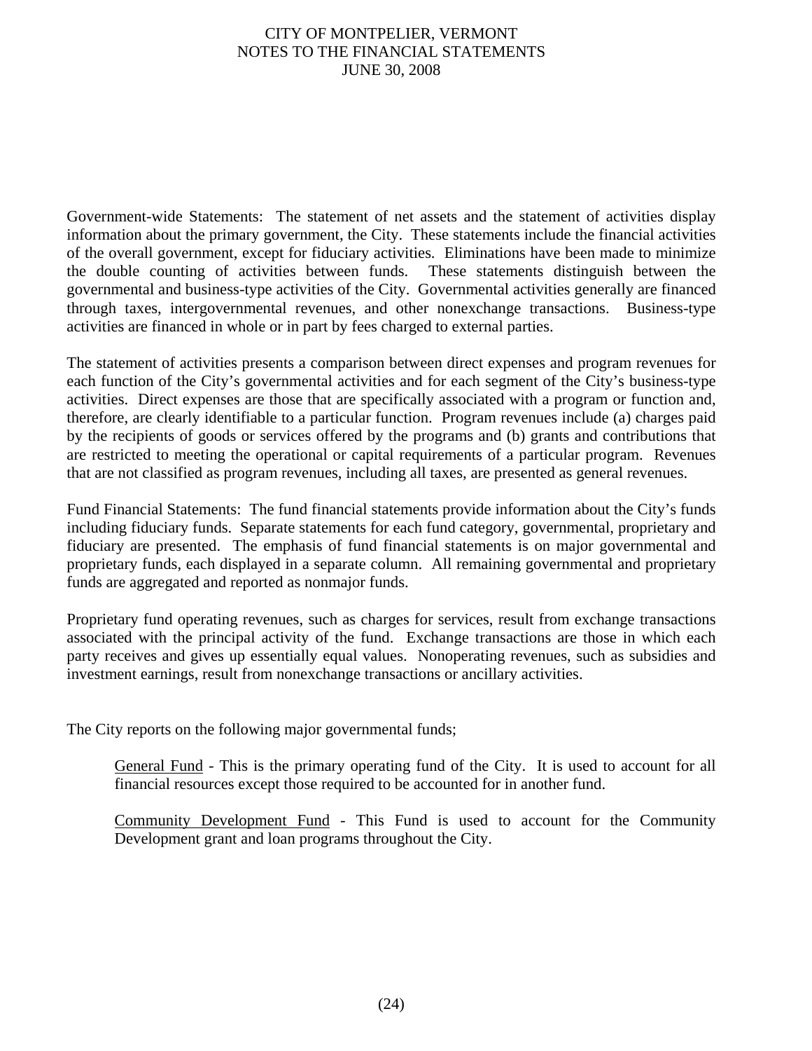Government-wide Statements: The statement of net assets and the statement of activities display information about the primary government, the City. These statements include the financial activities of the overall government, except for fiduciary activities. Eliminations have been made to minimize the double counting of activities between funds. These statements distinguish between the governmental and business-type activities of the City. Governmental activities generally are financed through taxes, intergovernmental revenues, and other nonexchange transactions. Business-type activities are financed in whole or in part by fees charged to external parties.

The statement of activities presents a comparison between direct expenses and program revenues for each function of the City's governmental activities and for each segment of the City's business-type activities. Direct expenses are those that are specifically associated with a program or function and, therefore, are clearly identifiable to a particular function. Program revenues include (a) charges paid by the recipients of goods or services offered by the programs and (b) grants and contributions that are restricted to meeting the operational or capital requirements of a particular program. Revenues that are not classified as program revenues, including all taxes, are presented as general revenues.

Fund Financial Statements: The fund financial statements provide information about the City's funds including fiduciary funds. Separate statements for each fund category, governmental, proprietary and fiduciary are presented. The emphasis of fund financial statements is on major governmental and proprietary funds, each displayed in a separate column. All remaining governmental and proprietary funds are aggregated and reported as nonmajor funds.

Proprietary fund operating revenues, such as charges for services, result from exchange transactions associated with the principal activity of the fund. Exchange transactions are those in which each party receives and gives up essentially equal values. Nonoperating revenues, such as subsidies and investment earnings, result from nonexchange transactions or ancillary activities.

The City reports on the following major governmental funds;

General Fund - This is the primary operating fund of the City. It is used to account for all financial resources except those required to be accounted for in another fund.

Community Development Fund - This Fund is used to account for the Community Development grant and loan programs throughout the City.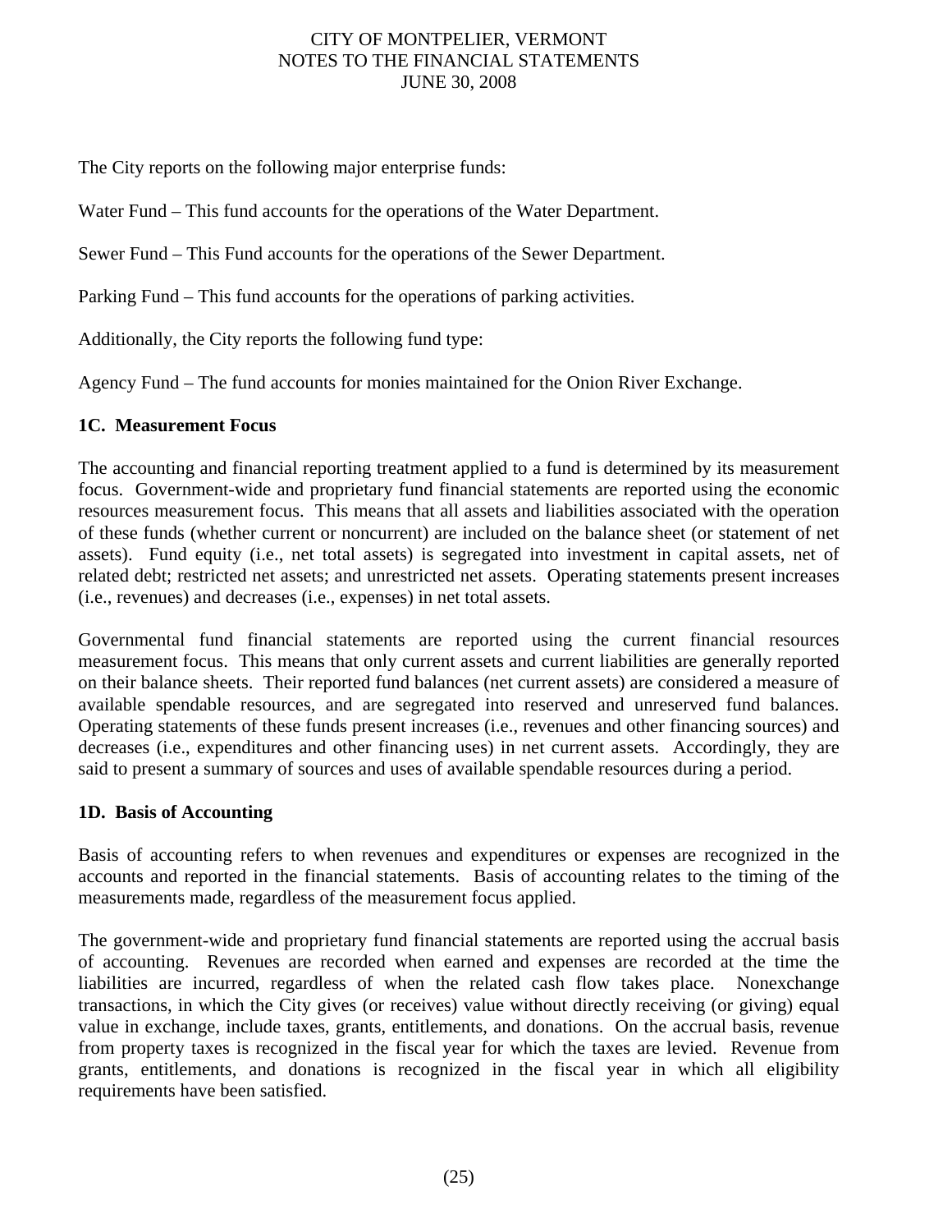The City reports on the following major enterprise funds:

Water Fund – This fund accounts for the operations of the Water Department.

Sewer Fund – This Fund accounts for the operations of the Sewer Department.

Parking Fund – This fund accounts for the operations of parking activities.

Additionally, the City reports the following fund type:

Agency Fund – The fund accounts for monies maintained for the Onion River Exchange.

### 1C. Measurement Focus

The accounting and financial reporting treatment applied to a fund is determined by its measurement focus. Government-wide and proprietary fund financial statements are reported using the economic resources measurement focus. This means that all assets and liabilities associated with the operation of these funds (whether current or noncurrent) are included on the balance sheet (or statement of net assets). Fund equity (i.e., net total assets) is segregated into investment in capital assets, net of related debt; restricted net assets; and unrestricted net assets. Operating statements present increases (i.e., revenues) and decreases (i.e., expenses) in net total assets.

Governmental fund financial statements are reported using the current financial resources measurement focus. This means that only current assets and current liabilities are generally reported on their balance sheets. Their reported fund balances (net current assets) are considered a measure of available spendable resources, and are segregated into reserved and unreserved fund balances. Operating statements of these funds present increases (i.e., revenues and other financing sources) and decreases (i.e., expenditures and other financing uses) in net current assets. Accordingly, they are said to present a summary of sources and uses of available spendable resources during a period.

### 1D. Basis of Accounting

Basis of accounting refers to when revenues and expenditures or expenses are recognized in the accounts and reported in the financial statements. Basis of accounting relates to the timing of the measurements made, regardless of the measurement focus applied.

The government-wide and proprietary fund financial statements are reported using the accrual basis of accounting. Revenues are recorded when earned and expenses are recorded at the time the liabilities are incurred, regardless of when the related cash flow takes place. Nonexchange transactions, in which the City gives (or receives) value without directly receiving (or giving) equal value in exchange, include taxes, grants, entitlements, and donations. On the accrual basis, revenue from property taxes is recognized in the fiscal year for which the taxes are levied. Revenue from grants, entitlements, and donations is recognized in the fiscal year in which all eligibility requirements have been satisfied.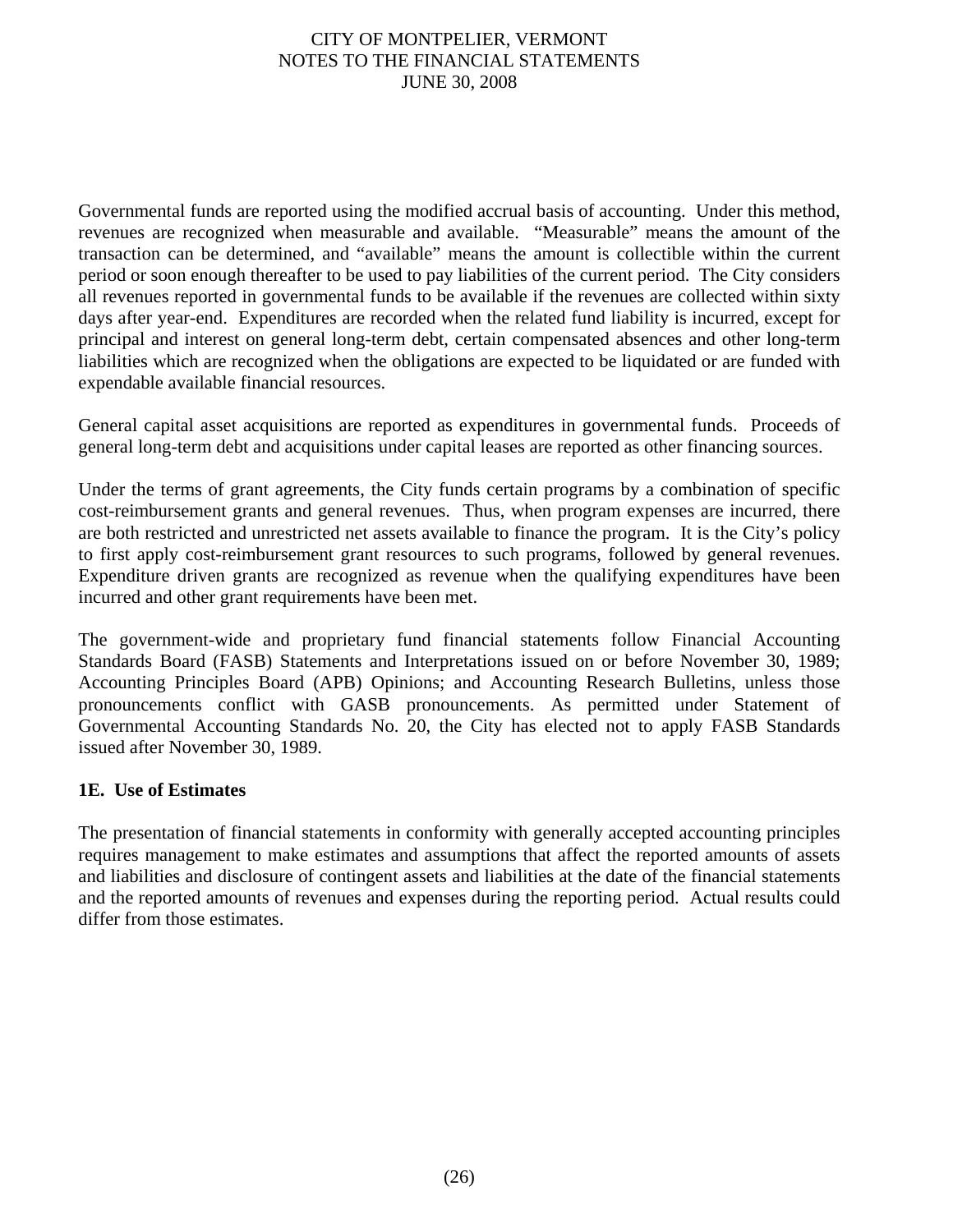Governmental funds are reported using the modified accrual basis of accounting. Under this method, revenues are recognized when measurable and available. "Measurable" means the amount of the transaction can be determined, and "available" means the amount is collectible within the current period or soon enough thereafter to be used to pay liabilities of the current period. The City considers all revenues reported in governmental funds to be available if the revenues are collected within sixty days after year-end. Expenditures are recorded when the related fund liability is incurred, except for principal and interest on general long-term debt, certain compensated absences and other long-term liabilities which are recognized when the obligations are expected to be liquidated or are funded with expendable available financial resources.

General capital asset acquisitions are reported as expenditures in governmental funds. Proceeds of general long-term debt and acquisitions under capital leases are reported as other financing sources.

Under the terms of grant agreements, the City funds certain programs by a combination of specific cost-reimbursement grants and general revenues. Thus, when program expenses are incurred, there are both restricted and unrestricted net assets available to finance the program. It is the City's policy to first apply cost-reimbursement grant resources to such programs, followed by general revenues. Expenditure driven grants are recognized as revenue when the qualifying expenditures have been incurred and other grant requirements have been met.

The government-wide and proprietary fund financial statements follow Financial Accounting Standards Board (FASB) Statements and Interpretations issued on or before November 30, 1989; Accounting Principles Board (APB) Opinions; and Accounting Research Bulletins, unless those pronouncements conflict with GASB pronouncements. As permitted under Statement of Governmental Accounting Standards No. 20, the City has elected not to apply FASB Standards issued after November 30, 1989.

**1E. Use of Estimates**

The presentation of financial statements in conformity with generally accepted accounting principles requires management to make estimates and assumptions that affect the reported amounts of assets and liabilities and disclosure of contingent assets and liabilities at the date of the financial statements and the reported amounts of revenues and expenses during the reporting period. Actual results could differ from those estimates.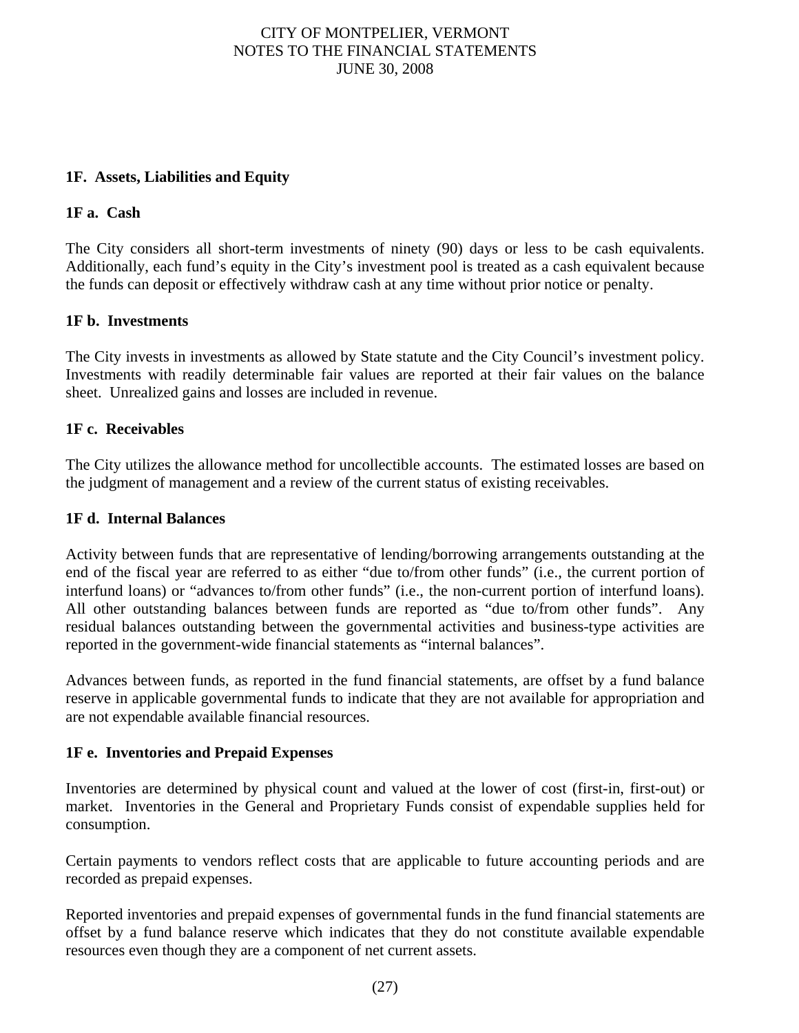## 1F. Assets, Liabilities and Equity

### 1F a. Cash

The City considers all short-term investments of ninety (90) days or less to be cash equivalents. Additionally, each fund's equity in the City's investment pool is treated as a cash equivalent because the funds can deposit or effectively withdraw cash at any time without prior notice or penalty.

### 1F b. Investments

The City invests in investments as allowed by State statute and the City Council's investment policy. Investments with readily determinable fair values are reported at their fair values on the balance sheet. Unrealized gains and losses are included in revenue.

### 1F c. Receivables

The City utilizes the allowance method for uncollectible accounts. The estimated losses are based on the judgment of management and a review of the current status of existing receivables.

### 1F d. Internal Balances

Activity between funds that are representative of lending/borrowing arrangements outstanding at the end of the fiscal year are referred to as either "due to/from other funds" (i.e., the current portion of interfund loans) or "advances to/from other funds" (i.e., the non-current portion of interfund loans). All other outstanding balances between funds are reported as "due to/from other funds". Any residual balances outstanding between the governmental activities and business-type activities are reported in the government-wide financial statements as "internal balances".

Advances between funds, as reported in the fund financial statements, are offset by a fund balance reserve in applicable governmental funds to indicate that they are not available for appropriation and are not expendable available financial resources.

### 1F e. Inventories and Prepaid Expenses

Inventories are determined by physical count and valued at the lower of cost (first-in, first-out) or market. Inventories in the General and Proprietary Funds consist of expendable supplies held for consumption.

Certain payments to vendors reflect costs that are applicable to future accounting periods and are recorded as prepaid expenses.

Reported inventories and prepaid expenses of governmental funds in the fund financial statements are offset by a fund balance reserve which indicates that they do not constitute available expendable resources even though they are a component of net current assets.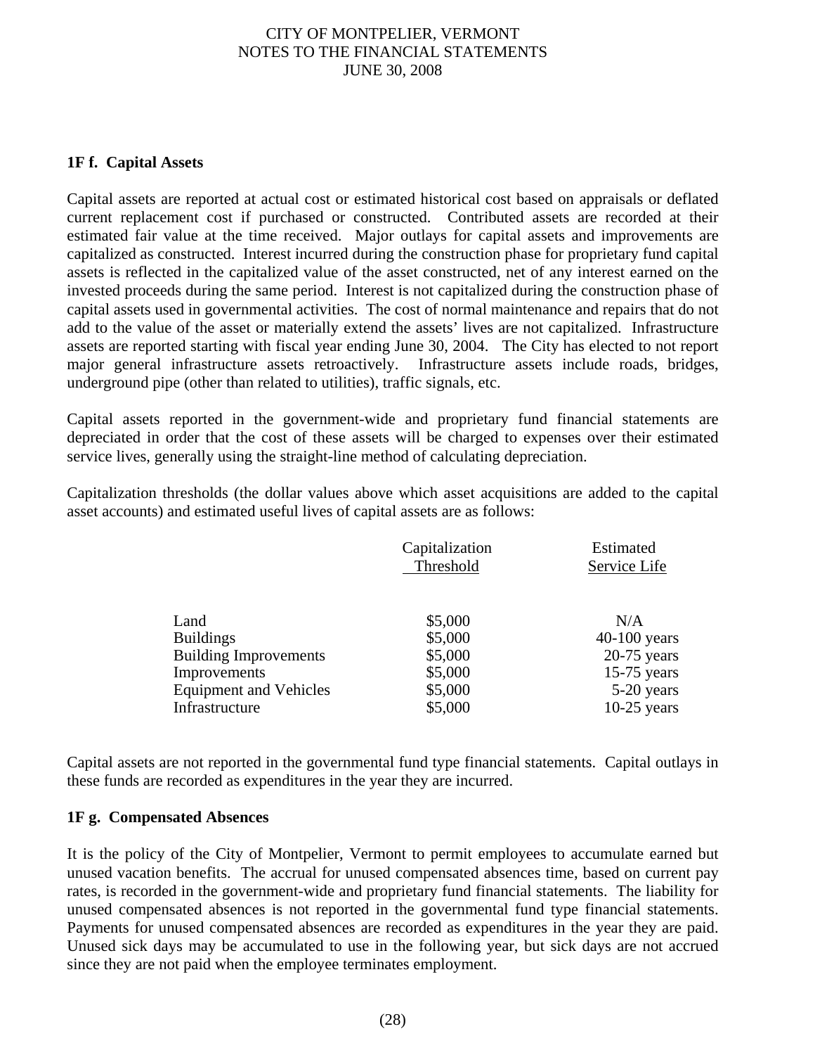### 1F f. Capital Assets

Capital assets are reported at actual cost or estimated historical cost based on appraisals or deflated current replacement cost if purchased or constructed. Contributed assets are recorded at their estimated fair value at the time received. Major outlays for capital assets and improvements are capitalized as constructed. Interest incurred during the construction phase for proprietary fund capital assets is reflected in the capitalized value of the asset constructed, net of any interest earned on the invested proceeds during the same period. Interest is not capitalized during the construction phase of capital assets used in governmental activities. The cost of normal maintenance and repairs that do not add to the value of the asset or materially extend the assets' lives are not capitalized. Infrastructure assets are reported starting with fiscal year ending June 30, 2004. The City has elected to not report major general infrastructure assets retroactively. Infrastructure assets include roads, bridges, underground pipe (other than related to utilities), traffic signals, etc.

Capital assets reported in the government-wide and proprietary fund financial statements are depreciated in order that the cost of these assets will be charged to expenses over their estimated service lives, generally using the straight-line method of calculating depreciation.

Capitalization thresholds (the dollar values above which asset acquisitions are added to the capital asset accounts) and estimated useful lives of capital assets are as follows:

| | Capitalization Threshold | Estimated Service Life |
|---|---|---|
| Land | $5,000 | N/A |
| Buildings | $5,000 | 40-100 years |
| Building Improvements | $5,000 | 20-75 years |
| Improvements | $5,000 | 15-75 years |
| Equipment and Vehicles | $5,000 | 5-20 years |
| Infrastructure | $5,000 | 10-25 years |

Capital assets are not reported in the governmental fund type financial statements. Capital outlays in these funds are recorded as expenditures in the year they are incurred.

### 1F g. Compensated Absences

It is the policy of the City of Montpelier, Vermont to permit employees to accumulate earned but unused vacation benefits. The accrual for unused compensated absences time, based on current pay rates, is recorded in the government-wide and proprietary fund financial statements. The liability for unused compensated absences is not reported in the governmental fund type financial statements. Payments for unused compensated absences are recorded as expenditures in the year they are paid. Unused sick days may be accumulated to use in the following year, but sick days are not accrued since they are not paid when the employee terminates employment.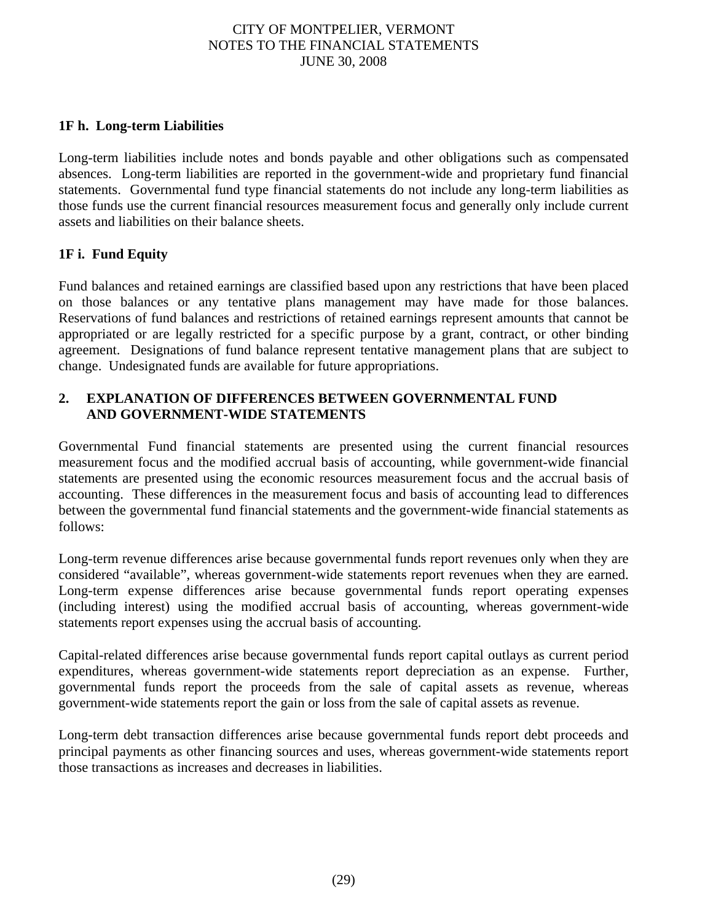### 1F h. Long-term Liabilities

Long-term liabilities include notes and bonds payable and other obligations such as compensated absences. Long-term liabilities are reported in the government-wide and proprietary fund financial statements. Governmental fund type financial statements do not include any long-term liabilities as those funds use the current financial resources measurement focus and generally only include current assets and liabilities on their balance sheets.

### 1F i. Fund Equity

Fund balances and retained earnings are classified based upon any restrictions that have been placed on those balances or any tentative plans management may have made for those balances. Reservations of fund balances and restrictions of retained earnings represent amounts that cannot be appropriated or are legally restricted for a specific purpose by a grant, contract, or other binding agreement. Designations of fund balance represent tentative management plans that are subject to change. Undesignated funds are available for future appropriations.

## 2. EXPLANATION OF DIFFERENCES BETWEEN GOVERNMENTAL FUND AND GOVERNMENT-WIDE STATEMENTS

Governmental Fund financial statements are presented using the current financial resources measurement focus and the modified accrual basis of accounting, while government-wide financial statements are presented using the economic resources measurement focus and the accrual basis of accounting. These differences in the measurement focus and basis of accounting lead to differences between the governmental fund financial statements and the government-wide financial statements as follows:

Long-term revenue differences arise because governmental funds report revenues only when they are considered "available", whereas government-wide statements report revenues when they are earned. Long-term expense differences arise because governmental funds report operating expenses (including interest) using the modified accrual basis of accounting, whereas government-wide statements report expenses using the accrual basis of accounting.

Capital-related differences arise because governmental funds report capital outlays as current period expenditures, whereas government-wide statements report depreciation as an expense. Further, governmental funds report the proceeds from the sale of capital assets as revenue, whereas government-wide statements report the gain or loss from the sale of capital assets as revenue.

Long-term debt transaction differences arise because governmental funds report debt proceeds and principal payments as other financing sources and uses, whereas government-wide statements report those transactions as increases and decreases in liabilities.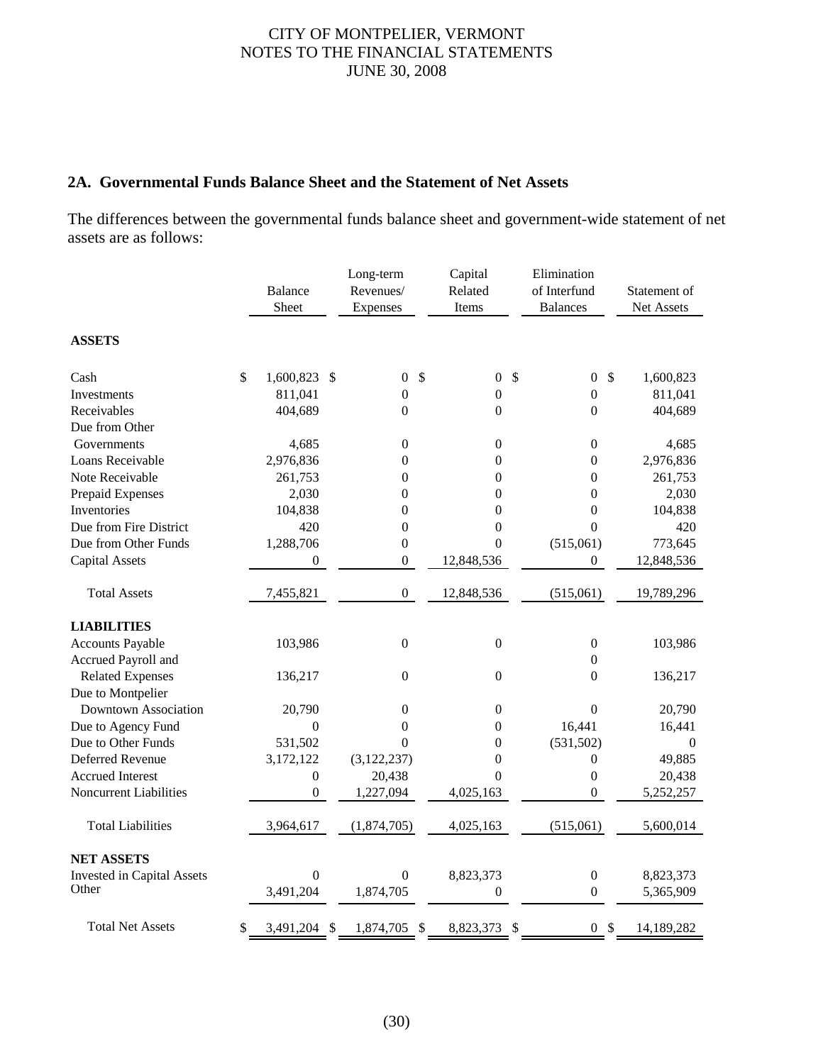## 2A. Governmental Funds Balance Sheet and the Statement of Net Assets

The differences between the governmental funds balance sheet and government-wide statement of net assets are as follows:

| | Balance Sheet | Long-term Revenues/ Expenses | Capital Related Items | Elimination of Interfund Balances | Statement of Net Assets |
|---|---|---|---|---|---|
| **ASSETS** | | | | | |
| Cash | $ 1,600,823 | $ 0 | $ 0 | $ 0 | $ 1,600,823 |
| Investments | 811,041 | 0 | 0 | 0 | 811,041 |
| Receivables | 404,689 | 0 | 0 | 0 | 404,689 |
| Due from Other Governments | 4,685 | 0 | 0 | 0 | 4,685 |
| Loans Receivable | 2,976,836 | 0 | 0 | 0 | 2,976,836 |
| Note Receivable | 261,753 | 0 | 0 | 0 | 261,753 |
| Prepaid Expenses | 2,030 | 0 | 0 | 0 | 2,030 |
| Inventories | 104,838 | 0 | 0 | 0 | 104,838 |
| Due from Fire District | 420 | 0 | 0 | 0 | 420 |
| Due from Other Funds | 1,288,706 | 0 | 0 | (515,061) | 773,645 |
| Capital Assets | 0 | 0 | 12,848,536 | 0 | 12,848,536 |
| Total Assets | 7,455,821 | 0 | 12,848,536 | (515,061) | 19,789,296 |
| **LIABILITIES** | | | | | |
| Accounts Payable | 103,986 | 0 | 0 | 0 | 103,986 |
| Accrued Payroll and Related Expenses | 136,217 | 0 | 0 | 0 | 136,217 |
| Due to Montpelier Downtown Association | 20,790 | 0 | 0 | 0 | 20,790 |
| Due to Agency Fund | 0 | 0 | 0 | 16,441 | 16,441 |
| Due to Other Funds | 531,502 | 0 | 0 | (531,502) | 0 |
| Deferred Revenue | 3,172,122 | (3,122,237) | 0 | 0 | 49,885 |
| Accrued Interest | 0 | 20,438 | 0 | 0 | 20,438 |
| Noncurrent Liabilities | 0 | 1,227,094 | 4,025,163 | 0 | 5,252,257 |
| Total Liabilities | 3,964,617 | (1,874,705) | 4,025,163 | (515,061) | 5,600,014 |
| **NET ASSETS** | | | | | |
| Invested in Capital Assets | 0 | 0 | 8,823,373 | 0 | 8,823,373 |
| Other | 3,491,204 | 1,874,705 | 0 | 0 | 5,365,909 |
| Total Net Assets | $ 3,491,204 | $ 1,874,705 | $ 8,823,373 | $ 0 | $ 14,189,282 |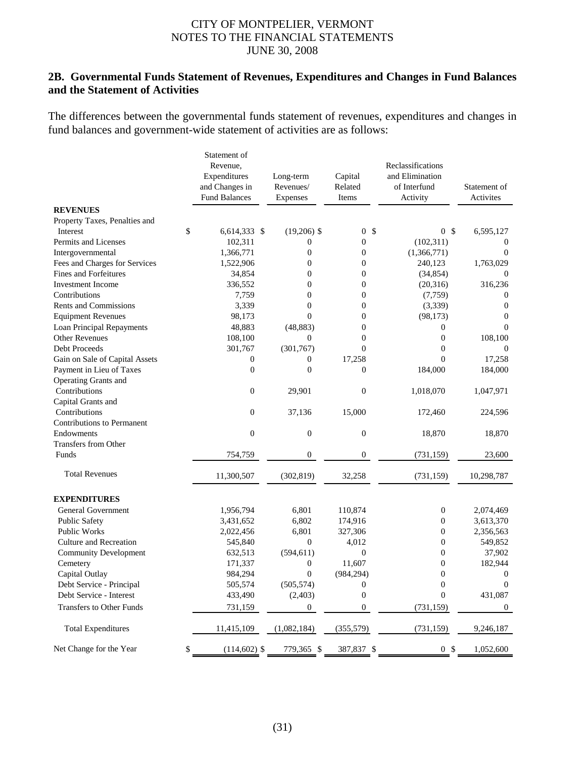CITY OF MONTPELIER, VERMONT
NOTES TO THE FINANCIAL STATEMENTS
JUNE 30, 2008

## 2B. Governmental Funds Statement of Revenues, Expenditures and Changes in Fund Balances and the Statement of Activities

The differences between the governmental funds statement of revenues, expenditures and changes in fund balances and government-wide statement of activities are as follows:

| | Statement of Revenue, Expenditures and Changes in Fund Balances | Long-term Revenues/ Expenses | Capital Related Items | Reclassifications and Elimination of Interfund Activity | Statement of Activites |
|---|---|---|---|---|---|
| **REVENUES** | | | | | |
| Property Taxes, Penalties and Interest | $ 6,614,333 | $ (19,206) | $ 0 | $ 0 | $ 6,595,127 |
| Permits and Licenses | 102,311 | 0 | 0 | (102,311) | 0 |
| Intergovernmental | 1,366,771 | 0 | 0 | (1,366,771) | 0 |
| Fees and Charges for Services | 1,522,906 | 0 | 0 | 240,123 | 1,763,029 |
| Fines and Forfeitures | 34,854 | 0 | 0 | (34,854) | 0 |
| Investment Income | 336,552 | 0 | 0 | (20,316) | 316,236 |
| Contributions | 7,759 | 0 | 0 | (7,759) | 0 |
| Rents and Commissions | 3,339 | 0 | 0 | (3,339) | 0 |
| Equipment Revenues | 98,173 | 0 | 0 | (98,173) | 0 |
| Loan Principal Repayments | 48,883 | (48,883) | 0 | 0 | 0 |
| Other Revenues | 108,100 | 0 | 0 | 0 | 108,100 |
| Debt Proceeds | 301,767 | (301,767) | 0 | 0 | 0 |
| Gain on Sale of Capital Assets | 0 | 0 | 17,258 | 0 | 17,258 |
| Payment in Lieu of Taxes | 0 | 0 | 0 | 184,000 | 184,000 |
| Operating Grants and Contributions | 0 | 29,901 | 0 | 1,018,070 | 1,047,971 |
| Capital Grants and Contributions | 0 | 37,136 | 15,000 | 172,460 | 224,596 |
| Contributions to Permanent Endowments | 0 | 0 | 0 | 18,870 | 18,870 |
| Transfers from Other Funds | 754,759 | 0 | 0 | (731,159) | 23,600 |
| Total Revenues | 11,300,507 | (302,819) | 32,258 | (731,159) | 10,298,787 |
| **EXPENDITURES** | | | | | |
| General Government | 1,956,794 | 6,801 | 110,874 | 0 | 2,074,469 |
| Public Safety | 3,431,652 | 6,802 | 174,916 | 0 | 3,613,370 |
| Public Works | 2,022,456 | 6,801 | 327,306 | 0 | 2,356,563 |
| Culture and Recreation | 545,840 | 0 | 4,012 | 0 | 549,852 |
| Community Development | 632,513 | (594,611) | 0 | 0 | 37,902 |
| Cemetery | 171,337 | 0 | 11,607 | 0 | 182,944 |
| Capital Outlay | 984,294 | 0 | (984,294) | 0 | 0 |
| Debt Service - Principal | 505,574 | (505,574) | 0 | 0 | 0 |
| Debt Service - Interest | 433,490 | (2,403) | 0 | 0 | 431,087 |
| Transfers to Other Funds | 731,159 | 0 | 0 | (731,159) | 0 |
| Total Expenditures | 11,415,109 | (1,082,184) | (355,579) | (731,159) | 9,246,187 |
| Net Change for the Year | $ (114,602) | $ 779,365 | $ 387,837 | $ 0 | $ 1,052,600 |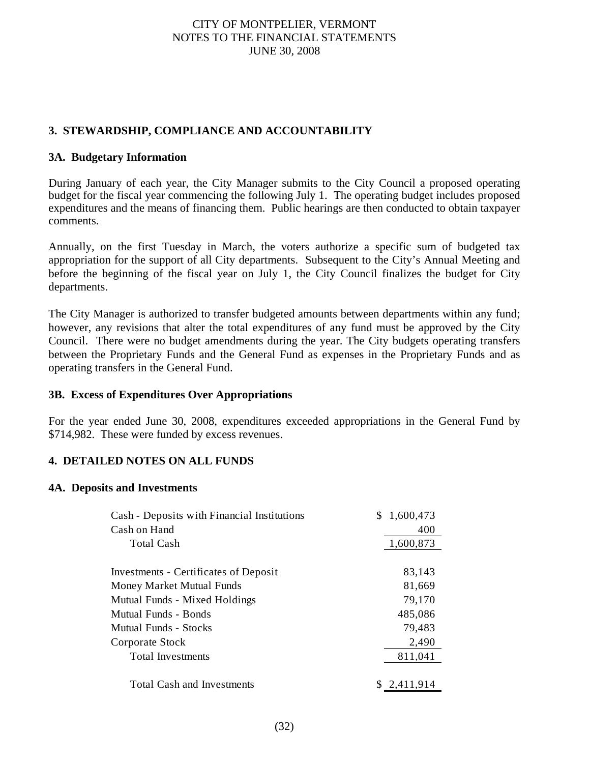## 3. STEWARDSHIP, COMPLIANCE AND ACCOUNTABILITY

### 3A. Budgetary Information

During January of each year, the City Manager submits to the City Council a proposed operating budget for the fiscal year commencing the following July 1. The operating budget includes proposed expenditures and the means of financing them. Public hearings are then conducted to obtain taxpayer comments.

Annually, on the first Tuesday in March, the voters authorize a specific sum of budgeted tax appropriation for the support of all City departments. Subsequent to the City's Annual Meeting and before the beginning of the fiscal year on July 1, the City Council finalizes the budget for City departments.

The City Manager is authorized to transfer budgeted amounts between departments within any fund; however, any revisions that alter the total expenditures of any fund must be approved by the City Council. There were no budget amendments during the year. The City budgets operating transfers between the Proprietary Funds and the General Fund as expenses in the Proprietary Funds and as operating transfers in the General Fund.

### 3B. Excess of Expenditures Over Appropriations

For the year ended June 30, 2008, expenditures exceeded appropriations in the General Fund by $714,982. These were funded by excess revenues.

## 4. DETAILED NOTES ON ALL FUNDS

### 4A. Deposits and Investments

| | |
|---|---|
| Cash - Deposits with Financial Institutions | $ 1,600,473 |
| Cash on Hand | 400 |
| Total Cash | 1,600,873 |
| | |
| Investments - Certificates of Deposit | 83,143 |
| Money Market Mutual Funds | 81,669 |
| Mutual Funds - Mixed Holdings | 79,170 |
| Mutual Funds - Bonds | 485,086 |
| Mutual Funds - Stocks | 79,483 |
| Corporate Stock | 2,490 |
| Total Investments | 811,041 |
| | |
| Total Cash and Investments | $ 2,411,914 |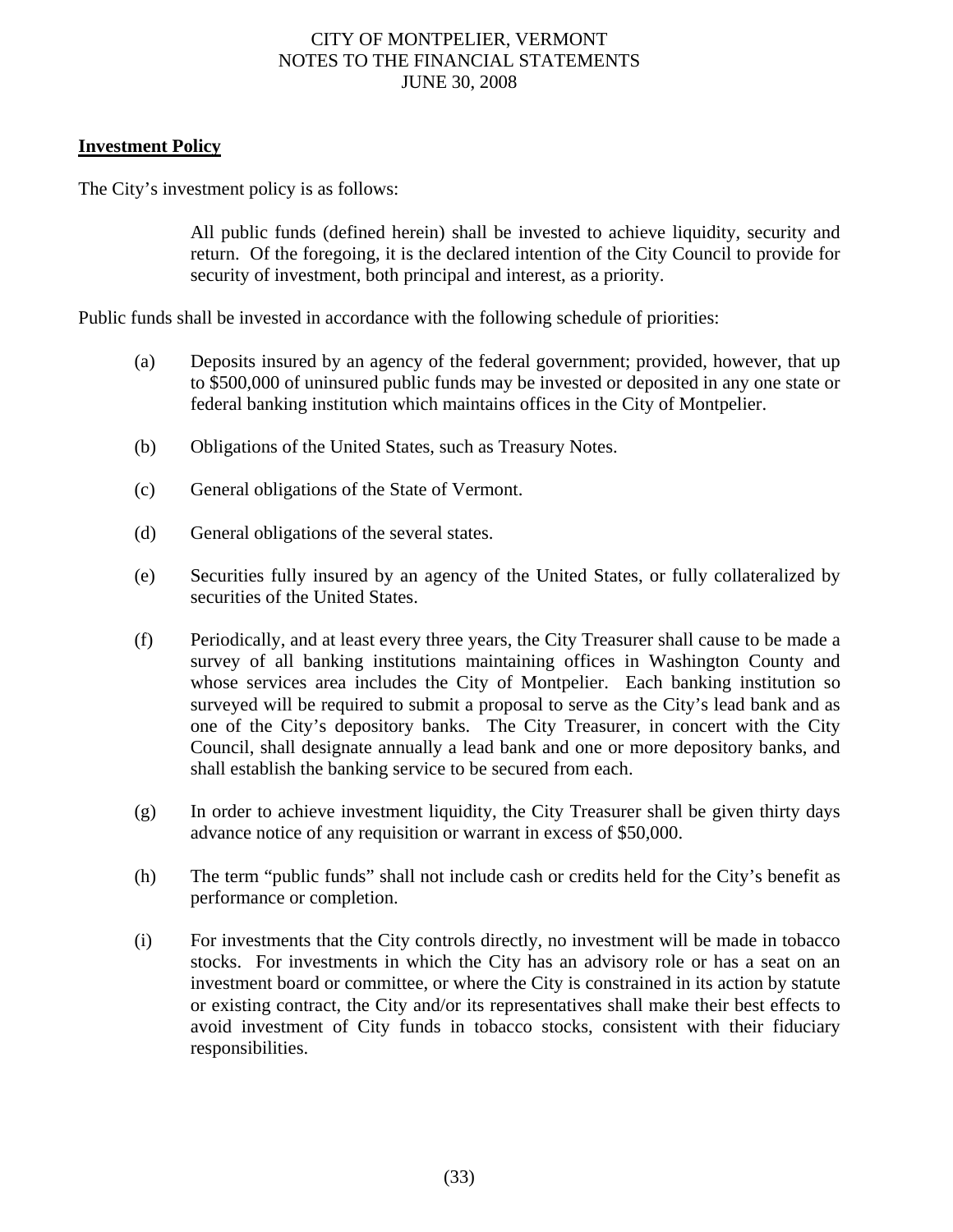**Investment Policy**

The City's investment policy is as follows:

> All public funds (defined herein) shall be invested to achieve liquidity, security and return. Of the foregoing, it is the declared intention of the City Council to provide for security of investment, both principal and interest, as a priority.

Public funds shall be invested in accordance with the following schedule of priorities:

(a) Deposits insured by an agency of the federal government; provided, however, that up to $500,000 of uninsured public funds may be invested or deposited in any one state or federal banking institution which maintains offices in the City of Montpelier.

(b) Obligations of the United States, such as Treasury Notes.

(c) General obligations of the State of Vermont.

(d) General obligations of the several states.

(e) Securities fully insured by an agency of the United States, or fully collateralized by securities of the United States.

(f) Periodically, and at least every three years, the City Treasurer shall cause to be made a survey of all banking institutions maintaining offices in Washington County and whose services area includes the City of Montpelier. Each banking institution so surveyed will be required to submit a proposal to serve as the City's lead bank and as one of the City's depository banks. The City Treasurer, in concert with the City Council, shall designate annually a lead bank and one or more depository banks, and shall establish the banking service to be secured from each.

(g) In order to achieve investment liquidity, the City Treasurer shall be given thirty days advance notice of any requisition or warrant in excess of $50,000.

(h) The term "public funds" shall not include cash or credits held for the City's benefit as performance or completion.

(i) For investments that the City controls directly, no investment will be made in tobacco stocks. For investments in which the City has an advisory role or has a seat on an investment board or committee, or where the City is constrained in its action by statute or existing contract, the City and/or its representatives shall make their best effects to avoid investment of City funds in tobacco stocks, consistent with their fiduciary responsibilities.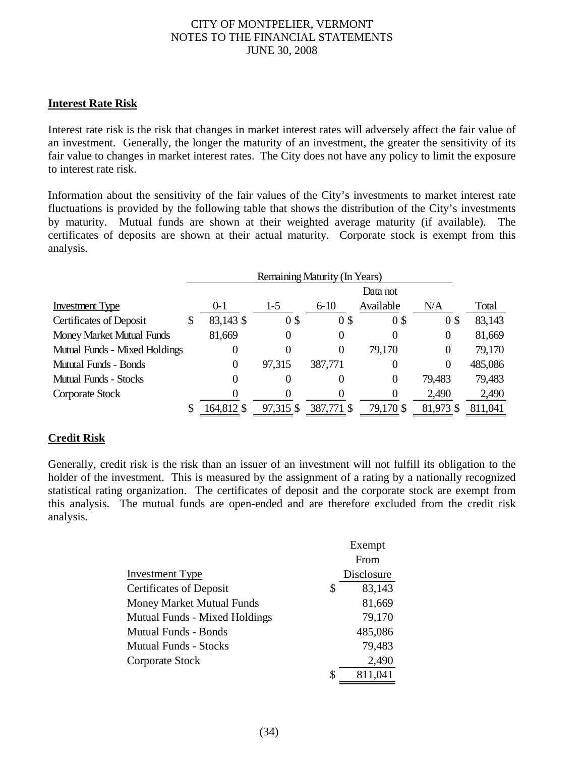## Interest Rate Risk

Interest rate risk is the risk that changes in market interest rates will adversely affect the fair value of an investment. Generally, the longer the maturity of an investment, the greater the sensitivity of its fair value to changes in market interest rates. The City does not have any policy to limit the exposure to interest rate risk.

Information about the sensitivity of the fair values of the City's investments to market interest rate fluctuations is provided by the following table that shows the distribution of the City's investments by maturity. Mutual funds are shown at their weighted average maturity (if available). The certificates of deposits are shown at their actual maturity. Corporate stock is exempt from this analysis.

| | Remaining Maturity (In Years) | | | | | |
|---|---|---|---|---|---|---|
| Investment Type | 0-1 | 1-5 | 6-10 | Data not Available | N/A | Total |
| Certificates of Deposit | $ 83,143 | $ 0 | $ 0 | $ 0 | $ 0 | $ 83,143 |
| Money Market Mutual Funds | 81,669 | 0 | 0 | 0 | 0 | 81,669 |
| Mutual Funds - Mixed Holdings | 0 | 0 | 0 | 79,170 | 0 | 79,170 |
| Mututal Funds - Bonds | 0 | 97,315 | 387,771 | 0 | 0 | 485,086 |
| Mutual Funds - Stocks | 0 | 0 | 0 | 0 | 79,483 | 79,483 |
| Corporate Stock | 0 | 0 | 0 | 0 | 2,490 | 2,490 |
| | $ 164,812 | $ 97,315 | $ 387,771 | $ 79,170 | $ 81,973 | $ 811,041 |

## Credit Risk

Generally, credit risk is the risk than an issuer of an investment will not fulfill its obligation to the holder of the investment. This is measured by the assignment of a rating by a nationally recognized statistical rating organization. The certificates of deposit and the corporate stock are exempt from this analysis. The mutual funds are open-ended and are therefore excluded from the credit risk analysis.

| Investment Type | Exempt From Disclosure |
|---|---|
| Certificates of Deposit | $ 83,143 |
| Money Market Mutual Funds | 81,669 |
| Mutual Funds - Mixed Holdings | 79,170 |
| Mutual Funds - Bonds | 485,086 |
| Mutual Funds - Stocks | 79,483 |
| Corporate Stock | 2,490 |
| | $ 811,041 |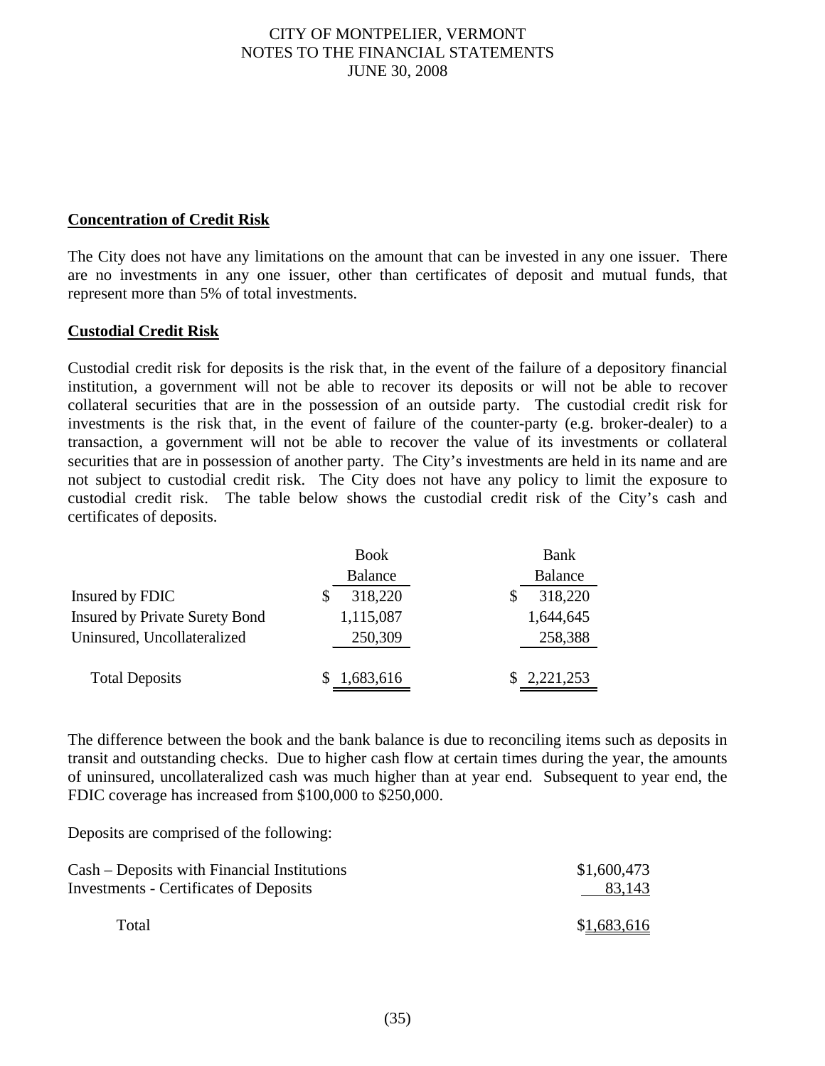**Concentration of Credit Risk**

The City does not have any limitations on the amount that can be invested in any one issuer. There are no investments in any one issuer, other than certificates of deposit and mutual funds, that represent more than 5% of total investments.

**Custodial Credit Risk**

Custodial credit risk for deposits is the risk that, in the event of the failure of a depository financial institution, a government will not be able to recover its deposits or will not be able to recover collateral securities that are in the possession of an outside party. The custodial credit risk for investments is the risk that, in the event of failure of the counter-party (e.g. broker-dealer) to a transaction, a government will not be able to recover the value of its investments or collateral securities that are in possession of another party. The City's investments are held in its name and are not subject to custodial credit risk. The City does not have any policy to limit the exposure to custodial credit risk. The table below shows the custodial credit risk of the City's cash and certificates of deposits.

| | Book Balance | Bank Balance |
|---|---|---|
| Insured by FDIC | $ 318,220 | $ 318,220 |
| Insured by Private Surety Bond | 1,115,087 | 1,644,645 |
| Uninsured, Uncollateralized | 250,309 | 258,388 |
| Total Deposits | $ 1,683,616 | $ 2,221,253 |

The difference between the book and the bank balance is due to reconciling items such as deposits in transit and outstanding checks. Due to higher cash flow at certain times during the year, the amounts of uninsured, uncollateralized cash was much higher than at year end. Subsequent to year end, the FDIC coverage has increased from $100,000 to $250,000.

Deposits are comprised of the following:

| | |
|---|---|
| Cash – Deposits with Financial Institutions | $1,600,473 |
| Investments - Certificates of Deposits | 83,143 |
| Total | $1,683,616 |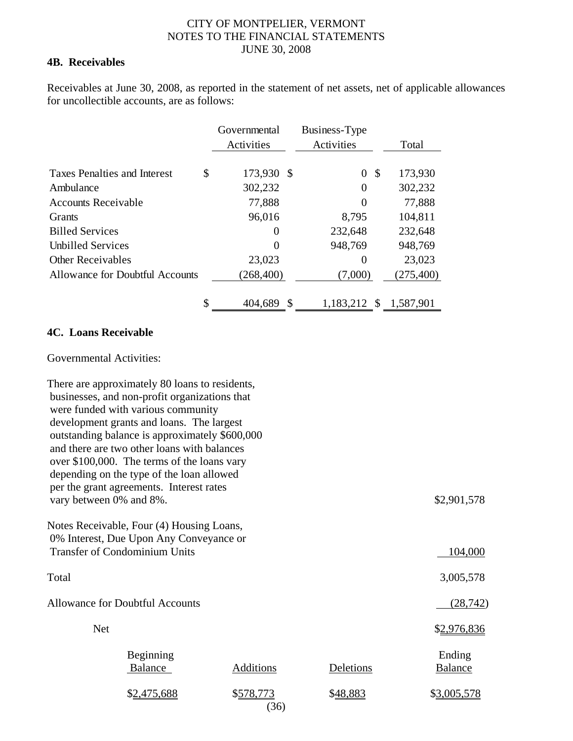#### 4B. Receivables

Receivables at June 30, 2008, as reported in the statement of net assets, net of applicable allowances for uncollectible accounts, are as follows:

| | Governmental Activities | Business-Type Activities | Total |
|---|---|---|---|
| Taxes Penalties and Interest | $ 173,930 | $ 0 | $ 173,930 |
| Ambulance | 302,232 | 0 | 302,232 |
| Accounts Receivable | 77,888 | 0 | 77,888 |
| Grants | 96,016 | 8,795 | 104,811 |
| Billed Services | 0 | 232,648 | 232,648 |
| Unbilled Services | 0 | 948,769 | 948,769 |
| Other Receivables | 23,023 | 0 | 23,023 |
| Allowance for Doubtful Accounts | (268,400) | (7,000) | (275,400) |
| | $ 404,689 | $ 1,183,212 | $ 1,587,901 |

#### 4C. Loans Receivable

Governmental Activities:

| | |
|---|---|
| There are approximately 80 loans to residents, businesses, and non-profit organizations that were funded with various community development grants and loans. The largest outstanding balance is approximately $600,000 and there are two other loans with balances over $100,000. The terms of the loans vary depending on the type of the loan allowed per the grant agreements. Interest rates vary between 0% and 8%. | $2,901,578 |
| Notes Receivable, Four (4) Housing Loans, 0% Interest, Due Upon Any Conveyance or Transfer of Condominium Units | 104,000 |
| Total | 3,005,578 |
| Allowance for Doubtful Accounts | (28,742) |
| Net | $2,976,836 |

| Beginning Balance | Additions | Deletions | Ending Balance |
|---|---|---|---|
| $2,475,688 | $578,773 | $48,883 | $3,005,578 |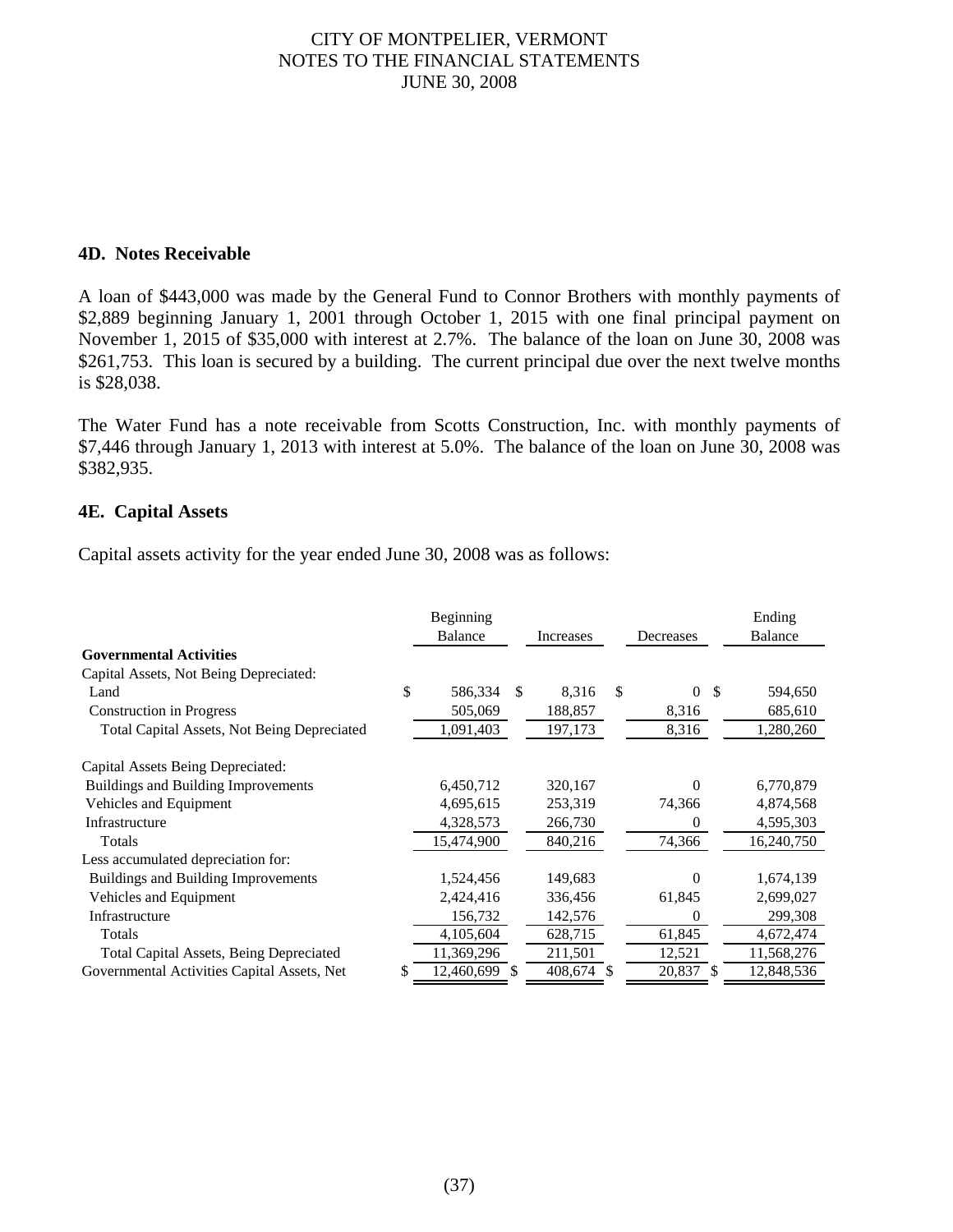## 4D. Notes Receivable

A loan of $443,000 was made by the General Fund to Connor Brothers with monthly payments of $2,889 beginning January 1, 2001 through October 1, 2015 with one final principal payment on November 1, 2015 of $35,000 with interest at 2.7%. The balance of the loan on June 30, 2008 was $261,753. This loan is secured by a building. The current principal due over the next twelve months is $28,038.

The Water Fund has a note receivable from Scotts Construction, Inc. with monthly payments of $7,446 through January 1, 2013 with interest at 5.0%. The balance of the loan on June 30, 2008 was $382,935.

## 4E. Capital Assets

Capital assets activity for the year ended June 30, 2008 was as follows:

| | Beginning Balance | Increases | Decreases | Ending Balance |
|---|---|---|---|---|
| **Governmental Activities** | | | | |
| Capital Assets, Not Being Depreciated: | | | | |
| Land | $ 586,334 | $ 8,316 | $ 0 | $ 594,650 |
| Construction in Progress | 505,069 | 188,857 | 8,316 | 685,610 |
| Total Capital Assets, Not Being Depreciated | 1,091,403 | 197,173 | 8,316 | 1,280,260 |
| Capital Assets Being Depreciated: | | | | |
| Buildings and Building Improvements | 6,450,712 | 320,167 | 0 | 6,770,879 |
| Vehicles and Equipment | 4,695,615 | 253,319 | 74,366 | 4,874,568 |
| Infrastructure | 4,328,573 | 266,730 | 0 | 4,595,303 |
| Totals | 15,474,900 | 840,216 | 74,366 | 16,240,750 |
| Less accumulated depreciation for: | | | | |
| Buildings and Building Improvements | 1,524,456 | 149,683 | 0 | 1,674,139 |
| Vehicles and Equipment | 2,424,416 | 336,456 | 61,845 | 2,699,027 |
| Infrastructure | 156,732 | 142,576 | 0 | 299,308 |
| Totals | 4,105,604 | 628,715 | 61,845 | 4,672,474 |
| Total Capital Assets, Being Depreciated | 11,369,296 | 211,501 | 12,521 | 11,568,276 |
| Governmental Activities Capital Assets, Net | $ 12,460,699 | $ 408,674 | $ 20,837 | $ 12,848,536 |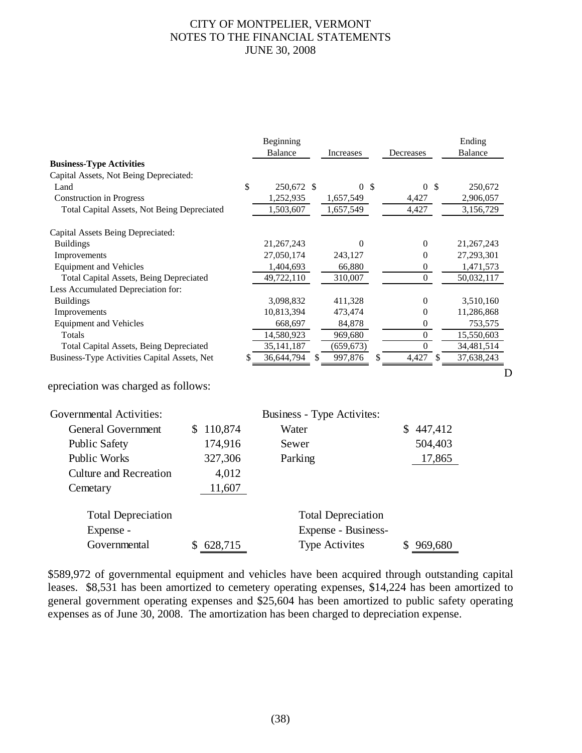| | Beginning Balance | Increases | Decreases | Ending Balance |
|---|---|---|---|---|
| **Business-Type Activities** | | | | |
| Capital Assets, Not Being Depreciated: | | | | |
| Land | $ 250,672 | $ 0 | $ 0 | $ 250,672 |
| Construction in Progress | 1,252,935 | 1,657,549 | 4,427 | 2,906,057 |
| Total Capital Assets, Not Being Depreciated | 1,503,607 | 1,657,549 | 4,427 | 3,156,729 |
| Capital Assets Being Depreciated: | | | | |
| Buildings | 21,267,243 | 0 | 0 | 21,267,243 |
| Improvements | 27,050,174 | 243,127 | 0 | 27,293,301 |
| Equipment and Vehicles | 1,404,693 | 66,880 | 0 | 1,471,573 |
| Total Capital Assets, Being Depreciated | 49,722,110 | 310,007 | 0 | 50,032,117 |
| Less Accumulated Depreciation for: | | | | |
| Buildings | 3,098,832 | 411,328 | 0 | 3,510,160 |
| Improvements | 10,813,394 | 473,474 | 0 | 11,286,868 |
| Equipment and Vehicles | 668,697 | 84,878 | 0 | 753,575 |
| Totals | 14,580,923 | 969,680 | 0 | 15,550,603 |
| Total Capital Assets, Being Depreciated | 35,141,187 | (659,673) | 0 | 34,481,514 |
| Business-Type Activities Capital Assets, Net | $ 36,644,794 | $ 997,876 | $ 4,427 | $ 37,638,243 |

Depreciation was charged as follows:

| Governmental Activities: | | Business - Type Activites: | |
|---|---|---|---|
| General Government | $ 110,874 | Water | $ 447,412 |
| Public Safety | 174,916 | Sewer | 504,403 |
| Public Works | 327,306 | Parking | 17,865 |
| Culture and Recreation | 4,012 | | |
| Cemetary | 11,607 | | |
| Total Depreciation Expense - Governmental | $ 628,715 | Total Depreciation Expense - Business-Type Activites | $ 969,680 |

$589,972 of governmental equipment and vehicles have been acquired through outstanding capital leases. $8,531 has been amortized to cemetery operating expenses, $14,224 has been amortized to general government operating expenses and $25,604 has been amortized to public safety operating expenses as of June 30, 2008. The amortization has been charged to depreciation expense.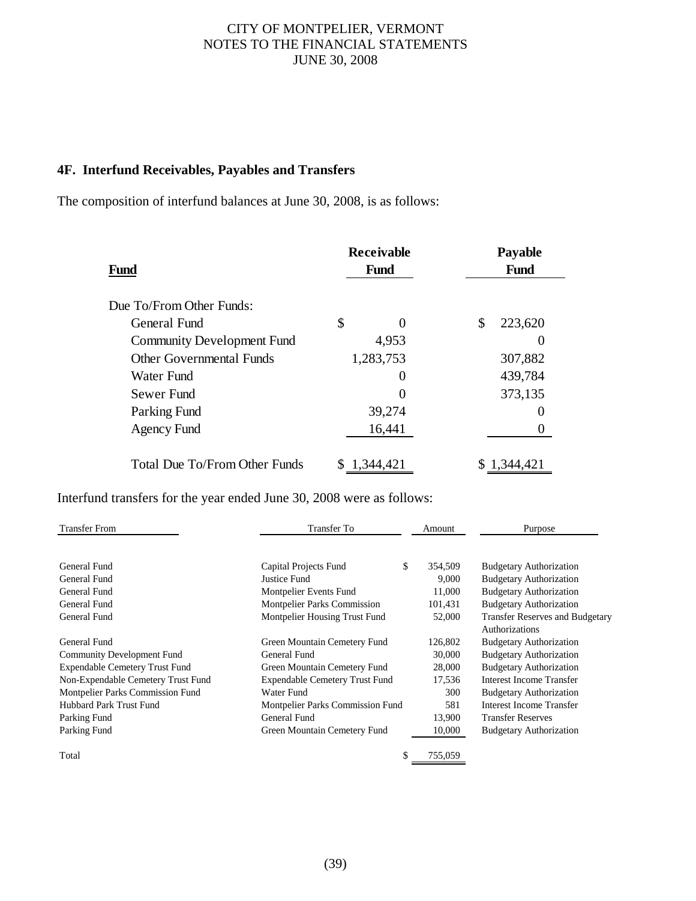### 4F. Interfund Receivables, Payables and Transfers

The composition of interfund balances at June 30, 2008, is as follows:

| Fund | Receivable Fund | Payable Fund |
|---|---|---|
| Due To/From Other Funds: | | |
| General Fund | $ 0 | $ 223,620 |
| Community Development Fund | 4,953 | 0 |
| Other Governmental Funds | 1,283,753 | 307,882 |
| Water Fund | 0 | 439,784 |
| Sewer Fund | 0 | 373,135 |
| Parking Fund | 39,274 | 0 |
| Agency Fund | 16,441 | 0 |
| Total Due To/From Other Funds | $ 1,344,421 | $ 1,344,421 |

Interfund transfers for the year ended June 30, 2008 were as follows:

| Transfer From | Transfer To | Amount | Purpose |
|---|---|---|---|
| General Fund | Capital Projects Fund | $ 354,509 | Budgetary Authorization |
| General Fund | Justice Fund | 9,000 | Budgetary Authorization |
| General Fund | Montpelier Events Fund | 11,000 | Budgetary Authorization |
| General Fund | Montpelier Parks Commission | 101,431 | Budgetary Authorization |
| General Fund | Montpelier Housing Trust Fund | 52,000 | Transfer Reserves and Budgetary Authorizations |
| General Fund | Green Mountain Cemetery Fund | 126,802 | Budgetary Authorization |
| Community Development Fund | General Fund | 30,000 | Budgetary Authorization |
| Expendable Cemetery Trust Fund | Green Mountain Cemetery Fund | 28,000 | Budgetary Authorization |
| Non-Expendable Cemetery Trust Fund | Expendable Cemetery Trust Fund | 17,536 | Interest Income Transfer |
| Montpelier Parks Commission Fund | Water Fund | 300 | Budgetary Authorization |
| Hubbard Park Trust Fund | Montpelier Parks Commission Fund | 581 | Interest Income Transfer |
| Parking Fund | General Fund | 13,900 | Transfer Reserves |
| Parking Fund | Green Mountain Cemetery Fund | 10,000 | Budgetary Authorization |
| Total | | $ 755,059 | |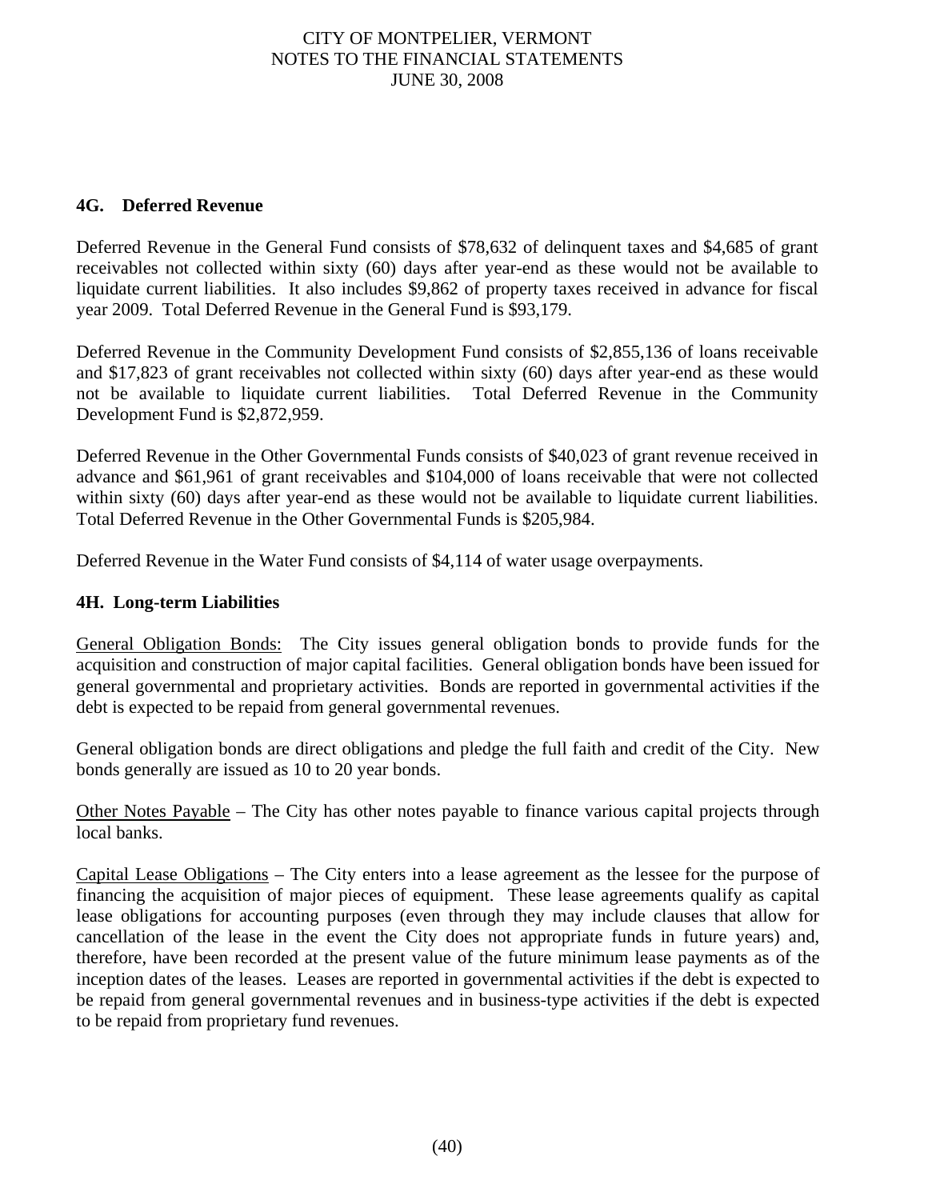### 4G. Deferred Revenue

Deferred Revenue in the General Fund consists of $78,632 of delinquent taxes and $4,685 of grant receivables not collected within sixty (60) days after year-end as these would not be available to liquidate current liabilities. It also includes $9,862 of property taxes received in advance for fiscal year 2009. Total Deferred Revenue in the General Fund is $93,179.

Deferred Revenue in the Community Development Fund consists of $2,855,136 of loans receivable and $17,823 of grant receivables not collected within sixty (60) days after year-end as these would not be available to liquidate current liabilities. Total Deferred Revenue in the Community Development Fund is $2,872,959.

Deferred Revenue in the Other Governmental Funds consists of $40,023 of grant revenue received in advance and $61,961 of grant receivables and $104,000 of loans receivable that were not collected within sixty (60) days after year-end as these would not be available to liquidate current liabilities. Total Deferred Revenue in the Other Governmental Funds is $205,984.

Deferred Revenue in the Water Fund consists of $4,114 of water usage overpayments.

### 4H. Long-term Liabilities

General Obligation Bonds: The City issues general obligation bonds to provide funds for the acquisition and construction of major capital facilities. General obligation bonds have been issued for general governmental and proprietary activities. Bonds are reported in governmental activities if the debt is expected to be repaid from general governmental revenues.

General obligation bonds are direct obligations and pledge the full faith and credit of the City. New bonds generally are issued as 10 to 20 year bonds.

Other Notes Payable – The City has other notes payable to finance various capital projects through local banks.

Capital Lease Obligations – The City enters into a lease agreement as the lessee for the purpose of financing the acquisition of major pieces of equipment. These lease agreements qualify as capital lease obligations for accounting purposes (even through they may include clauses that allow for cancellation of the lease in the event the City does not appropriate funds in future years) and, therefore, have been recorded at the present value of the future minimum lease payments as of the inception dates of the leases. Leases are reported in governmental activities if the debt is expected to be repaid from general governmental revenues and in business-type activities if the debt is expected to be repaid from proprietary fund revenues.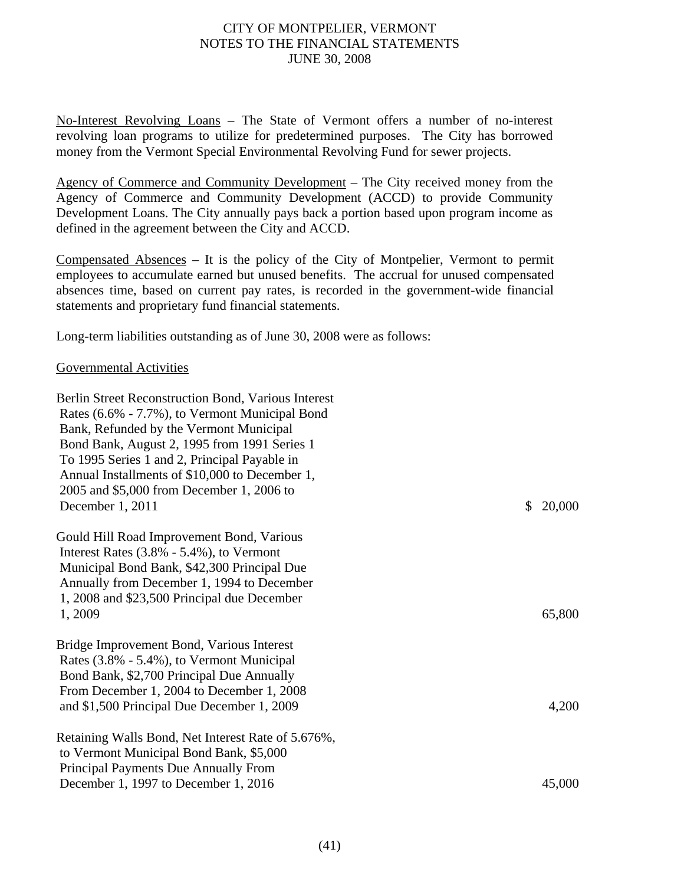No-Interest Revolving Loans – The State of Vermont offers a number of no-interest revolving loan programs to utilize for predetermined purposes. The City has borrowed money from the Vermont Special Environmental Revolving Fund for sewer projects.

Agency of Commerce and Community Development – The City received money from the Agency of Commerce and Community Development (ACCD) to provide Community Development Loans. The City annually pays back a portion based upon program income as defined in the agreement between the City and ACCD.

Compensated Absences – It is the policy of the City of Montpelier, Vermont to permit employees to accumulate earned but unused benefits. The accrual for unused compensated absences time, based on current pay rates, is recorded in the government-wide financial statements and proprietary fund financial statements.

Long-term liabilities outstanding as of June 30, 2008 were as follows:

Governmental Activities

| | |
|---|---|
| Berlin Street Reconstruction Bond, Various Interest Rates (6.6% - 7.7%), to Vermont Municipal Bond Bank, Refunded by the Vermont Municipal Bond Bank, August 2, 1995 from 1991 Series 1 To 1995 Series 1 and 2, Principal Payable in Annual Installments of $10,000 to December 1, 2005 and $5,000 from December 1, 2006 to December 1, 2011 | $ 20,000 |
| Gould Hill Road Improvement Bond, Various Interest Rates (3.8% - 5.4%), to Vermont Municipal Bond Bank, $42,300 Principal Due Annually from December 1, 1994 to December 1, 2008 and $23,500 Principal due December 1, 2009 | 65,800 |
| Bridge Improvement Bond, Various Interest Rates (3.8% - 5.4%), to Vermont Municipal Bond Bank, $2,700 Principal Due Annually From December 1, 2004 to December 1, 2008 and $1,500 Principal Due December 1, 2009 | 4,200 |
| Retaining Walls Bond, Net Interest Rate of 5.676%, to Vermont Municipal Bond Bank, $5,000 Principal Payments Due Annually From December 1, 1997 to December 1, 2016 | 45,000 |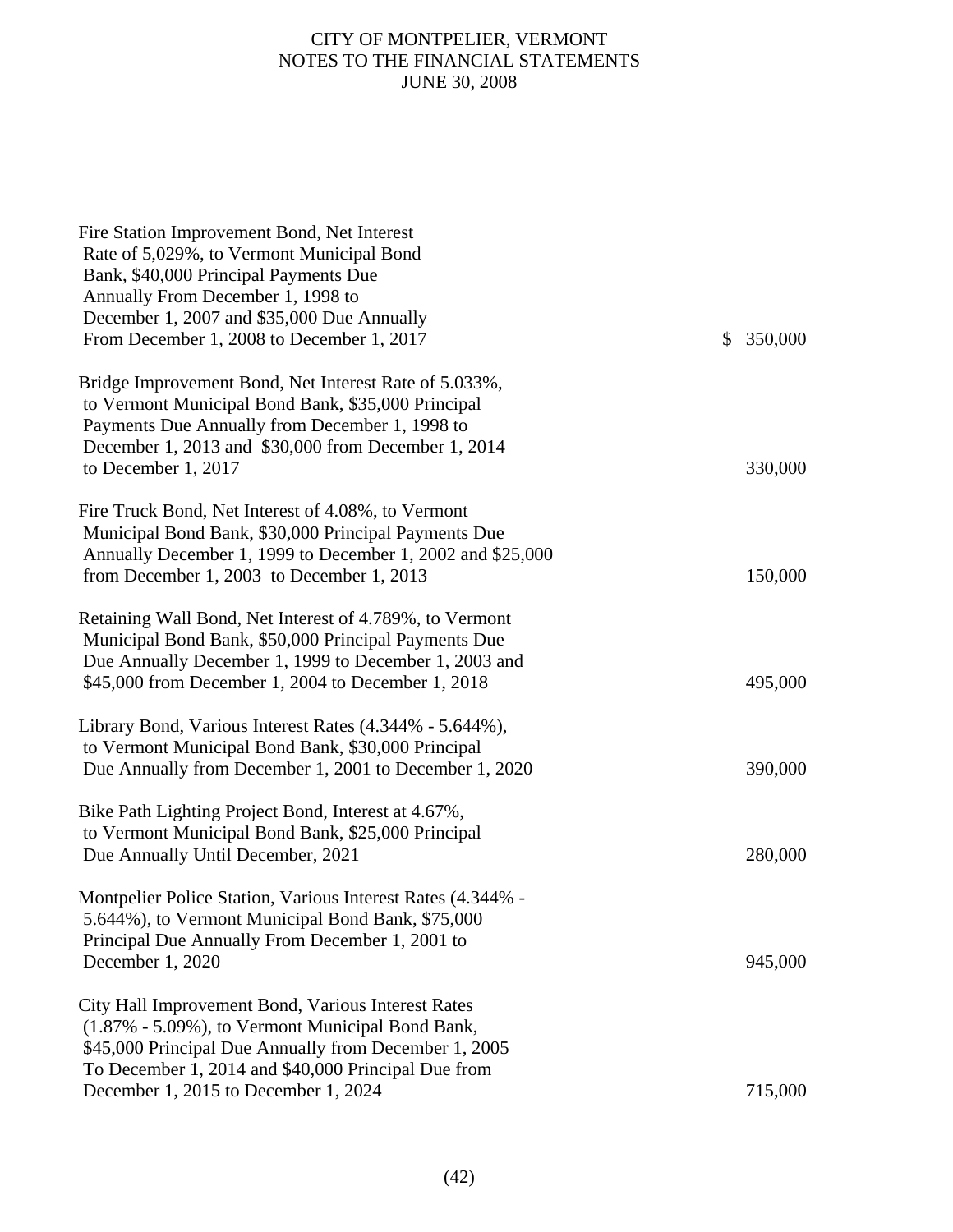| | |
|---|---|
| Fire Station Improvement Bond, Net Interest Rate of 5,029%, to Vermont Municipal Bond Bank, $40,000 Principal Payments Due Annually From December 1, 1998 to December 1, 2007 and $35,000 Due Annually From December 1, 2008 to December 1, 2017 | $ 350,000 |
| Bridge Improvement Bond, Net Interest Rate of 5.033%, to Vermont Municipal Bond Bank, $35,000 Principal Payments Due Annually from December 1, 1998 to December 1, 2013 and $30,000 from December 1, 2014 to December 1, 2017 | 330,000 |
| Fire Truck Bond, Net Interest of 4.08%, to Vermont Municipal Bond Bank, $30,000 Principal Payments Due Annually December 1, 1999 to December 1, 2002 and $25,000 from December 1, 2003 to December 1, 2013 | 150,000 |
| Retaining Wall Bond, Net Interest of 4.789%, to Vermont Municipal Bond Bank, $50,000 Principal Payments Due Due Annually December 1, 1999 to December 1, 2003 and $45,000 from December 1, 2004 to December 1, 2018 | 495,000 |
| Library Bond, Various Interest Rates (4.344% - 5.644%), to Vermont Municipal Bond Bank, $30,000 Principal Due Annually from December 1, 2001 to December 1, 2020 | 390,000 |
| Bike Path Lighting Project Bond, Interest at 4.67%, to Vermont Municipal Bond Bank, $25,000 Principal Due Annually Until December, 2021 | 280,000 |
| Montpelier Police Station, Various Interest Rates (4.344% - 5.644%), to Vermont Municipal Bond Bank, $75,000 Principal Due Annually From December 1, 2001 to December 1, 2020 | 945,000 |
| City Hall Improvement Bond, Various Interest Rates (1.87% - 5.09%), to Vermont Municipal Bond Bank, $45,000 Principal Due Annually from December 1, 2005 To December 1, 2014 and $40,000 Principal Due from December 1, 2015 to December 1, 2024 | 715,000 |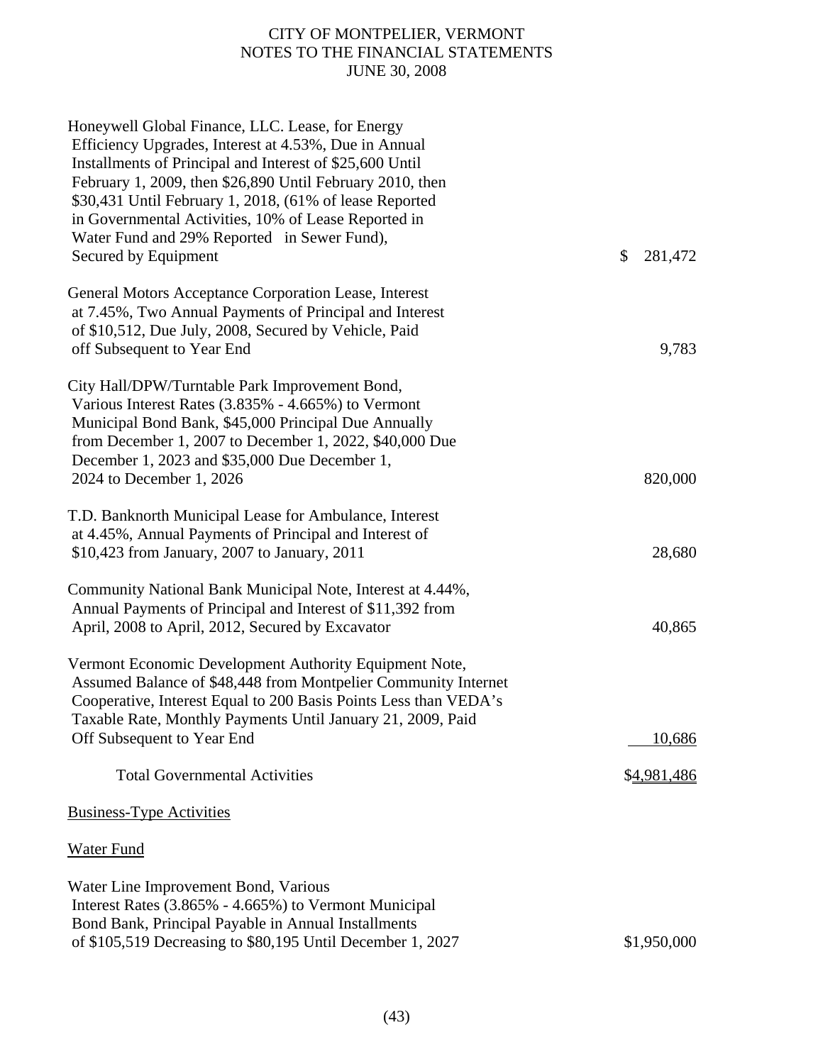| Description | Amount |
|---|---|
| Honeywell Global Finance, LLC. Lease, for Energy Efficiency Upgrades, Interest at 4.53%, Due in Annual Installments of Principal and Interest of $25,600 Until February 1, 2009, then $26,890 Until February 2010, then $30,431 Until February 1, 2018, (61% of lease Reported in Governmental Activities, 10% of Lease Reported in Water Fund and 29% Reported in Sewer Fund), Secured by Equipment | $ 281,472 |
| General Motors Acceptance Corporation Lease, Interest at 7.45%, Two Annual Payments of Principal and Interest of $10,512, Due July, 2008, Secured by Vehicle, Paid off Subsequent to Year End | 9,783 |
| City Hall/DPW/Turntable Park Improvement Bond, Various Interest Rates (3.835% - 4.665%) to Vermont Municipal Bond Bank, $45,000 Principal Due Annually from December 1, 2007 to December 1, 2022, $40,000 Due December 1, 2023 and $35,000 Due December 1, 2024 to December 1, 2026 | 820,000 |
| T.D. Banknorth Municipal Lease for Ambulance, Interest at 4.45%, Annual Payments of Principal and Interest of $10,423 from January, 2007 to January, 2011 | 28,680 |
| Community National Bank Municipal Note, Interest at 4.44%, Annual Payments of Principal and Interest of $11,392 from April, 2008 to April, 2012, Secured by Excavator | 40,865 |
| Vermont Economic Development Authority Equipment Note, Assumed Balance of $48,448 from Montpelier Community Internet Cooperative, Interest Equal to 200 Basis Points Less than VEDA's Taxable Rate, Monthly Payments Until January 21, 2009, Paid Off Subsequent to Year End | 10,686 |
| Total Governmental Activities | $4,981,486 |

Business-Type Activities

Water Fund

| Description | Amount |
|---|---|
| Water Line Improvement Bond, Various Interest Rates (3.865% - 4.665%) to Vermont Municipal Bond Bank, Principal Payable in Annual Installments of $105,519 Decreasing to $80,195 Until December 1, 2027 | $1,950,000 |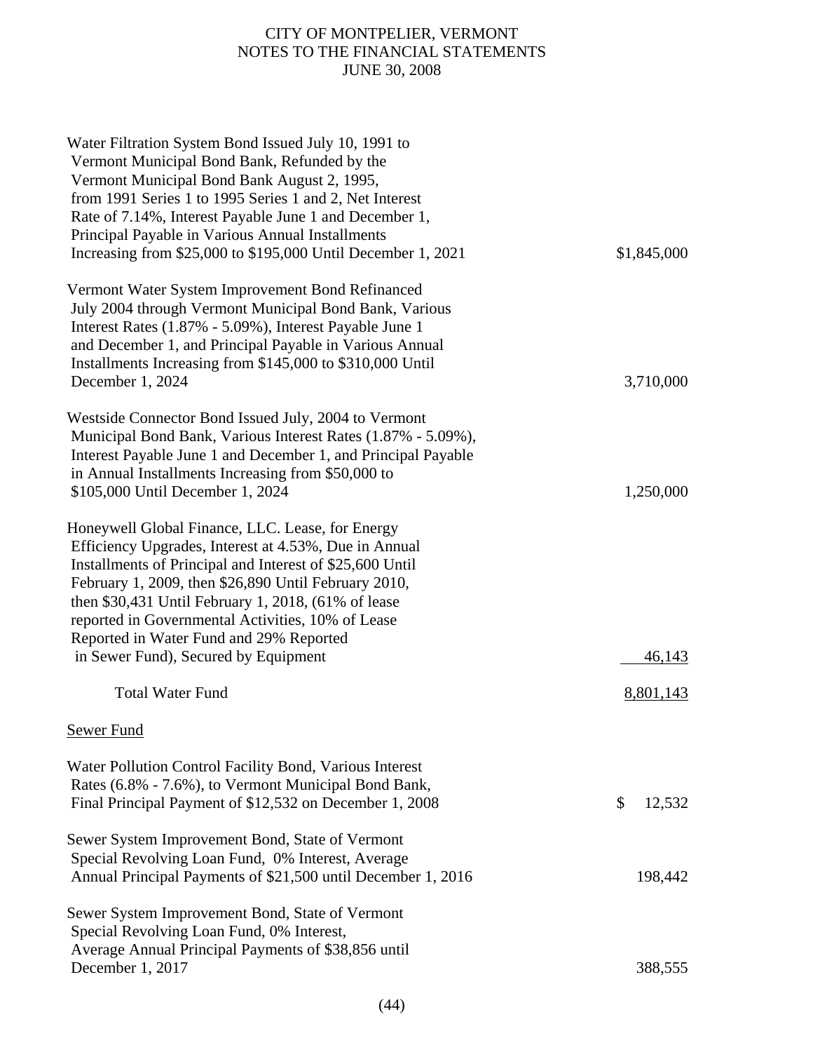| Description | Amount |
|---|---|
| Water Filtration System Bond Issued July 10, 1991 to Vermont Municipal Bond Bank, Refunded by the Vermont Municipal Bond Bank August 2, 1995, from 1991 Series 1 to 1995 Series 1 and 2, Net Interest Rate of 7.14%, Interest Payable June 1 and December 1, Principal Payable in Various Annual Installments Increasing from $25,000 to $195,000 Until December 1, 2021 | $1,845,000 |
| Vermont Water System Improvement Bond Refinanced July 2004 through Vermont Municipal Bond Bank, Various Interest Rates (1.87% - 5.09%), Interest Payable June 1 and December 1, and Principal Payable in Various Annual Installments Increasing from $145,000 to $310,000 Until December 1, 2024 | 3,710,000 |
| Westside Connector Bond Issued July, 2004 to Vermont Municipal Bond Bank, Various Interest Rates (1.87% - 5.09%), Interest Payable June 1 and December 1, and Principal Payable in Annual Installments Increasing from $50,000 to $105,000 Until December 1, 2024 | 1,250,000 |
| Honeywell Global Finance, LLC. Lease, for Energy Efficiency Upgrades, Interest at 4.53%, Due in Annual Installments of Principal and Interest of $25,600 Until February 1, 2009, then $26,890 Until February 2010, then $30,431 Until February 1, 2018, (61% of lease reported in Governmental Activities, 10% of Lease Reported in Water Fund and 29% Reported in Sewer Fund), Secured by Equipment | 46,143 |
| Total Water Fund | 8,801,143 |

Sewer Fund

| Description | Amount |
|---|---|
| Water Pollution Control Facility Bond, Various Interest Rates (6.8% - 7.6%), to Vermont Municipal Bond Bank, Final Principal Payment of $12,532 on December 1, 2008 | $ 12,532 |
| Sewer System Improvement Bond, State of Vermont Special Revolving Loan Fund, 0% Interest, Average Annual Principal Payments of $21,500 until December 1, 2016 | 198,442 |
| Sewer System Improvement Bond, State of Vermont Special Revolving Loan Fund, 0% Interest, Average Annual Principal Payments of $38,856 until December 1, 2017 | 388,555 |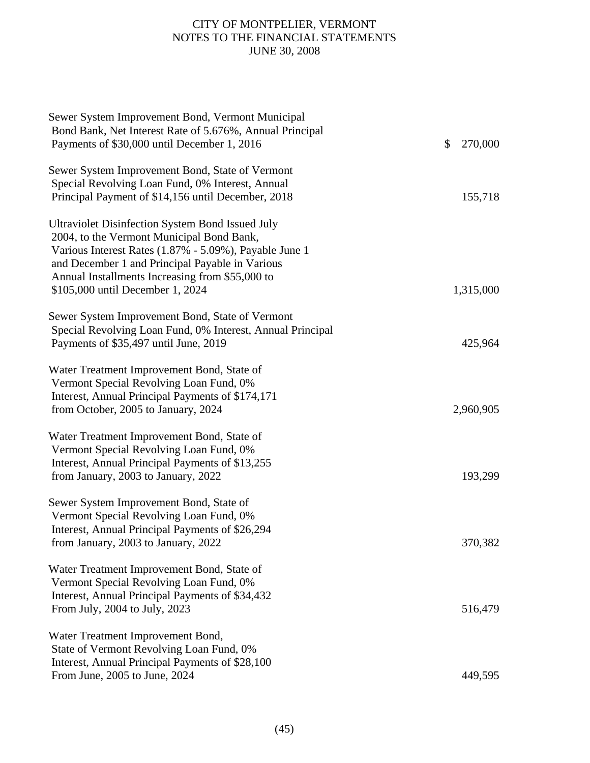| Description | Amount |
|---|---|
| Sewer System Improvement Bond, Vermont Municipal Bond Bank, Net Interest Rate of 5.676%, Annual Principal Payments of $30,000 until December 1, 2016 | $ 270,000 |
| Sewer System Improvement Bond, State of Vermont Special Revolving Loan Fund, 0% Interest, Annual Principal Payment of $14,156 until December, 2018 | 155,718 |
| Ultraviolet Disinfection System Bond Issued July 2004, to the Vermont Municipal Bond Bank, Various Interest Rates (1.87% - 5.09%), Payable June 1 and December 1 and Principal Payable in Various Annual Installments Increasing from $55,000 to $105,000 until December 1, 2024 | 1,315,000 |
| Sewer System Improvement Bond, State of Vermont Special Revolving Loan Fund, 0% Interest, Annual Principal Payments of $35,497 until June, 2019 | 425,964 |
| Water Treatment Improvement Bond, State of Vermont Special Revolving Loan Fund, 0% Interest, Annual Principal Payments of $174,171 from October, 2005 to January, 2024 | 2,960,905 |
| Water Treatment Improvement Bond, State of Vermont Special Revolving Loan Fund, 0% Interest, Annual Principal Payments of $13,255 from January, 2003 to January, 2022 | 193,299 |
| Sewer System Improvement Bond, State of Vermont Special Revolving Loan Fund, 0% Interest, Annual Principal Payments of $26,294 from January, 2003 to January, 2022 | 370,382 |
| Water Treatment Improvement Bond, State of Vermont Special Revolving Loan Fund, 0% Interest, Annual Principal Payments of $34,432 From July, 2004 to July, 2023 | 516,479 |
| Water Treatment Improvement Bond, State of Vermont Revolving Loan Fund, 0% Interest, Annual Principal Payments of $28,100 From June, 2005 to June, 2024 | 449,595 |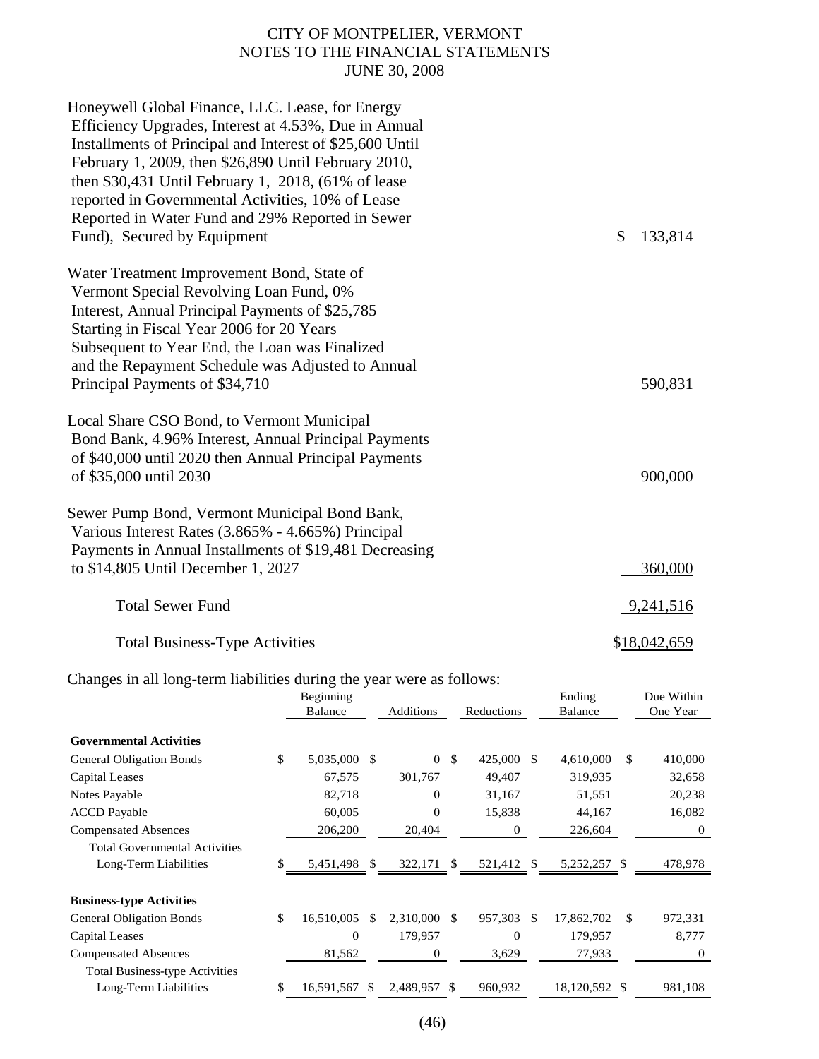CITY OF MONTPELIER, VERMONT
NOTES TO THE FINANCIAL STATEMENTS
JUNE 30, 2008

| | |
|---|---|
| Honeywell Global Finance, LLC. Lease, for Energy Efficiency Upgrades, Interest at 4.53%, Due in Annual Installments of Principal and Interest of $25,600 Until February 1, 2009, then $26,890 Until February 2010, then $30,431 Until February 1, 2018, (61% of lease reported in Governmental Activities, 10% of Lease Reported in Water Fund and 29% Reported in Sewer Fund), Secured by Equipment | $ 133,814 |
| Water Treatment Improvement Bond, State of Vermont Special Revolving Loan Fund, 0% Interest, Annual Principal Payments of $25,785 Starting in Fiscal Year 2006 for 20 Years Subsequent to Year End, the Loan was Finalized and the Repayment Schedule was Adjusted to Annual Principal Payments of $34,710 | 590,831 |
| Local Share CSO Bond, to Vermont Municipal Bond Bank, 4.96% Interest, Annual Principal Payments of $40,000 until 2020 then Annual Principal Payments of $35,000 until 2030 | 900,000 |
| Sewer Pump Bond, Vermont Municipal Bond Bank, Various Interest Rates (3.865% - 4.665%) Principal Payments in Annual Installments of $19,481 Decreasing to $14,805 Until December 1, 2027 | 360,000 |
| Total Sewer Fund | 9,241,516 |
| Total Business-Type Activities | $18,042,659 |

Changes in all long-term liabilities during the year were as follows:

| | Beginning Balance | Additions | Reductions | Ending Balance | Due Within One Year |
|---|---|---|---|---|---|
| **Governmental Activities** | | | | | |
| General Obligation Bonds | $ 5,035,000 | $ 0 | $ 425,000 | $ 4,610,000 | $ 410,000 |
| Capital Leases | 67,575 | 301,767 | 49,407 | 319,935 | 32,658 |
| Notes Payable | 82,718 | 0 | 31,167 | 51,551 | 20,238 |
| ACCD Payable | 60,005 | 0 | 15,838 | 44,167 | 16,082 |
| Compensated Absences | 206,200 | 20,404 | 0 | 226,604 | 0 |
| Total Governmental Activities Long-Term Liabilities | $ 5,451,498 | $ 322,171 | $ 521,412 | $ 5,252,257 | $ 478,978 |
| **Business-type Activities** | | | | | |
| General Obligation Bonds | $ 16,510,005 | $ 2,310,000 | $ 957,303 | $ 17,862,702 | $ 972,331 |
| Capital Leases | 0 | 179,957 | 0 | 179,957 | 8,777 |
| Compensated Absences | 81,562 | 0 | 3,629 | 77,933 | 0 |
| Total Business-type Activities Long-Term Liabilities | $ 16,591,567 | $ 2,489,957 | $ 960,932 | 18,120,592 | $ 981,108 |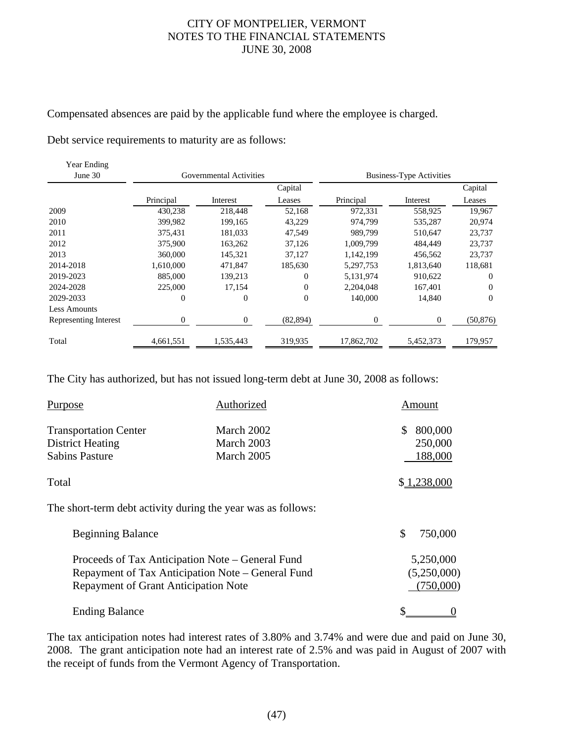Compensated absences are paid by the applicable fund where the employee is charged.

Debt service requirements to maturity are as follows:

| Year Ending June 30 | Governmental Activities | | | Business-Type Activities | | |
|---|---|---|---|---|---|---|
| | Principal | Interest | Capital Leases | Principal | Interest | Capital Leases |
| 2009 | 430,238 | 218,448 | 52,168 | 972,331 | 558,925 | 19,967 |
| 2010 | 399,982 | 199,165 | 43,229 | 974,799 | 535,287 | 20,974 |
| 2011 | 375,431 | 181,033 | 47,549 | 989,799 | 510,647 | 23,737 |
| 2012 | 375,900 | 163,262 | 37,126 | 1,009,799 | 484,449 | 23,737 |
| 2013 | 360,000 | 145,321 | 37,127 | 1,142,199 | 456,562 | 23,737 |
| 2014-2018 | 1,610,000 | 471,847 | 185,630 | 5,297,753 | 1,813,640 | 118,681 |
| 2019-2023 | 885,000 | 139,213 | 0 | 5,131,974 | 910,622 | 0 |
| 2024-2028 | 225,000 | 17,154 | 0 | 2,204,048 | 167,401 | 0 |
| 2029-2033 | 0 | 0 | 0 | 140,000 | 14,840 | 0 |
| Less Amounts Representing Interest | 0 | 0 | (82,894) | 0 | 0 | (50,876) |
| Total | 4,661,551 | 1,535,443 | 319,935 | 17,862,702 | 5,452,373 | 179,957 |

The City has authorized, but has not issued long-term debt at June 30, 2008 as follows:

| Purpose | Authorized | Amount |
|---|---|---|
| Transportation Center | March 2002 | $ 800,000 |
| District Heating | March 2003 | 250,000 |
| Sabins Pasture | March 2005 | 188,000 |
| Total | | $ 1,238,000 |

The short-term debt activity during the year was as follows:

| | |
|---|---|
| Beginning Balance | $ 750,000 |
| Proceeds of Tax Anticipation Note – General Fund | 5,250,000 |
| Repayment of Tax Anticipation Note – General Fund | (5,250,000) |
| Repayment of Grant Anticipation Note | (750,000) |
| Ending Balance | $ 0 |

The tax anticipation notes had interest rates of 3.80% and 3.74% and were due and paid on June 30, 2008. The grant anticipation note had an interest rate of 2.5% and was paid in August of 2007 with the receipt of funds from the Vermont Agency of Transportation.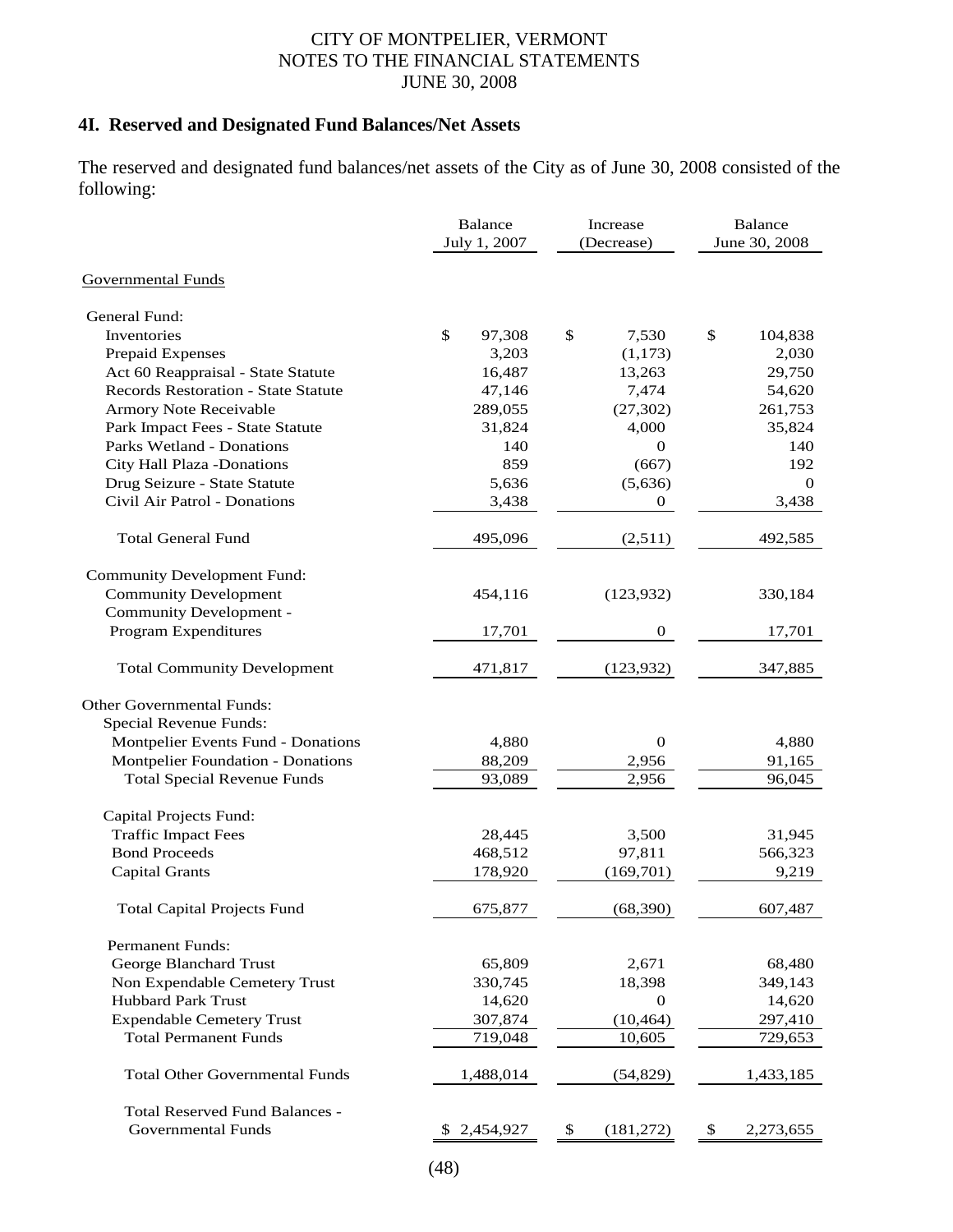# CITY OF MONTPELIER, VERMONT
## NOTES TO THE FINANCIAL STATEMENTS
## JUNE 30, 2008

### 4I. Reserved and Designated Fund Balances/Net Assets

The reserved and designated fund balances/net assets of the City as of June 30, 2008 consisted of the following:

| | Balance July 1, 2007 | Increase (Decrease) | Balance June 30, 2008 |
|---|---|---|---|
| Governmental Funds | | | |
| General Fund: | | | |
| Inventories | $ 97,308 | $ 7,530 | $ 104,838 |
| Prepaid Expenses | 3,203 | (1,173) | 2,030 |
| Act 60 Reappraisal - State Statute | 16,487 | 13,263 | 29,750 |
| Records Restoration - State Statute | 47,146 | 7,474 | 54,620 |
| Armory Note Receivable | 289,055 | (27,302) | 261,753 |
| Park Impact Fees - State Statute | 31,824 | 4,000 | 35,824 |
| Parks Wetland - Donations | 140 | 0 | 140 |
| City Hall Plaza -Donations | 859 | (667) | 192 |
| Drug Seizure - State Statute | 5,636 | (5,636) | 0 |
| Civil Air Patrol - Donations | 3,438 | 0 | 3,438 |
| Total General Fund | 495,096 | (2,511) | 492,585 |
| Community Development Fund: | | | |
| Community Development | 454,116 | (123,932) | 330,184 |
| Community Development - Program Expenditures | 17,701 | 0 | 17,701 |
| Total Community Development | 471,817 | (123,932) | 347,885 |
| Other Governmental Funds: | | | |
| Special Revenue Funds: | | | |
| Montpelier Events Fund - Donations | 4,880 | 0 | 4,880 |
| Montpelier Foundation - Donations | 88,209 | 2,956 | 91,165 |
| Total Special Revenue Funds | 93,089 | 2,956 | 96,045 |
| Capital Projects Fund: | | | |
| Traffic Impact Fees | 28,445 | 3,500 | 31,945 |
| Bond Proceeds | 468,512 | 97,811 | 566,323 |
| Capital Grants | 178,920 | (169,701) | 9,219 |
| Total Capital Projects Fund | 675,877 | (68,390) | 607,487 |
| Permanent Funds: | | | |
| George Blanchard Trust | 65,809 | 2,671 | 68,480 |
| Non Expendable Cemetery Trust | 330,745 | 18,398 | 349,143 |
| Hubbard Park Trust | 14,620 | 0 | 14,620 |
| Expendable Cemetery Trust | 307,874 | (10,464) | 297,410 |
| Total Permanent Funds | 719,048 | 10,605 | 729,653 |
| Total Other Governmental Funds | 1,488,014 | (54,829) | 1,433,185 |
| Total Reserved Fund Balances - Governmental Funds | $ 2,454,927 | $ (181,272) | $ 2,273,655 |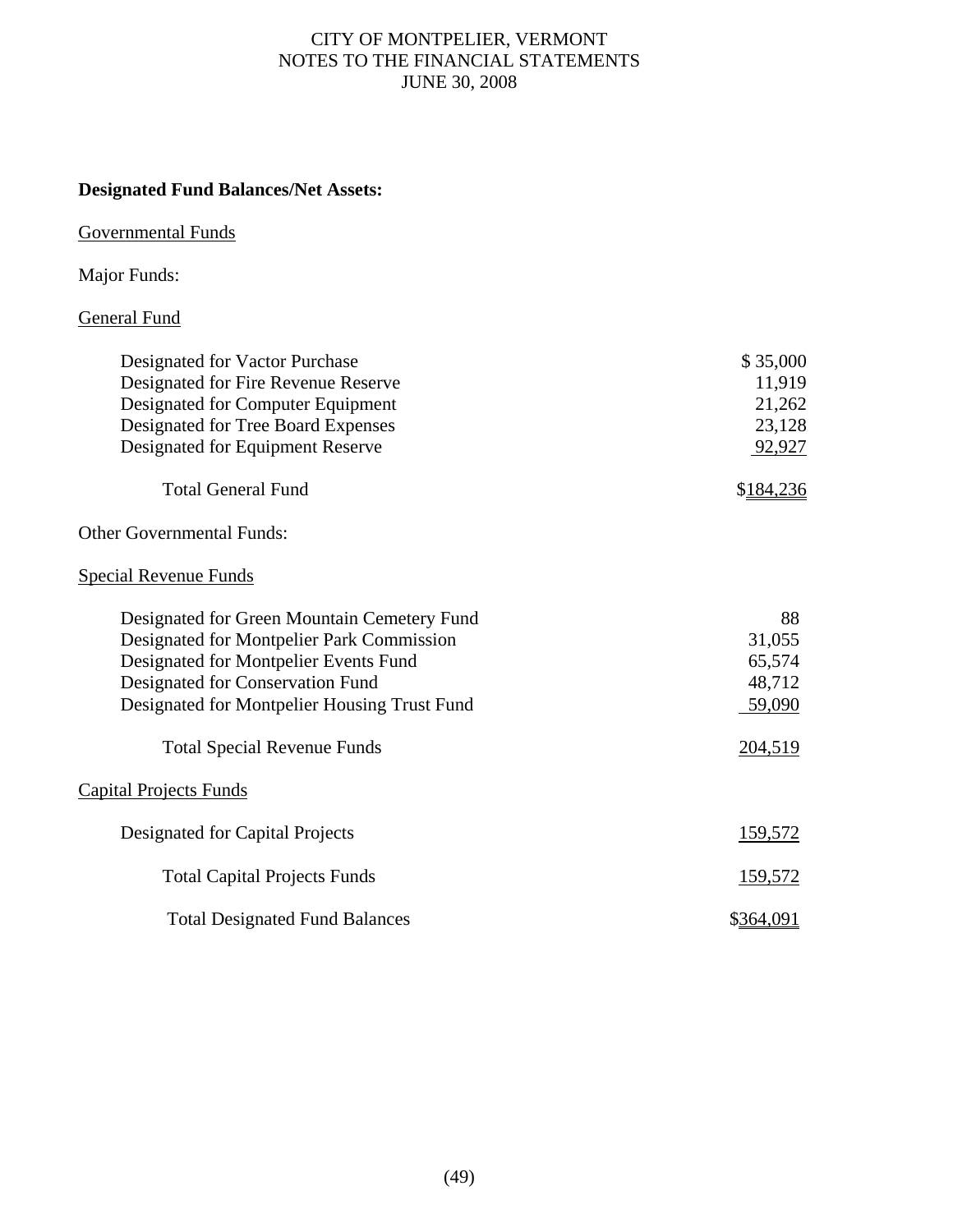**Designated Fund Balances/Net Assets:**

Governmental Funds

Major Funds:

General Fund

| | |
|---|---|
| Designated for Vactor Purchase | $ 35,000 |
| Designated for Fire Revenue Reserve | 11,919 |
| Designated for Computer Equipment | 21,262 |
| Designated for Tree Board Expenses | 23,128 |
| Designated for Equipment Reserve | 92,927 |
| Total General Fund | $184,236 |

Other Governmental Funds:

Special Revenue Funds

| | |
|---|---|
| Designated for Green Mountain Cemetery Fund | 88 |
| Designated for Montpelier Park Commission | 31,055 |
| Designated for Montpelier Events Fund | 65,574 |
| Designated for Conservation Fund | 48,712 |
| Designated for Montpelier Housing Trust Fund | 59,090 |
| Total Special Revenue Funds | 204,519 |

Capital Projects Funds

| | |
|---|---|
| Designated for Capital Projects | 159,572 |
| Total Capital Projects Funds | 159,572 |
| Total Designated Fund Balances | $364,091 |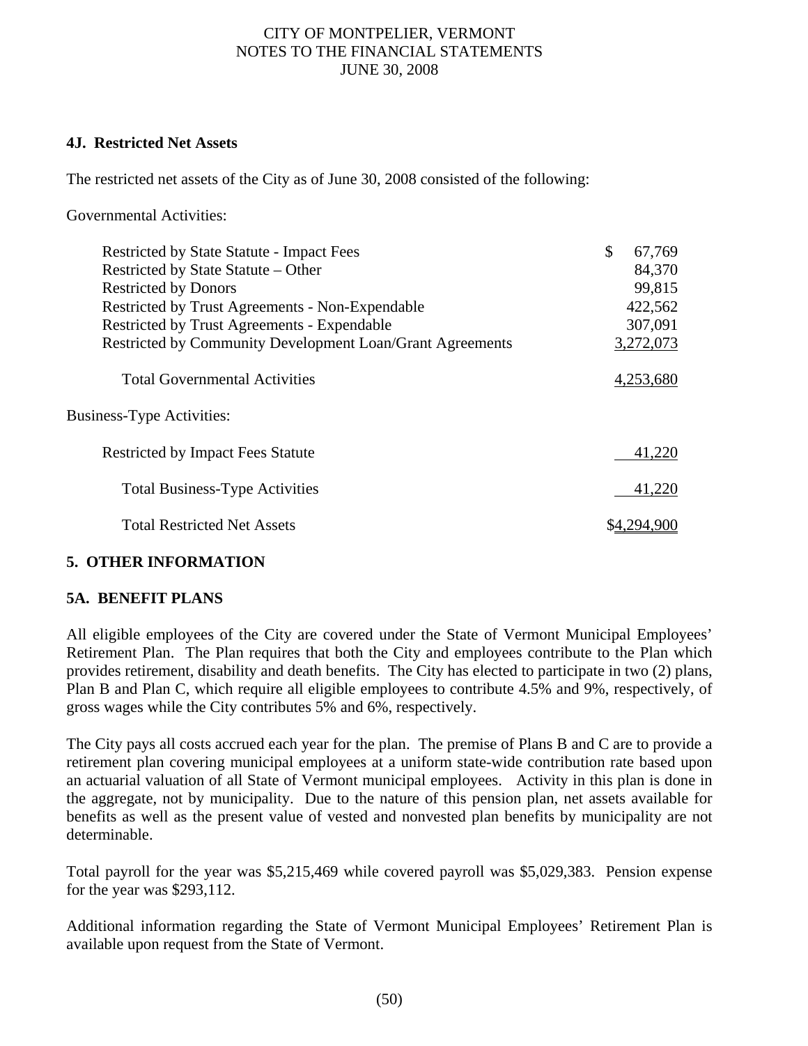### 4J. Restricted Net Assets

The restricted net assets of the City as of June 30, 2008 consisted of the following:

Governmental Activities:

| | |
|---|---|
| Restricted by State Statute - Impact Fees | $ 67,769 |
| Restricted by State Statute – Other | 84,370 |
| Restricted by Donors | 99,815 |
| Restricted by Trust Agreements - Non-Expendable | 422,562 |
| Restricted by Trust Agreements - Expendable | 307,091 |
| Restricted by Community Development Loan/Grant Agreements | 3,272,073 |
| Total Governmental Activities | 4,253,680 |
| **Business-Type Activities:** | |
| Restricted by Impact Fees Statute | 41,220 |
| Total Business-Type Activities | 41,220 |
| Total Restricted Net Assets | $4,294,900 |

## 5. OTHER INFORMATION

### 5A. BENEFIT PLANS

All eligible employees of the City are covered under the State of Vermont Municipal Employees' Retirement Plan. The Plan requires that both the City and employees contribute to the Plan which provides retirement, disability and death benefits. The City has elected to participate in two (2) plans, Plan B and Plan C, which require all eligible employees to contribute 4.5% and 9%, respectively, of gross wages while the City contributes 5% and 6%, respectively.

The City pays all costs accrued each year for the plan. The premise of Plans B and C are to provide a retirement plan covering municipal employees at a uniform state-wide contribution rate based upon an actuarial valuation of all State of Vermont municipal employees. Activity in this plan is done in the aggregate, not by municipality. Due to the nature of this pension plan, net assets available for benefits as well as the present value of vested and nonvested plan benefits by municipality are not determinable.

Total payroll for the year was $5,215,469 while covered payroll was $5,029,383. Pension expense for the year was $293,112.

Additional information regarding the State of Vermont Municipal Employees' Retirement Plan is available upon request from the State of Vermont.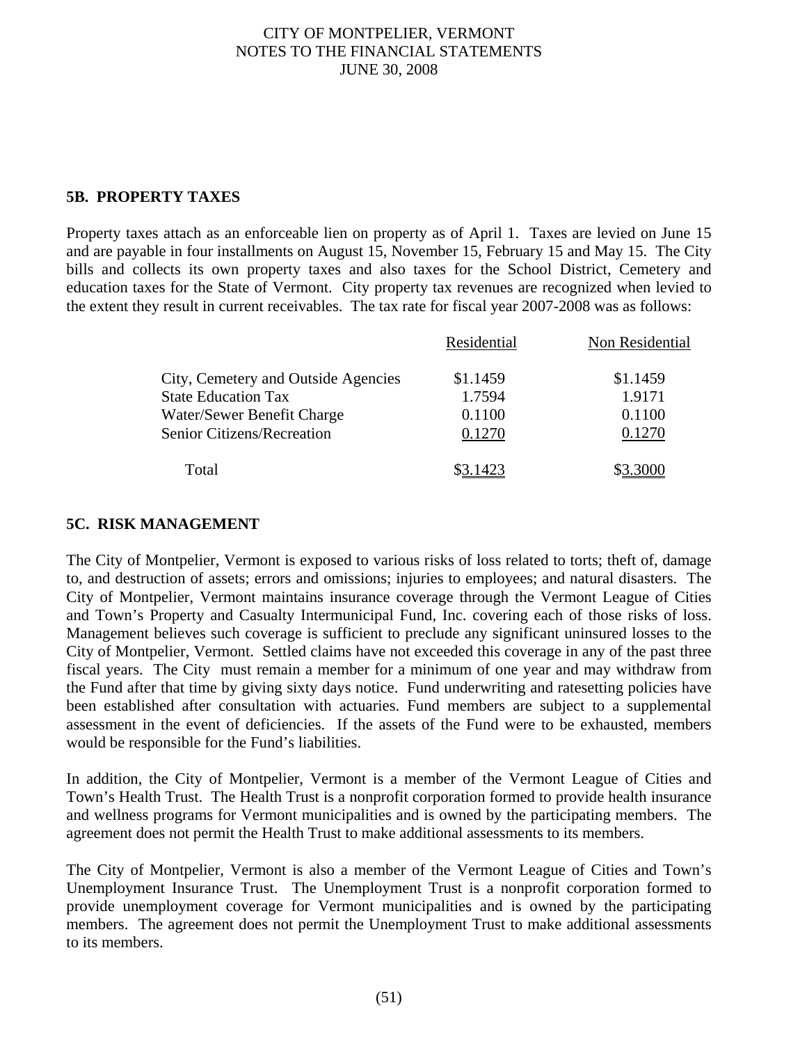## 5B. PROPERTY TAXES

Property taxes attach as an enforceable lien on property as of April 1. Taxes are levied on June 15 and are payable in four installments on August 15, November 15, February 15 and May 15. The City bills and collects its own property taxes and also taxes for the School District, Cemetery and education taxes for the State of Vermont. City property tax revenues are recognized when levied to the extent they result in current receivables. The tax rate for fiscal year 2007-2008 was as follows:

| | Residential | Non Residential |
|---|---|---|
| City, Cemetery and Outside Agencies | $1.1459 | $1.1459 |
| State Education Tax | 1.7594 | 1.9171 |
| Water/Sewer Benefit Charge | 0.1100 | 0.1100 |
| Senior Citizens/Recreation | 0.1270 | 0.1270 |
| Total | $3.1423 | $3.3000 |

## 5C. RISK MANAGEMENT

The City of Montpelier, Vermont is exposed to various risks of loss related to torts; theft of, damage to, and destruction of assets; errors and omissions; injuries to employees; and natural disasters. The City of Montpelier, Vermont maintains insurance coverage through the Vermont League of Cities and Town's Property and Casualty Intermunicipal Fund, Inc. covering each of those risks of loss. Management believes such coverage is sufficient to preclude any significant uninsured losses to the City of Montpelier, Vermont. Settled claims have not exceeded this coverage in any of the past three fiscal years. The City must remain a member for a minimum of one year and may withdraw from the Fund after that time by giving sixty days notice. Fund underwriting and ratesetting policies have been established after consultation with actuaries. Fund members are subject to a supplemental assessment in the event of deficiencies. If the assets of the Fund were to be exhausted, members would be responsible for the Fund's liabilities.

In addition, the City of Montpelier, Vermont is a member of the Vermont League of Cities and Town's Health Trust. The Health Trust is a nonprofit corporation formed to provide health insurance and wellness programs for Vermont municipalities and is owned by the participating members. The agreement does not permit the Health Trust to make additional assessments to its members.

The City of Montpelier, Vermont is also a member of the Vermont League of Cities and Town's Unemployment Insurance Trust. The Unemployment Trust is a nonprofit corporation formed to provide unemployment coverage for Vermont municipalities and is owned by the participating members. The agreement does not permit the Unemployment Trust to make additional assessments to its members.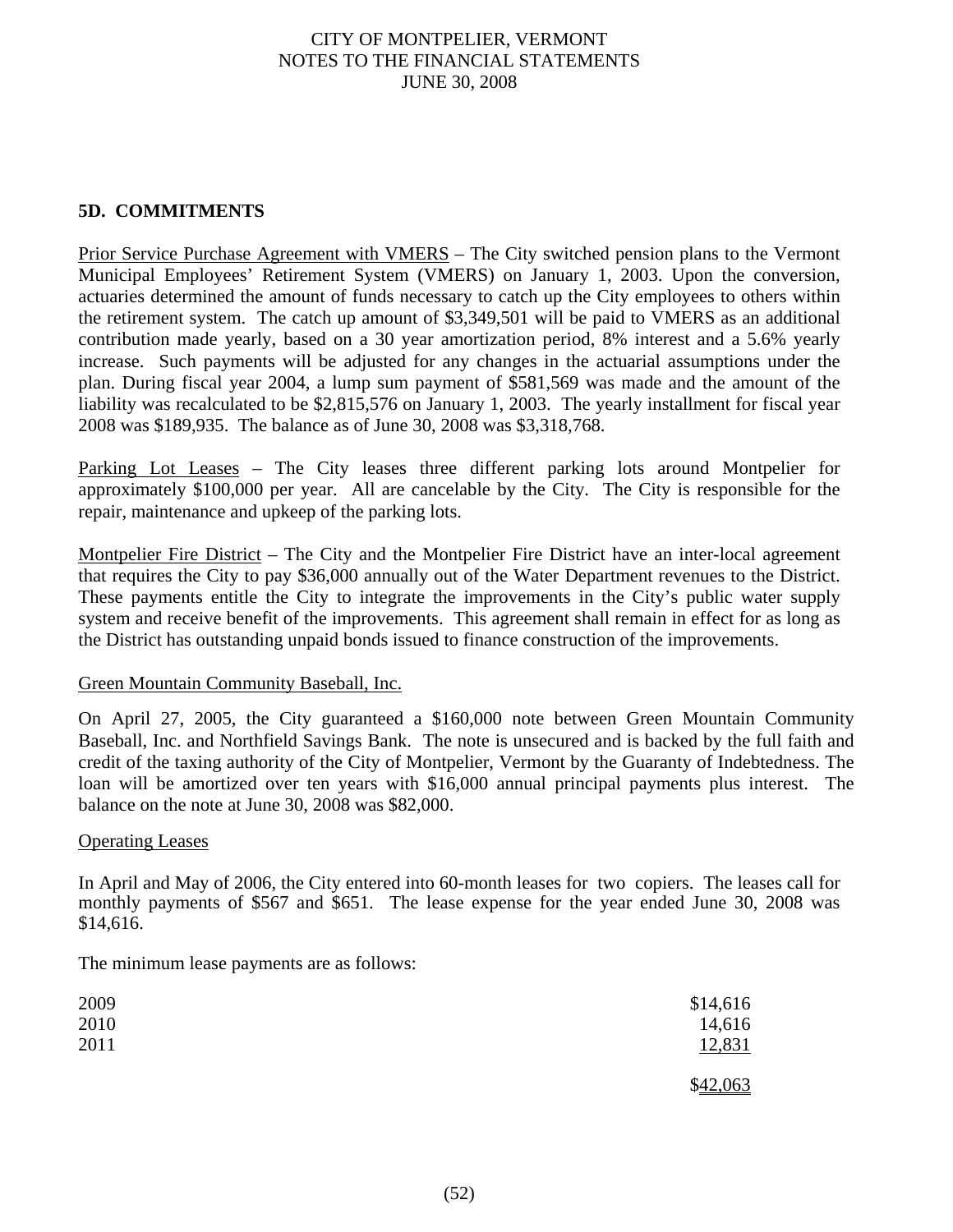## 5D. COMMITMENTS

Prior Service Purchase Agreement with VMERS – The City switched pension plans to the Vermont Municipal Employees' Retirement System (VMERS) on January 1, 2003. Upon the conversion, actuaries determined the amount of funds necessary to catch up the City employees to others within the retirement system. The catch up amount of $3,349,501 will be paid to VMERS as an additional contribution made yearly, based on a 30 year amortization period, 8% interest and a 5.6% yearly increase. Such payments will be adjusted for any changes in the actuarial assumptions under the plan. During fiscal year 2004, a lump sum payment of $581,569 was made and the amount of the liability was recalculated to be $2,815,576 on January 1, 2003. The yearly installment for fiscal year 2008 was $189,935. The balance as of June 30, 2008 was $3,318,768.

Parking Lot Leases – The City leases three different parking lots around Montpelier for approximately $100,000 per year. All are cancelable by the City. The City is responsible for the repair, maintenance and upkeep of the parking lots.

Montpelier Fire District – The City and the Montpelier Fire District have an inter-local agreement that requires the City to pay $36,000 annually out of the Water Department revenues to the District. These payments entitle the City to integrate the improvements in the City's public water supply system and receive benefit of the improvements. This agreement shall remain in effect for as long as the District has outstanding unpaid bonds issued to finance construction of the improvements.

Green Mountain Community Baseball, Inc.

On April 27, 2005, the City guaranteed a $160,000 note between Green Mountain Community Baseball, Inc. and Northfield Savings Bank. The note is unsecured and is backed by the full faith and credit of the taxing authority of the City of Montpelier, Vermont by the Guaranty of Indebtedness. The loan will be amortized over ten years with $16,000 annual principal payments plus interest. The balance on the note at June 30, 2008 was $82,000.

Operating Leases

In April and May of 2006, the City entered into 60-month leases for two copiers. The leases call for monthly payments of $567 and $651. The lease expense for the year ended June 30, 2008 was $14,616.

The minimum lease payments are as follows:

| | |
|---|---|
| 2009 | $14,616 |
| 2010 | 14,616 |
| 2011 | 12,831 |
| | $42,063 |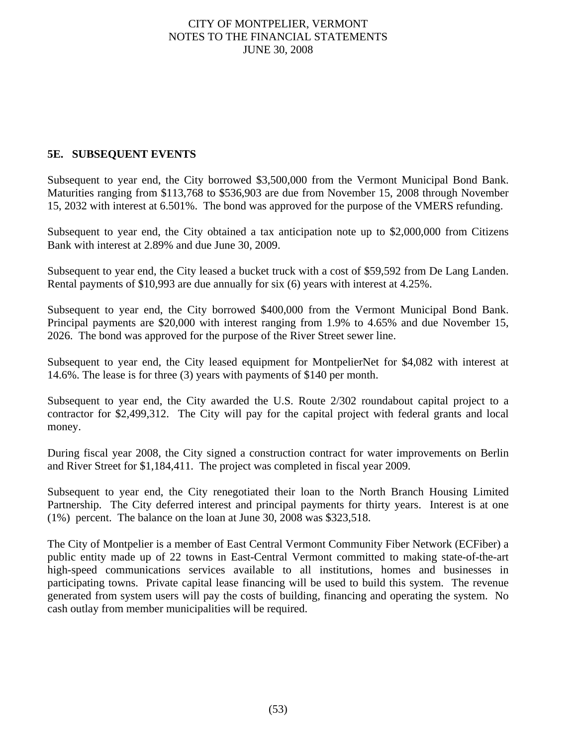## 5E. SUBSEQUENT EVENTS

Subsequent to year end, the City borrowed $3,500,000 from the Vermont Municipal Bond Bank. Maturities ranging from $113,768 to $536,903 are due from November 15, 2008 through November 15, 2032 with interest at 6.501%. The bond was approved for the purpose of the VMERS refunding.

Subsequent to year end, the City obtained a tax anticipation note up to $2,000,000 from Citizens Bank with interest at 2.89% and due June 30, 2009.

Subsequent to year end, the City leased a bucket truck with a cost of $59,592 from De Lang Landen. Rental payments of $10,993 are due annually for six (6) years with interest at 4.25%.

Subsequent to year end, the City borrowed $400,000 from the Vermont Municipal Bond Bank. Principal payments are $20,000 with interest ranging from 1.9% to 4.65% and due November 15, 2026. The bond was approved for the purpose of the River Street sewer line.

Subsequent to year end, the City leased equipment for MontpelierNet for $4,082 with interest at 14.6%. The lease is for three (3) years with payments of $140 per month.

Subsequent to year end, the City awarded the U.S. Route 2/302 roundabout capital project to a contractor for $2,499,312. The City will pay for the capital project with federal grants and local money.

During fiscal year 2008, the City signed a construction contract for water improvements on Berlin and River Street for $1,184,411. The project was completed in fiscal year 2009.

Subsequent to year end, the City renegotiated their loan to the North Branch Housing Limited Partnership. The City deferred interest and principal payments for thirty years. Interest is at one (1%) percent. The balance on the loan at June 30, 2008 was $323,518.

The City of Montpelier is a member of East Central Vermont Community Fiber Network (ECFiber) a public entity made up of 22 towns in East-Central Vermont committed to making state-of-the-art high-speed communications services available to all institutions, homes and businesses in participating towns. Private capital lease financing will be used to build this system. The revenue generated from system users will pay the costs of building, financing and operating the system. No cash outlay from member municipalities will be required.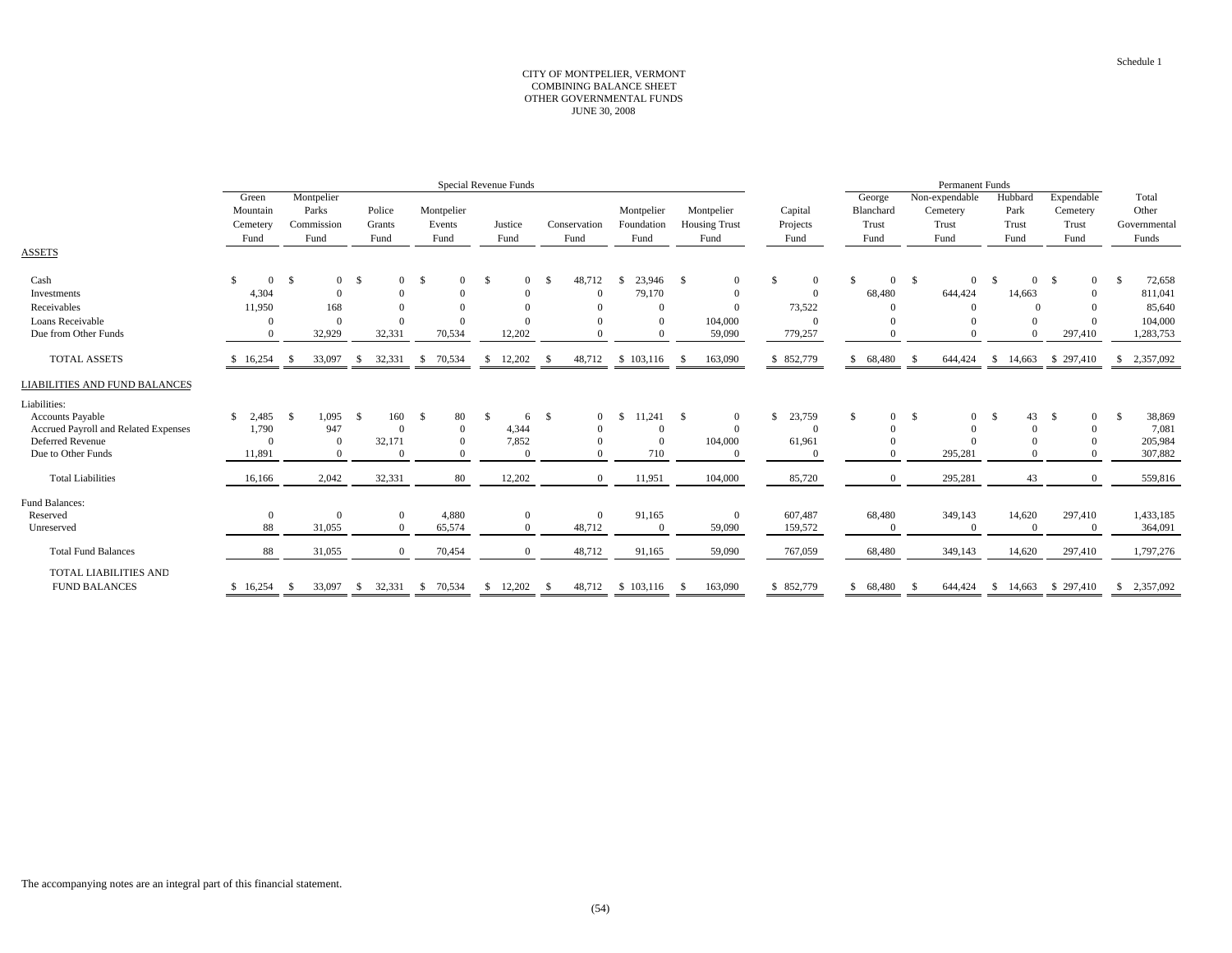Schedule 1

# CITY OF MONTPELIER, VERMONT
## COMBINING BALANCE SHEET
## OTHER GOVERNMENTAL FUNDS
## JUNE 30, 2008

| | Special Revenue Funds | | | | | | | | | Permanent Funds | | | | |
|---|---|---|---|---|---|---|---|---|---|---|---|---|---|---|
| | Green Mountain Cemetery Fund | Montpelier Parks Commission Fund | Police Grants Fund | Montpelier Events Fund | Justice Fund | Conservation Fund | Montpelier Foundation Fund | Montpelier Housing Trust Fund | Capital Projects Fund | George Blanchard Trust Fund | Non-expendable Cemetery Trust Fund | Hubbard Park Trust Fund | Expendable Cemetery Trust Fund | Total Other Governmental Funds |
| **ASSETS** | | | | | | | | | | | | | | |
| Cash | $ 0 | $ 0 | $ 0 | $ 0 | $ 0 | $ 48,712 | $ 23,946 | $ 0 | $ 0 | $ 0 | $ 0 | $ 0 | $ 0 | $ 72,658 |
| Investments | 4,304 | 0 | 0 | 0 | 0 | 0 | 79,170 | 0 | 0 | 68,480 | 644,424 | 14,663 | 0 | 811,041 |
| Receivables | 11,950 | 168 | 0 | 0 | 0 | 0 | 0 | 0 | 73,522 | 0 | 0 | 0 | 0 | 85,640 |
| Loans Receivable | 0 | 0 | 0 | 0 | 0 | 0 | 0 | 104,000 | 0 | 0 | 0 | 0 | 0 | 104,000 |
| Due from Other Funds | 0 | 32,929 | 32,331 | 70,534 | 12,202 | 0 | 0 | 59,090 | 779,257 | 0 | 0 | 0 | 297,410 | 1,283,753 |
| TOTAL ASSETS | $ 16,254 | $ 33,097 | $ 32,331 | $ 70,534 | $ 12,202 | $ 48,712 | $ 103,116 | $ 163,090 | $ 852,779 | $ 68,480 | $ 644,424 | $ 14,663 | $ 297,410 | $ 2,357,092 |
| **LIABILITIES AND FUND BALANCES** | | | | | | | | | | | | | | |
| Liabilities: | | | | | | | | | | | | | | |
| Accounts Payable | $ 2,485 | $ 1,095 | $ 160 | $ 80 | $ 6 | $ 0 | $ 11,241 | $ 0 | $ 23,759 | $ 0 | $ 0 | $ 43 | $ 0 | $ 38,869 |
| Accrued Payroll and Related Expenses | 1,790 | 947 | 0 | 0 | 4,344 | 0 | 0 | 0 | 0 | 0 | 0 | 0 | 0 | 7,081 |
| Deferred Revenue | 0 | 0 | 32,171 | 0 | 7,852 | 0 | 0 | 104,000 | 61,961 | 0 | 0 | 0 | 0 | 205,984 |
| Due to Other Funds | 11,891 | 0 | 0 | 0 | 0 | 0 | 710 | 0 | 0 | 0 | 295,281 | 0 | 0 | 307,882 |
| Total Liabilities | 16,166 | 2,042 | 32,331 | 80 | 12,202 | 0 | 11,951 | 104,000 | 85,720 | 0 | 295,281 | 43 | 0 | 559,816 |
| Fund Balances: | | | | | | | | | | | | | | |
| Reserved | 0 | 0 | 0 | 4,880 | 0 | 0 | 91,165 | 0 | 607,487 | 68,480 | 349,143 | 14,620 | 297,410 | 1,433,185 |
| Unreserved | 88 | 31,055 | 0 | 65,574 | 0 | 48,712 | 0 | 59,090 | 159,572 | 0 | 0 | 0 | 0 | 364,091 |
| Total Fund Balances | 88 | 31,055 | 0 | 70,454 | 0 | 48,712 | 91,165 | 59,090 | 767,059 | 68,480 | 349,143 | 14,620 | 297,410 | 1,797,276 |
| TOTAL LIABILITIES AND FUND BALANCES | $ 16,254 | $ 33,097 | $ 32,331 | $ 70,534 | $ 12,202 | $ 48,712 | $ 103,116 | $ 163,090 | $ 852,779 | $ 68,480 | $ 644,424 | $ 14,663 | $ 297,410 | $ 2,357,092 |

The accompanying notes are an integral part of this financial statement.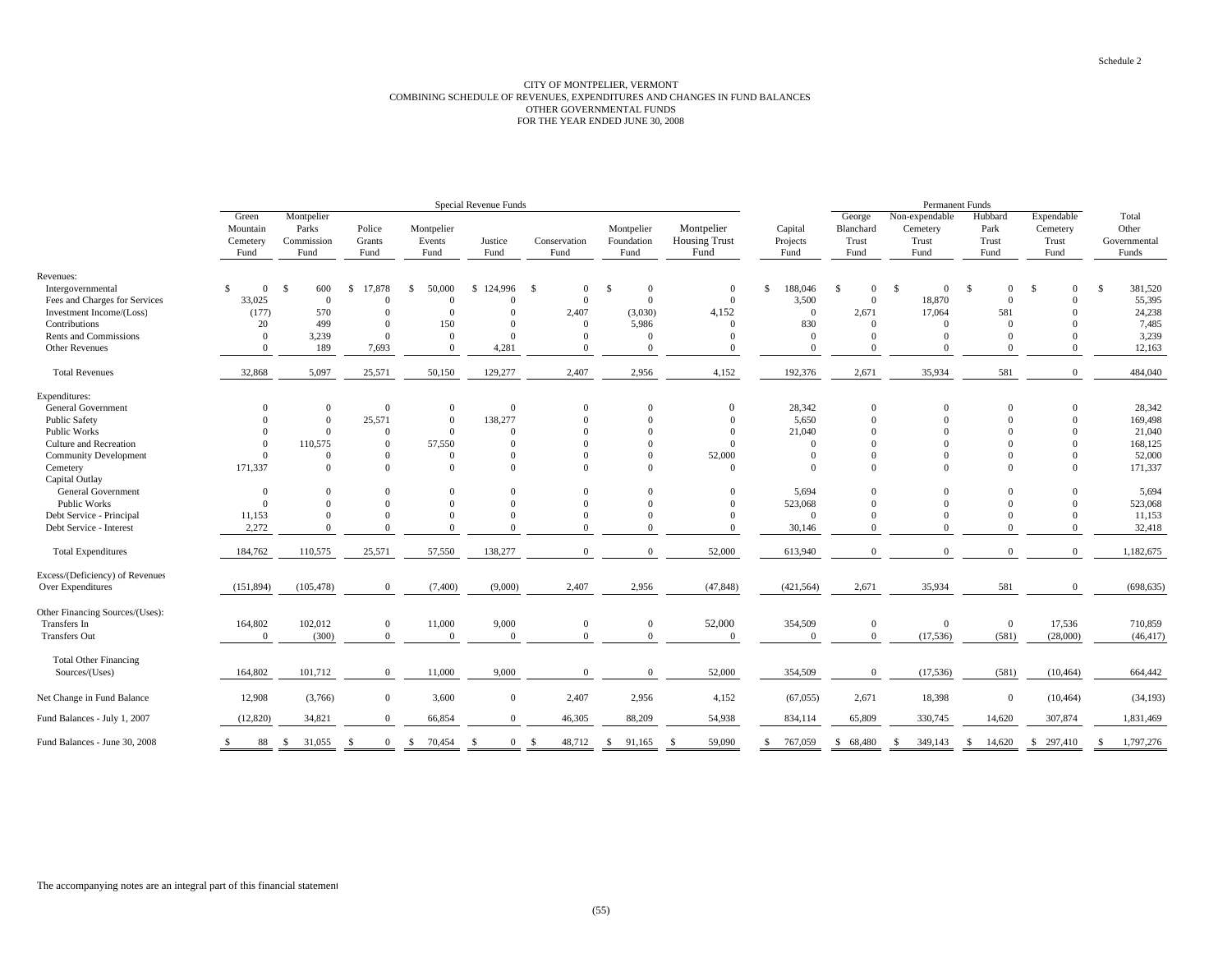Schedule 2

# CITY OF MONTPELIER, VERMONT
## COMBINING SCHEDULE OF REVENUES, EXPENDITURES AND CHANGES IN FUND BALANCES
## OTHER GOVERNMENTAL FUNDS
## FOR THE YEAR ENDED JUNE 30, 2008

| | Special Revenue Funds | | | | | | | | | Permanent Funds | | | | |
|---|---|---|---|---|---|---|---|---|---|---|---|---|---|---|
| | Green Mountain Cemetery Fund | Montpelier Parks Commission Fund | Police Grants Fund | Montpelier Events Fund | Justice Fund | Conservation Fund | Montpelier Foundation Fund | Montpelier Housing Trust Fund | Capital Projects Fund | George Blanchard Trust Fund | Non-expendable Cemetery Trust Fund | Hubbard Park Trust Fund | Expendable Cemetery Trust Fund | Total Other Governmental Funds |
| Revenues: | | | | | | | | | | | | | | |
| Intergovernmental | $ 0 | $ 600 | $ 17,878 | $ 50,000 | $ 124,996 | $ 0 | $ 0 | 0 | $ 188,046 | $ 0 | $ 0 | $ 0 | $ 0 | $ 381,520 |
| Fees and Charges for Services | 33,025 | 0 | 0 | 0 | 0 | 0 | 0 | 0 | 3,500 | 0 | 18,870 | 0 | 0 | 55,395 |
| Investment Income/(Loss) | (177) | 570 | 0 | 0 | 0 | 2,407 | (3,030) | 4,152 | 0 | 2,671 | 17,064 | 581 | 0 | 24,238 |
| Contributions | 20 | 499 | 0 | 150 | 0 | 0 | 5,986 | 0 | 830 | 0 | 0 | 0 | 0 | 7,485 |
| Rents and Commissions | 0 | 3,239 | 0 | 0 | 0 | 0 | 0 | 0 | 0 | 0 | 0 | 0 | 0 | 3,239 |
| Other Revenues | 0 | 189 | 7,693 | 0 | 4,281 | 0 | 0 | 0 | 0 | 0 | 0 | 0 | 0 | 12,163 |
| Total Revenues | 32,868 | 5,097 | 25,571 | 50,150 | 129,277 | 2,407 | 2,956 | 4,152 | 192,376 | 2,671 | 35,934 | 581 | 0 | 484,040 |
| Expenditures: | | | | | | | | | | | | | | |
| General Government | 0 | 0 | 0 | 0 | 0 | 0 | 0 | 0 | 28,342 | 0 | 0 | 0 | 0 | 28,342 |
| Public Safety | 0 | 0 | 25,571 | 0 | 138,277 | 0 | 0 | 0 | 5,650 | 0 | 0 | 0 | 0 | 169,498 |
| Public Works | 0 | 0 | 0 | 0 | 0 | 0 | 0 | 0 | 21,040 | 0 | 0 | 0 | 0 | 21,040 |
| Culture and Recreation | 0 | 110,575 | 0 | 57,550 | 0 | 0 | 0 | 0 | 0 | 0 | 0 | 0 | 0 | 168,125 |
| Community Development | 0 | 0 | 0 | 0 | 0 | 0 | 0 | 52,000 | 0 | 0 | 0 | 0 | 0 | 52,000 |
| Cemetery | 171,337 | 0 | 0 | 0 | 0 | 0 | 0 | 0 | 0 | 0 | 0 | 0 | 0 | 171,337 |
| Capital Outlay | | | | | | | | | | | | | | |
| General Government | 0 | 0 | 0 | 0 | 0 | 0 | 0 | 0 | 5,694 | 0 | 0 | 0 | 0 | 5,694 |
| Public Works | 0 | 0 | 0 | 0 | 0 | 0 | 0 | 0 | 523,068 | 0 | 0 | 0 | 0 | 523,068 |
| Debt Service - Principal | 11,153 | 0 | 0 | 0 | 0 | 0 | 0 | 0 | 0 | 0 | 0 | 0 | 0 | 11,153 |
| Debt Service - Interest | 2,272 | 0 | 0 | 0 | 0 | 0 | 0 | 0 | 30,146 | 0 | 0 | 0 | 0 | 32,418 |
| Total Expenditures | 184,762 | 110,575 | 25,571 | 57,550 | 138,277 | 0 | 0 | 52,000 | 613,940 | 0 | 0 | 0 | 0 | 1,182,675 |
| Excess/(Deficiency) of Revenues Over Expenditures | (151,894) | (105,478) | 0 | (7,400) | (9,000) | 2,407 | 2,956 | (47,848) | (421,564) | 2,671 | 35,934 | 581 | 0 | (698,635) |
| Other Financing Sources/(Uses): | | | | | | | | | | | | | | |
| Transfers In | 164,802 | 102,012 | 0 | 11,000 | 9,000 | 0 | 0 | 52,000 | 354,509 | 0 | 0 | 0 | 17,536 | 710,859 |
| Transfers Out | 0 | (300) | 0 | 0 | 0 | 0 | 0 | 0 | 0 | 0 | (17,536) | (581) | (28,000) | (46,417) |
| Total Other Financing Sources/(Uses) | 164,802 | 101,712 | 0 | 11,000 | 9,000 | 0 | 0 | 52,000 | 354,509 | 0 | (17,536) | (581) | (10,464) | 664,442 |
| Net Change in Fund Balance | 12,908 | (3,766) | 0 | 3,600 | 0 | 2,407 | 2,956 | 4,152 | (67,055) | 2,671 | 18,398 | 0 | (10,464) | (34,193) |
| Fund Balances - July 1, 2007 | (12,820) | 34,821 | 0 | 66,854 | 0 | 46,305 | 88,209 | 54,938 | 834,114 | 65,809 | 330,745 | 14,620 | 307,874 | 1,831,469 |
| Fund Balances - June 30, 2008 | $ 88 | $ 31,055 | $ 0 | $ 70,454 | $ 0 | $ 48,712 | $ 91,165 | $ 59,090 | $ 767,059 | $ 68,480 | $ 349,143 | $ 14,620 | $ 297,410 | $ 1,797,276 |

The accompanying notes are an integral part of this financial statement